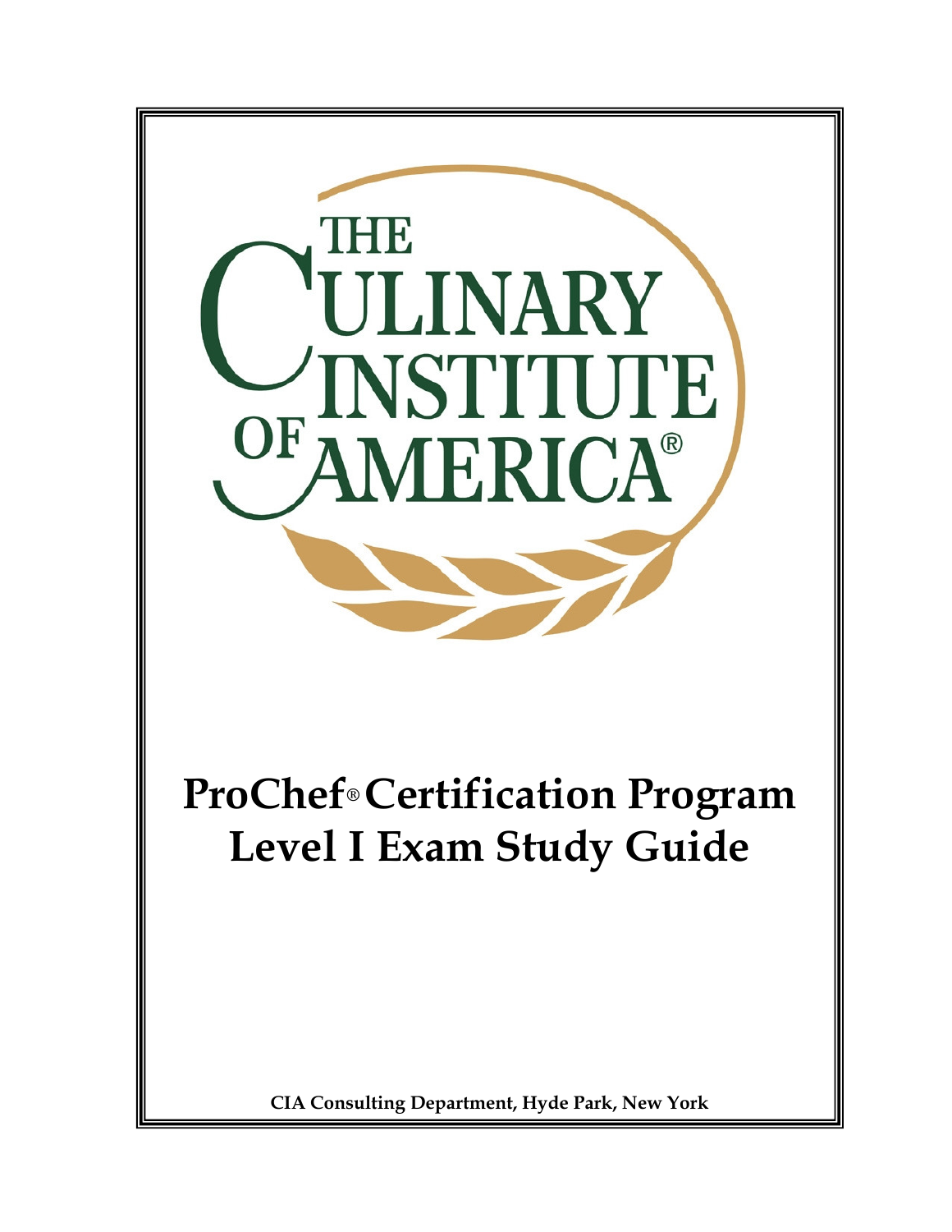THE CULINARY INSTITUTE OF AMERICA®

# ProChef® Certification Program
# Level I Exam Study Guide

**CIA Consulting Department, Hyde Park, New York**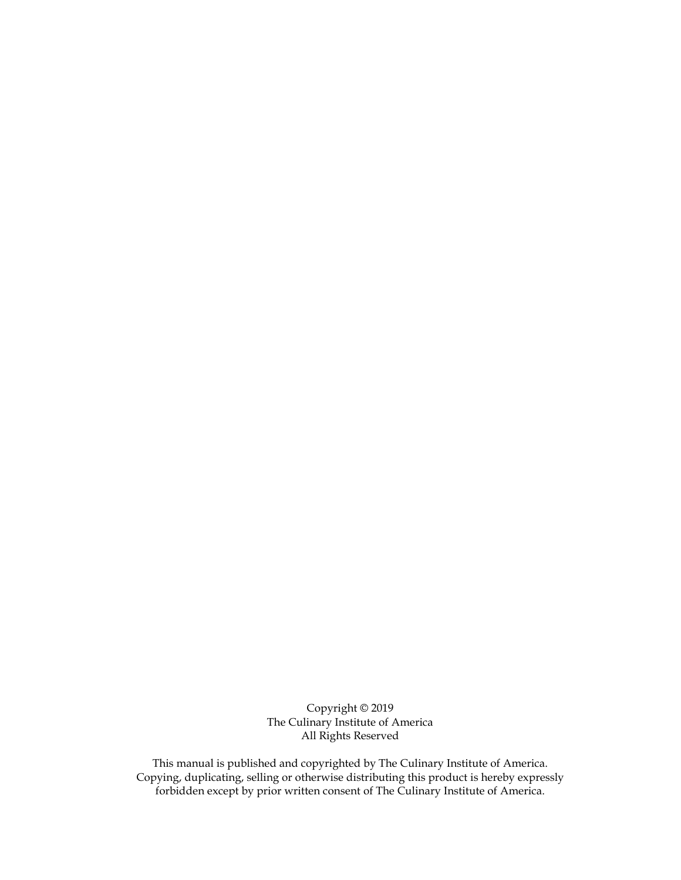Copyright © 2019
The Culinary Institute of America
All Rights Reserved

This manual is published and copyrighted by The Culinary Institute of America. Copying, duplicating, selling or otherwise distributing this product is hereby expressly forbidden except by prior written consent of The Culinary Institute of America.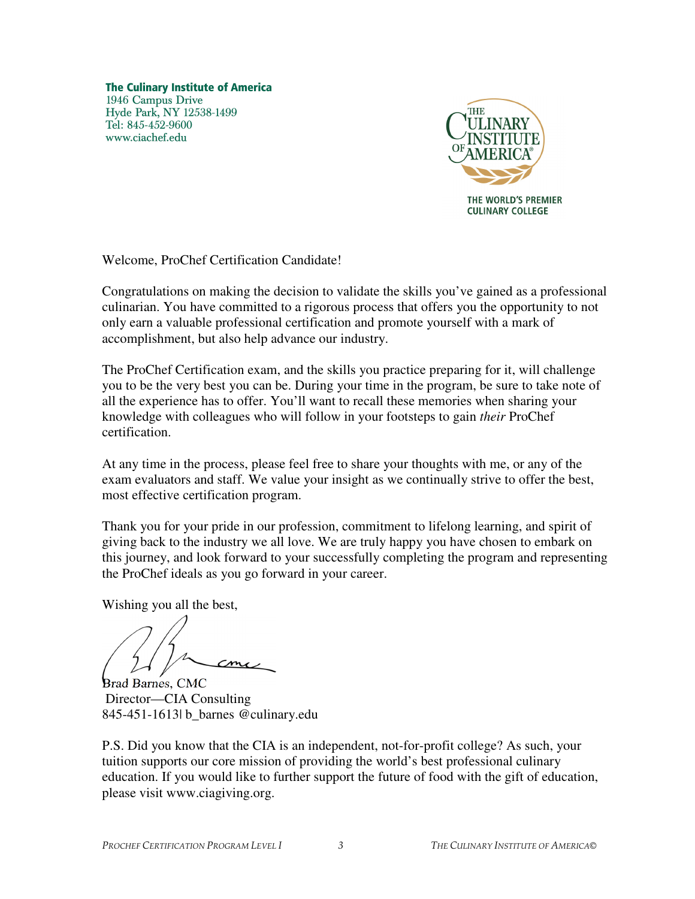**The Culinary Institute of America**
1946 Campus Drive
Hyde Park, NY 12538-1499
Tel: 845-452-9600
www.ciachef.edu

THE CULINARY INSTITUTE OF AMERICA®
THE WORLD'S PREMIER CULINARY COLLEGE

Welcome, ProChef Certification Candidate!

Congratulations on making the decision to validate the skills you've gained as a professional culinarian. You have committed to a rigorous process that offers you the opportunity to not only earn a valuable professional certification and promote yourself with a mark of accomplishment, but also help advance our industry.

The ProChef Certification exam, and the skills you practice preparing for it, will challenge you to be the very best you can be. During your time in the program, be sure to take note of all the experience has to offer. You'll want to recall these memories when sharing your knowledge with colleagues who will follow in your footsteps to gain *their* ProChef certification.

At any time in the process, please feel free to share your thoughts with me, or any of the exam evaluators and staff. We value your insight as we continually strive to offer the best, most effective certification program.

Thank you for your pride in our profession, commitment to lifelong learning, and spirit of giving back to the industry we all love. We are truly happy you have chosen to embark on this journey, and look forward to your successfully completing the program and representing the ProChef ideals as you go forward in your career.

Wishing you all the best,

Brad Barnes, CMC
Director—CIA Consulting
845-451-1613| b_barnes @culinary.edu

P.S. Did you know that the CIA is an independent, not-for-profit college? As such, your tuition supports our core mission of providing the world's best professional culinary education. If you would like to further support the future of food with the gift of education, please visit www.ciagiving.org.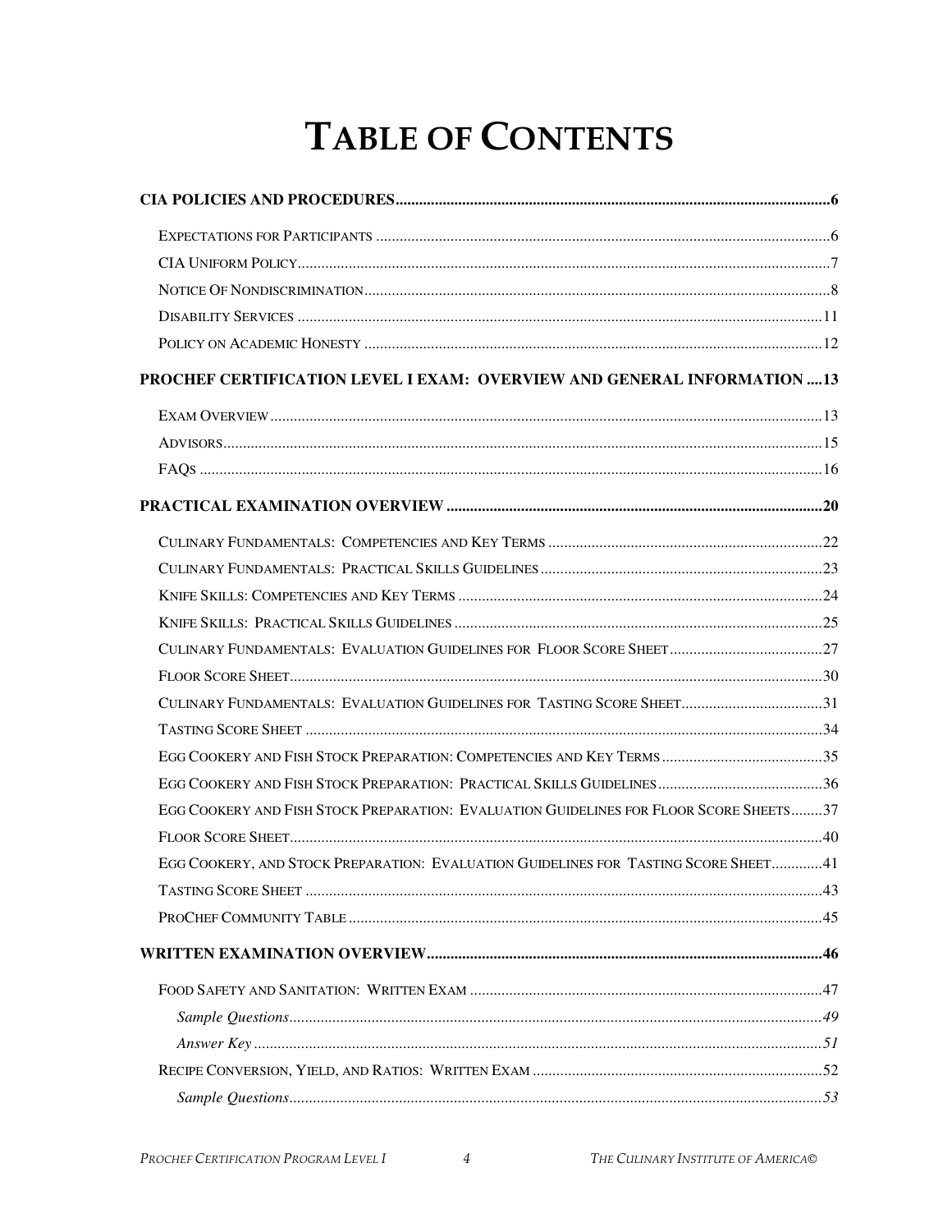# TABLE OF CONTENTS

**CIA POLICIES AND PROCEDURES.............................................................................................................6**

- EXPECTATIONS FOR PARTICIPANTS ....................................................................................................6
- CIA UNIFORM POLICY.........................................................................................................................7
- NOTICE OF NONDISCRIMINATION........................................................................................................8
- DISABILITY SERVICES .......................................................................................................................11
- POLICY ON ACADEMIC HONESTY .......................................................................................................12

**PROCHEF CERTIFICATION LEVEL I EXAM: OVERVIEW AND GENERAL INFORMATION ....13**

- EXAM OVERVIEW ..............................................................................................................................13
- ADVISORS..........................................................................................................................................15
- FAQS ................................................................................................................................................16

**PRACTICAL EXAMINATION OVERVIEW ...............................................................................................20**

- CULINARY FUNDAMENTALS: COMPETENCIES AND KEY TERMS .......................................................22
- CULINARY FUNDAMENTALS: PRACTICAL SKILLS GUIDELINES ..........................................................23
- KNIFE SKILLS: COMPETENCIES AND KEY TERMS ..............................................................................24
- KNIFE SKILLS: PRACTICAL SKILLS GUIDELINES ...............................................................................25
- CULINARY FUNDAMENTALS: EVALUATION GUIDELINES FOR FLOOR SCORE SHEET.........................27
- FLOOR SCORE SHEET.........................................................................................................................30
- CULINARY FUNDAMENTALS: EVALUATION GUIDELINES FOR TASTING SCORE SHEET......................31
- TASTING SCORE SHEET .....................................................................................................................34
- EGG COOKERY AND FISH STOCK PREPARATION: COMPETENCIES AND KEY TERMS ...........................35
- EGG COOKERY AND FISH STOCK PREPARATION: PRACTICAL SKILLS GUIDELINES............................36
- EGG COOKERY AND FISH STOCK PREPARATION: EVALUATION GUIDELINES FOR FLOOR SCORE SHEETS........37
- FLOOR SCORE SHEET.........................................................................................................................40
- EGG COOKERY, AND STOCK PREPARATION: EVALUATION GUIDELINES FOR TASTING SCORE SHEET.............41
- TASTING SCORE SHEET .....................................................................................................................43
- PROCHEF COMMUNITY TABLE ..........................................................................................................45

**WRITTEN EXAMINATION OVERVIEW....................................................................................................46**

- FOOD SAFETY AND SANITATION: WRITTEN EXAM ...........................................................................47
  - *Sample Questions.........................................................................................................................49*
  - *Answer Key ..................................................................................................................................51*
- RECIPE CONVERSION, YIELD, AND RATIOS: WRITTEN EXAM ...........................................................52
  - *Sample Questions.........................................................................................................................53*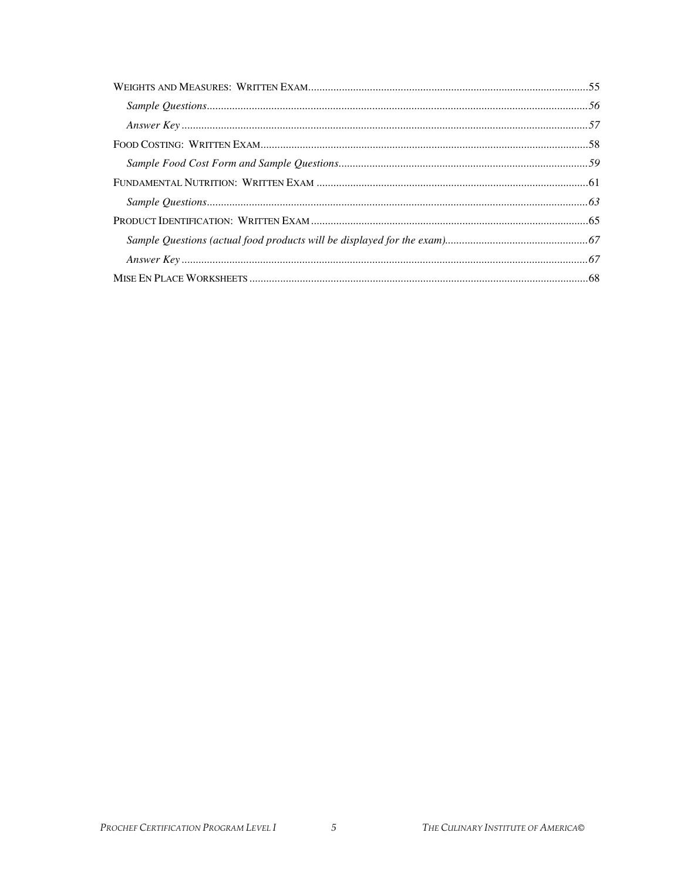Weights and Measures: Written Exam....................................................................................................55

*Sample Questions.......................................................................................................................................56*

*Answer Key ................................................................................................................................................57*

Food Costing: Written Exam.....................................................................................................................58

*Sample Food Cost Form and Sample Questions.........................................................................................59*

Fundamental Nutrition: Written Exam .................................................................................................61

*Sample Questions.......................................................................................................................................63*

Product Identification: Written Exam ..................................................................................................65

*Sample Questions (actual food products will be displayed for the exam)..................................................67*

*Answer Key ................................................................................................................................................67*

Mise En Place Worksheets .......................................................................................................................68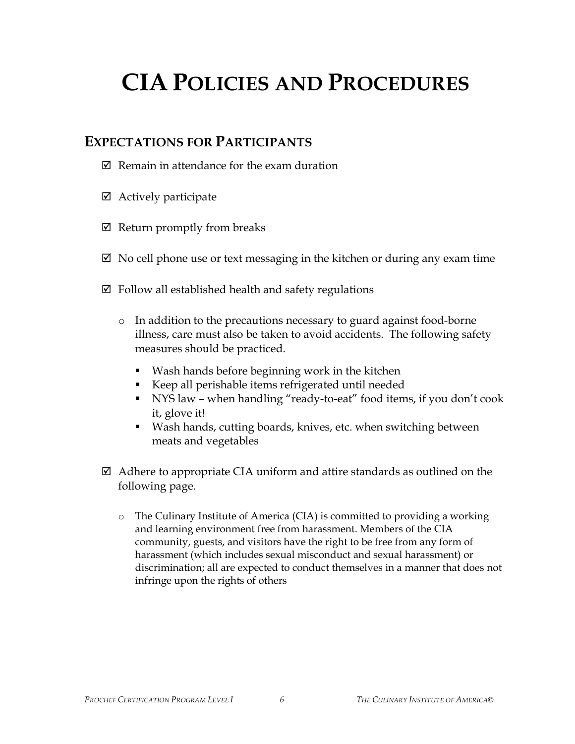# CIA POLICIES AND PROCEDURES

## EXPECTATIONS FOR PARTICIPANTS

- ☑ Remain in attendance for the exam duration
- ☑ Actively participate
- ☑ Return promptly from breaks
- ☑ No cell phone use or text messaging in the kitchen or during any exam time
- ☑ Follow all established health and safety regulations
  - In addition to the precautions necessary to guard against food-borne illness, care must also be taken to avoid accidents. The following safety measures should be practiced.
    - Wash hands before beginning work in the kitchen
    - Keep all perishable items refrigerated until needed
    - NYS law – when handling "ready-to-eat" food items, if you don't cook it, glove it!
    - Wash hands, cutting boards, knives, etc. when switching between meats and vegetables
- ☑ Adhere to appropriate CIA uniform and attire standards as outlined on the following page.
  - The Culinary Institute of America (CIA) is committed to providing a working and learning environment free from harassment. Members of the CIA community, guests, and visitors have the right to be free from any form of harassment (which includes sexual misconduct and sexual harassment) or discrimination; all are expected to conduct themselves in a manner that does not infringe upon the rights of others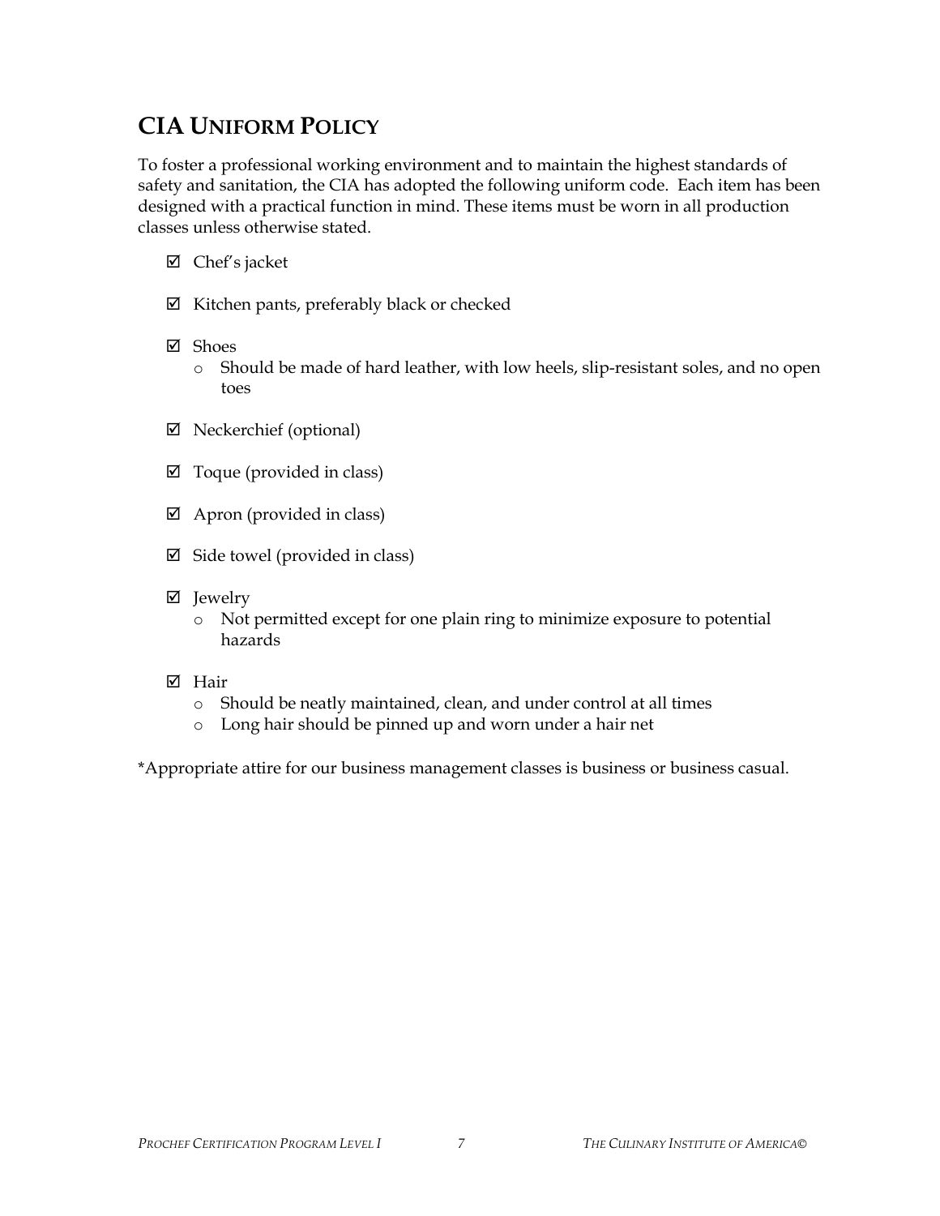## CIA Uniform Policy

To foster a professional working environment and to maintain the highest standards of safety and sanitation, the CIA has adopted the following uniform code. Each item has been designed with a practical function in mind. These items must be worn in all production classes unless otherwise stated.

- ☑ Chef's jacket
- ☑ Kitchen pants, preferably black or checked
- ☑ Shoes
  - Should be made of hard leather, with low heels, slip-resistant soles, and no open toes
- ☑ Neckerchief (optional)
- ☑ Toque (provided in class)
- ☑ Apron (provided in class)
- ☑ Side towel (provided in class)
- ☑ Jewelry
  - Not permitted except for one plain ring to minimize exposure to potential hazards
- ☑ Hair
  - Should be neatly maintained, clean, and under control at all times
  - Long hair should be pinned up and worn under a hair net

*Appropriate attire for our business management classes is business or business casual.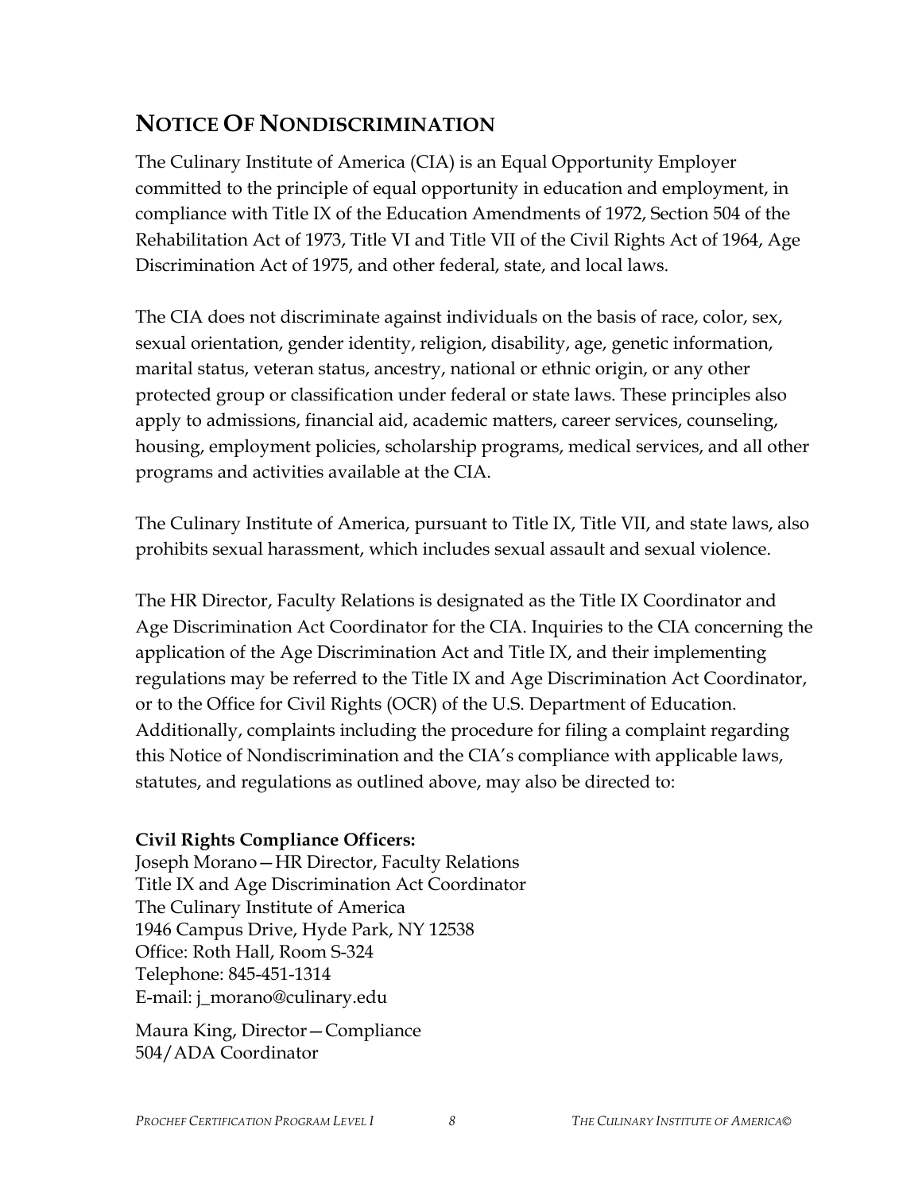## NOTICE OF NONDISCRIMINATION

The Culinary Institute of America (CIA) is an Equal Opportunity Employer committed to the principle of equal opportunity in education and employment, in compliance with Title IX of the Education Amendments of 1972, Section 504 of the Rehabilitation Act of 1973, Title VI and Title VII of the Civil Rights Act of 1964, Age Discrimination Act of 1975, and other federal, state, and local laws.

The CIA does not discriminate against individuals on the basis of race, color, sex, sexual orientation, gender identity, religion, disability, age, genetic information, marital status, veteran status, ancestry, national or ethnic origin, or any other protected group or classification under federal or state laws. These principles also apply to admissions, financial aid, academic matters, career services, counseling, housing, employment policies, scholarship programs, medical services, and all other programs and activities available at the CIA.

The Culinary Institute of America, pursuant to Title IX, Title VII, and state laws, also prohibits sexual harassment, which includes sexual assault and sexual violence.

The HR Director, Faculty Relations is designated as the Title IX Coordinator and Age Discrimination Act Coordinator for the CIA. Inquiries to the CIA concerning the application of the Age Discrimination Act and Title IX, and their implementing regulations may be referred to the Title IX and Age Discrimination Act Coordinator, or to the Office for Civil Rights (OCR) of the U.S. Department of Education. Additionally, complaints including the procedure for filing a complaint regarding this Notice of Nondiscrimination and the CIA's compliance with applicable laws, statutes, and regulations as outlined above, may also be directed to:

**Civil Rights Compliance Officers:**
Joseph Morano—HR Director, Faculty Relations
Title IX and Age Discrimination Act Coordinator
The Culinary Institute of America
1946 Campus Drive, Hyde Park, NY 12538
Office: Roth Hall, Room S-324
Telephone: 845-451-1314
E-mail: j_morano@culinary.edu

Maura King, Director—Compliance
504/ADA Coordinator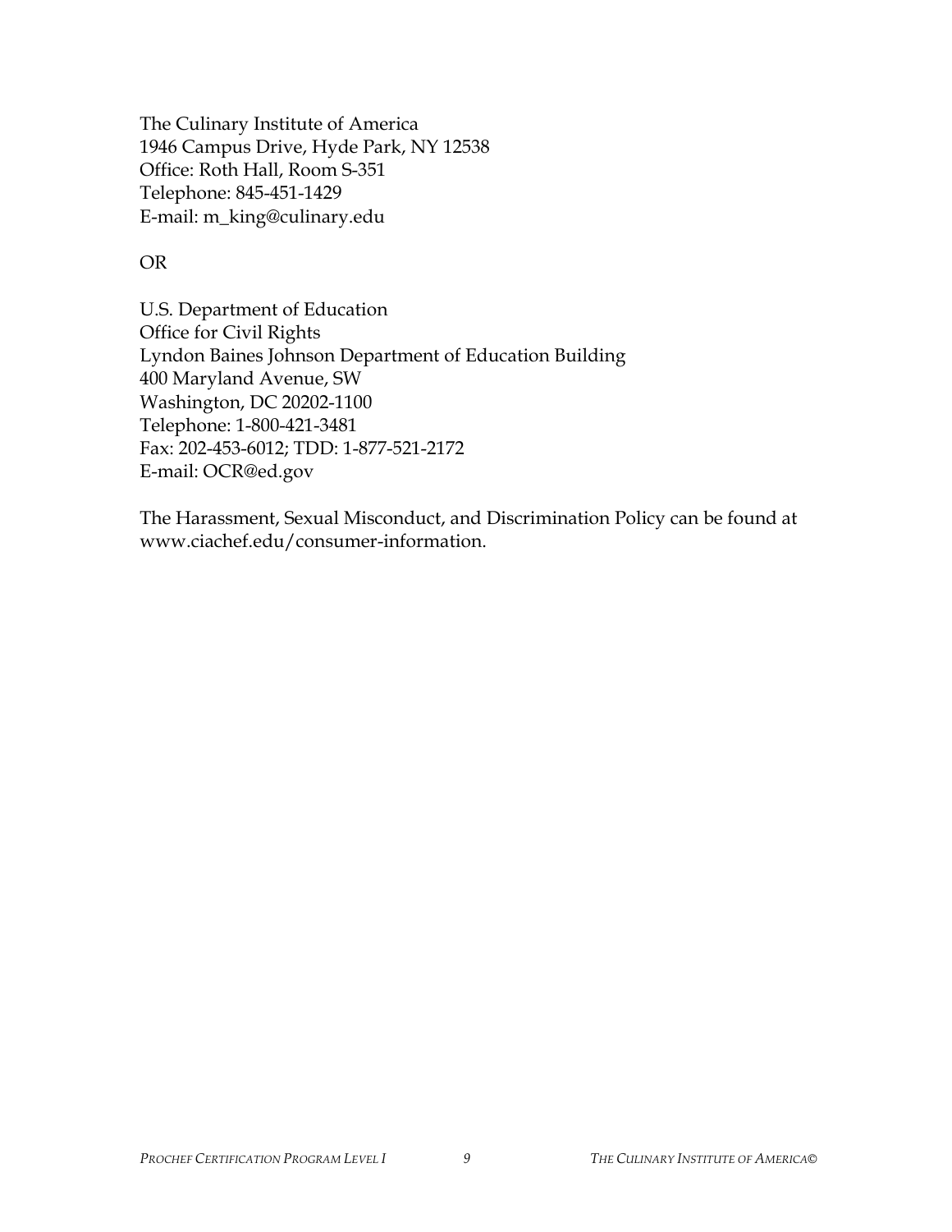The Culinary Institute of America
1946 Campus Drive, Hyde Park, NY 12538
Office: Roth Hall, Room S-351
Telephone: 845-451-1429
E-mail: m_king@culinary.edu

OR

U.S. Department of Education
Office for Civil Rights
Lyndon Baines Johnson Department of Education Building
400 Maryland Avenue, SW
Washington, DC 20202-1100
Telephone: 1-800-421-3481
Fax: 202-453-6012; TDD: 1-877-521-2172
E-mail: OCR@ed.gov

The Harassment, Sexual Misconduct, and Discrimination Policy can be found at www.ciachef.edu/consumer-information.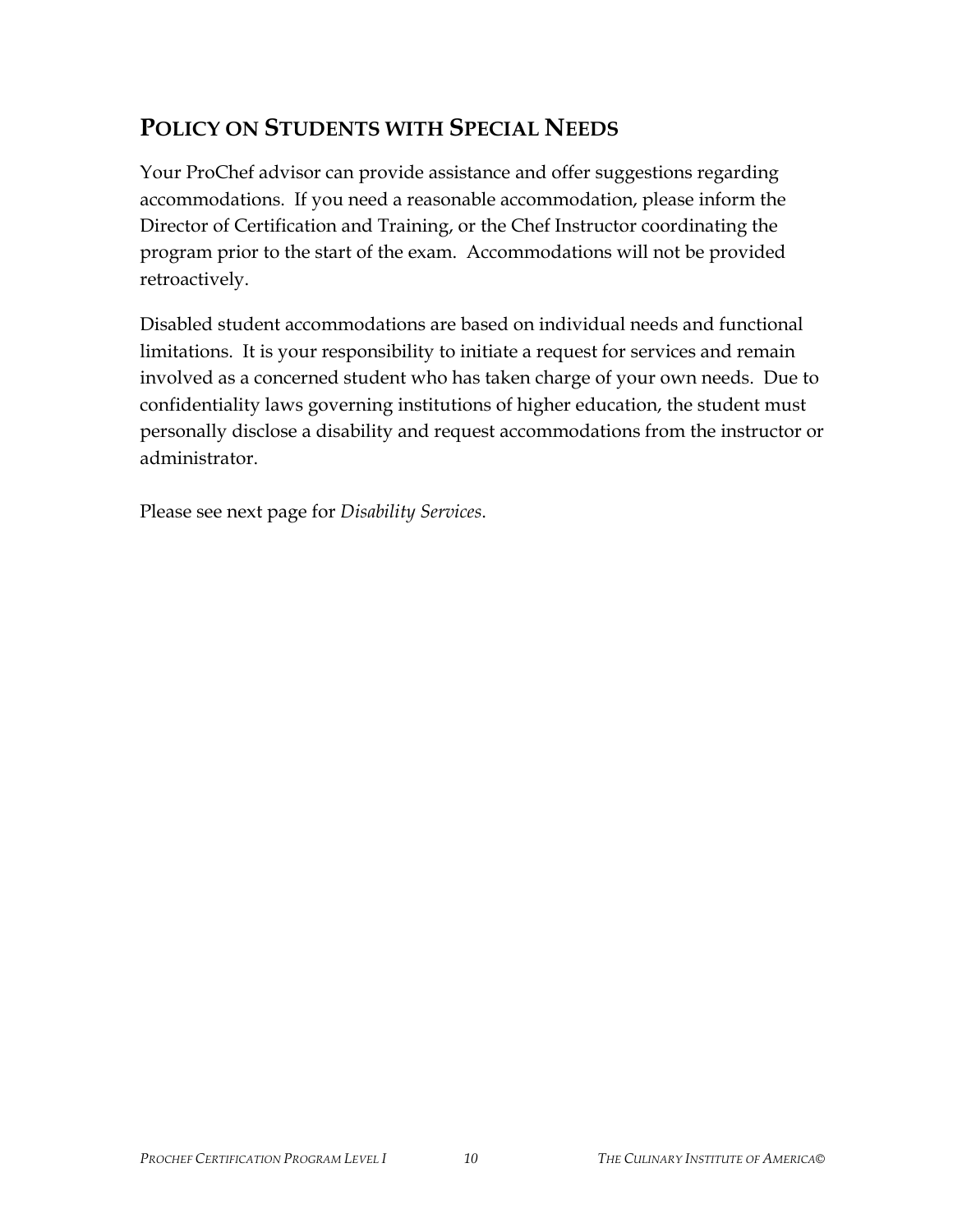## POLICY ON STUDENTS WITH SPECIAL NEEDS

Your ProChef advisor can provide assistance and offer suggestions regarding accommodations. If you need a reasonable accommodation, please inform the Director of Certification and Training, or the Chef Instructor coordinating the program prior to the start of the exam. Accommodations will not be provided retroactively.

Disabled student accommodations are based on individual needs and functional limitations. It is your responsibility to initiate a request for services and remain involved as a concerned student who has taken charge of your own needs. Due to confidentiality laws governing institutions of higher education, the student must personally disclose a disability and request accommodations from the instructor or administrator.

Please see next page for *Disability Services*.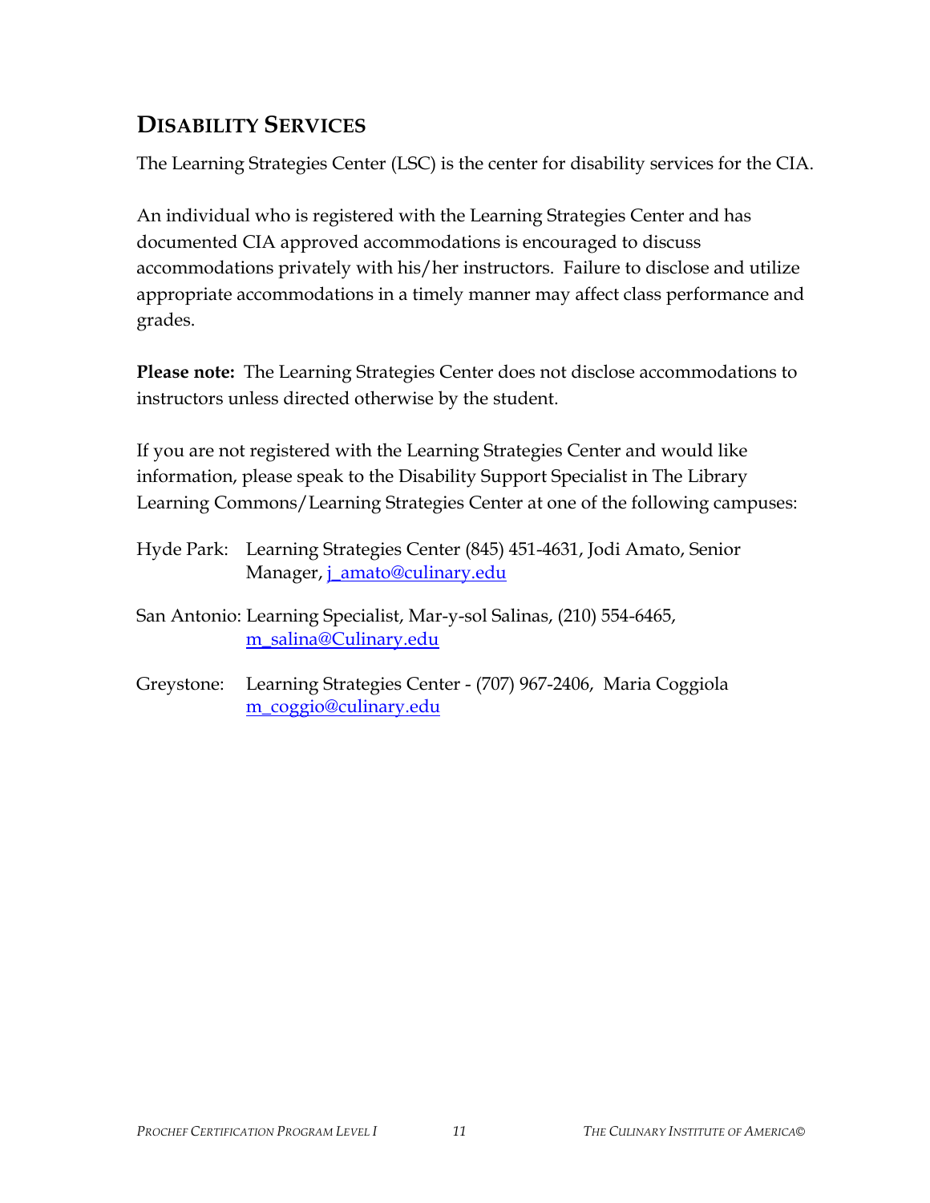## DISABILITY SERVICES

The Learning Strategies Center (LSC) is the center for disability services for the CIA.

An individual who is registered with the Learning Strategies Center and has documented CIA approved accommodations is encouraged to discuss accommodations privately with his/her instructors. Failure to disclose and utilize appropriate accommodations in a timely manner may affect class performance and grades.

**Please note:** The Learning Strategies Center does not disclose accommodations to instructors unless directed otherwise by the student.

If you are not registered with the Learning Strategies Center and would like information, please speak to the Disability Support Specialist in The Library Learning Commons/Learning Strategies Center at one of the following campuses:

Hyde Park: Learning Strategies Center (845) 451-4631, Jodi Amato, Senior Manager, j_amato@culinary.edu

San Antonio: Learning Specialist, Mar-y-sol Salinas, (210) 554-6465, m_salina@Culinary.edu

Greystone: Learning Strategies Center - (707) 967-2406, Maria Coggiola m_coggio@culinary.edu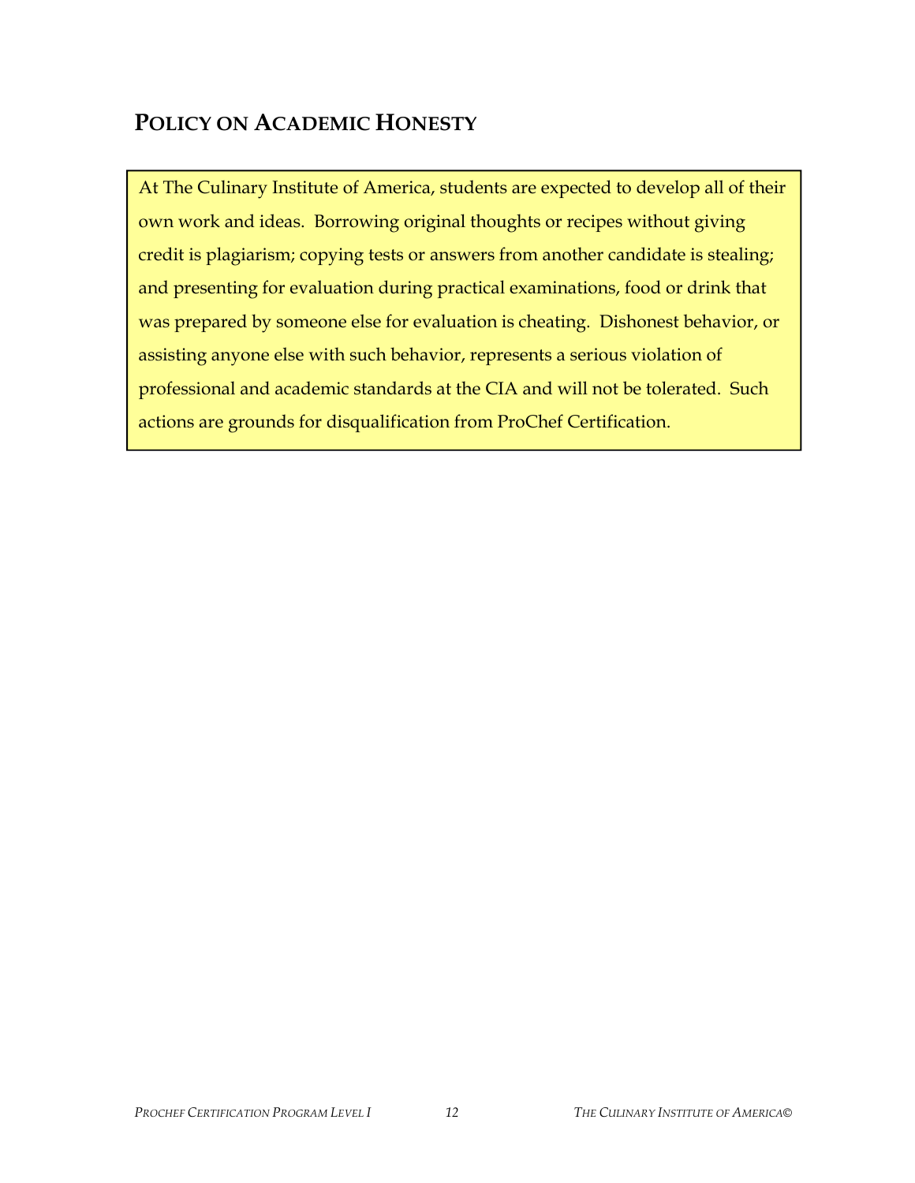## POLICY ON ACADEMIC HONESTY

At The Culinary Institute of America, students are expected to develop all of their own work and ideas. Borrowing original thoughts or recipes without giving credit is plagiarism; copying tests or answers from another candidate is stealing; and presenting for evaluation during practical examinations, food or drink that was prepared by someone else for evaluation is cheating. Dishonest behavior, or assisting anyone else with such behavior, represents a serious violation of professional and academic standards at the CIA and will not be tolerated. Such actions are grounds for disqualification from ProChef Certification.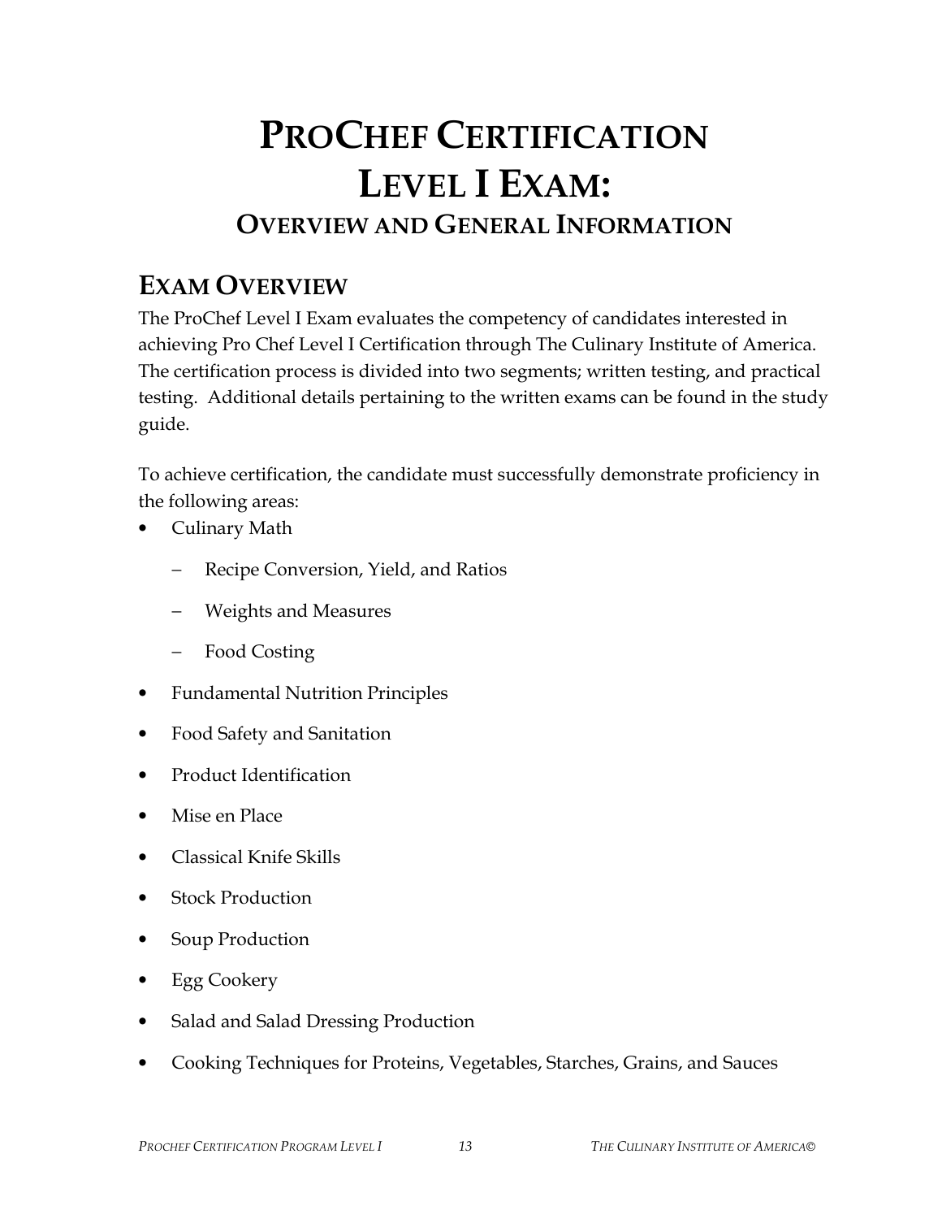# ProChef Certification Level I Exam:

## Overview and General Information

## Exam Overview

The ProChef Level I Exam evaluates the competency of candidates interested in achieving Pro Chef Level I Certification through The Culinary Institute of America. The certification process is divided into two segments; written testing, and practical testing. Additional details pertaining to the written exams can be found in the study guide.

To achieve certification, the candidate must successfully demonstrate proficiency in the following areas:

- Culinary Math
  - Recipe Conversion, Yield, and Ratios
  - Weights and Measures
  - Food Costing
- Fundamental Nutrition Principles
- Food Safety and Sanitation
- Product Identification
- Mise en Place
- Classical Knife Skills
- Stock Production
- Soup Production
- Egg Cookery
- Salad and Salad Dressing Production
- Cooking Techniques for Proteins, Vegetables, Starches, Grains, and Sauces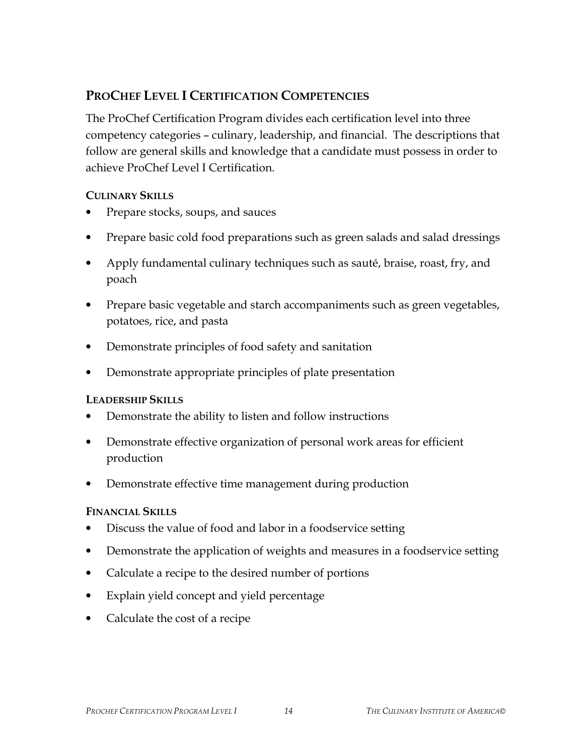## PROCHEF LEVEL I CERTIFICATION COMPETENCIES

The ProChef Certification Program divides each certification level into three competency categories – culinary, leadership, and financial. The descriptions that follow are general skills and knowledge that a candidate must possess in order to achieve ProChef Level I Certification.

### CULINARY SKILLS

- Prepare stocks, soups, and sauces
- Prepare basic cold food preparations such as green salads and salad dressings
- Apply fundamental culinary techniques such as sauté, braise, roast, fry, and poach
- Prepare basic vegetable and starch accompaniments such as green vegetables, potatoes, rice, and pasta
- Demonstrate principles of food safety and sanitation
- Demonstrate appropriate principles of plate presentation

### LEADERSHIP SKILLS

- Demonstrate the ability to listen and follow instructions
- Demonstrate effective organization of personal work areas for efficient production
- Demonstrate effective time management during production

### FINANCIAL SKILLS

- Discuss the value of food and labor in a foodservice setting
- Demonstrate the application of weights and measures in a foodservice setting
- Calculate a recipe to the desired number of portions
- Explain yield concept and yield percentage
- Calculate the cost of a recipe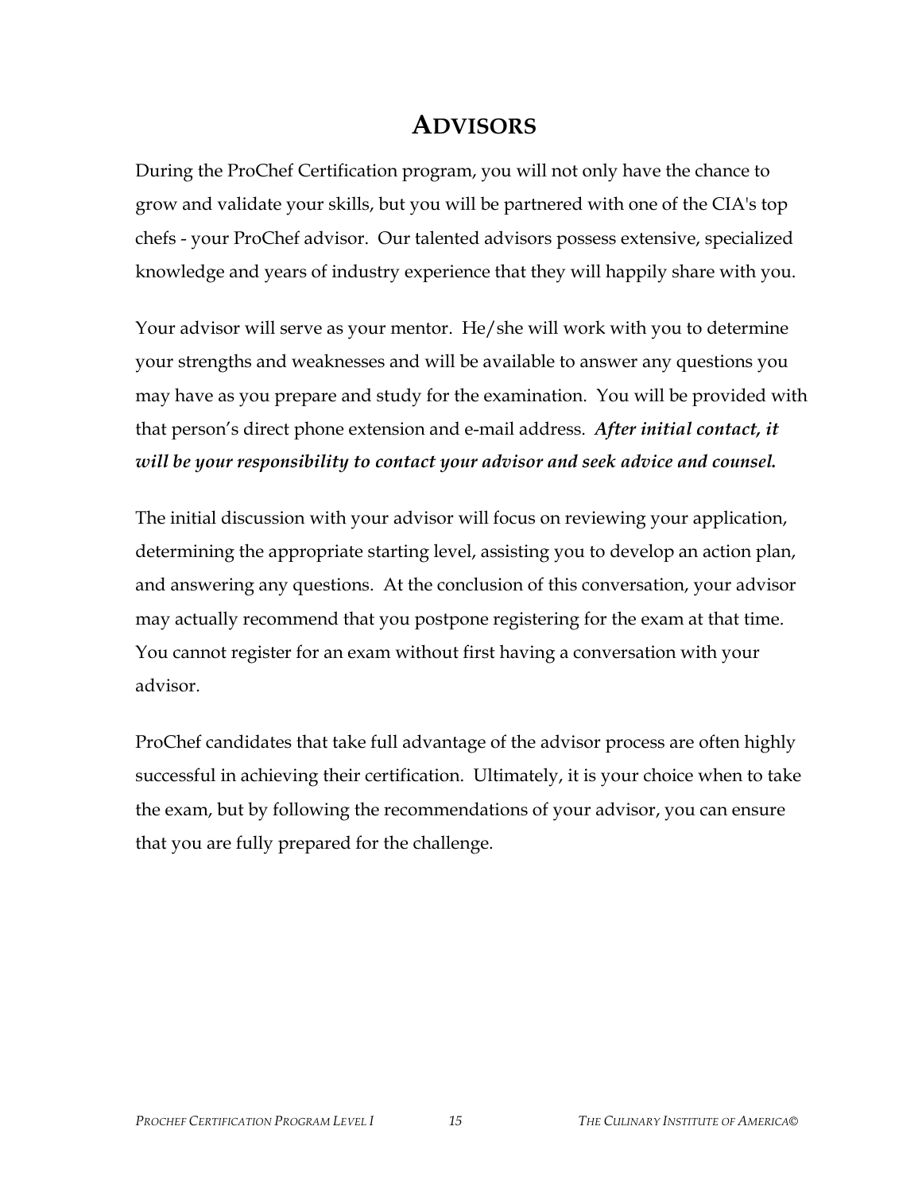# ADVISORS

During the ProChef Certification program, you will not only have the chance to grow and validate your skills, but you will be partnered with one of the CIA's top chefs - your ProChef advisor. Our talented advisors possess extensive, specialized knowledge and years of industry experience that they will happily share with you.

Your advisor will serve as your mentor. He/she will work with you to determine your strengths and weaknesses and will be available to answer any questions you may have as you prepare and study for the examination. You will be provided with that person's direct phone extension and e-mail address. ***After initial contact, it will be your responsibility to contact your advisor and seek advice and counsel.***

The initial discussion with your advisor will focus on reviewing your application, determining the appropriate starting level, assisting you to develop an action plan, and answering any questions. At the conclusion of this conversation, your advisor may actually recommend that you postpone registering for the exam at that time. You cannot register for an exam without first having a conversation with your advisor.

ProChef candidates that take full advantage of the advisor process are often highly successful in achieving their certification. Ultimately, it is your choice when to take the exam, but by following the recommendations of your advisor, you can ensure that you are fully prepared for the challenge.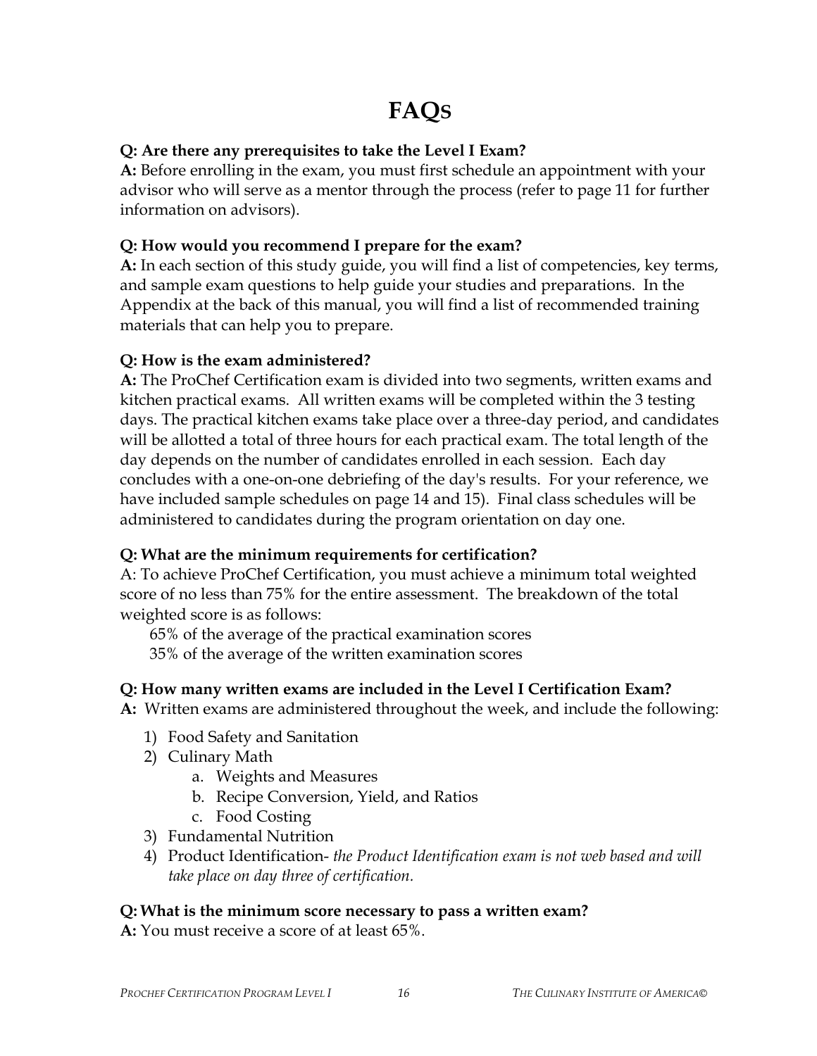# FAQs

**Q: Are there any prerequisites to take the Level I Exam?**
**A:** Before enrolling in the exam, you must first schedule an appointment with your advisor who will serve as a mentor through the process (refer to page 11 for further information on advisors).

**Q: How would you recommend I prepare for the exam?**
**A:** In each section of this study guide, you will find a list of competencies, key terms, and sample exam questions to help guide your studies and preparations. In the Appendix at the back of this manual, you will find a list of recommended training materials that can help you to prepare.

**Q: How is the exam administered?**
**A:** The ProChef Certification exam is divided into two segments, written exams and kitchen practical exams. All written exams will be completed within the 3 testing days. The practical kitchen exams take place over a three-day period, and candidates will be allotted a total of three hours for each practical exam. The total length of the day depends on the number of candidates enrolled in each session. Each day concludes with a one-on-one debriefing of the day's results. For your reference, we have included sample schedules on page 14 and 15). Final class schedules will be administered to candidates during the program orientation on day one.

**Q: What are the minimum requirements for certification?**
A: To achieve ProChef Certification, you must achieve a minimum total weighted score of no less than 75% for the entire assessment. The breakdown of the total weighted score is as follows:

65% of the average of the practical examination scores
35% of the average of the written examination scores

**Q: How many written exams are included in the Level I Certification Exam?**
**A:** Written exams are administered throughout the week, and include the following:

1) Food Safety and Sanitation
2) Culinary Math
    a. Weights and Measures
    b. Recipe Conversion, Yield, and Ratios
    c. Food Costing
3) Fundamental Nutrition
4) Product Identification- *the Product Identification exam is not web based and will take place on day three of certification.*

**Q: What is the minimum score necessary to pass a written exam?**
**A:** You must receive a score of at least 65%.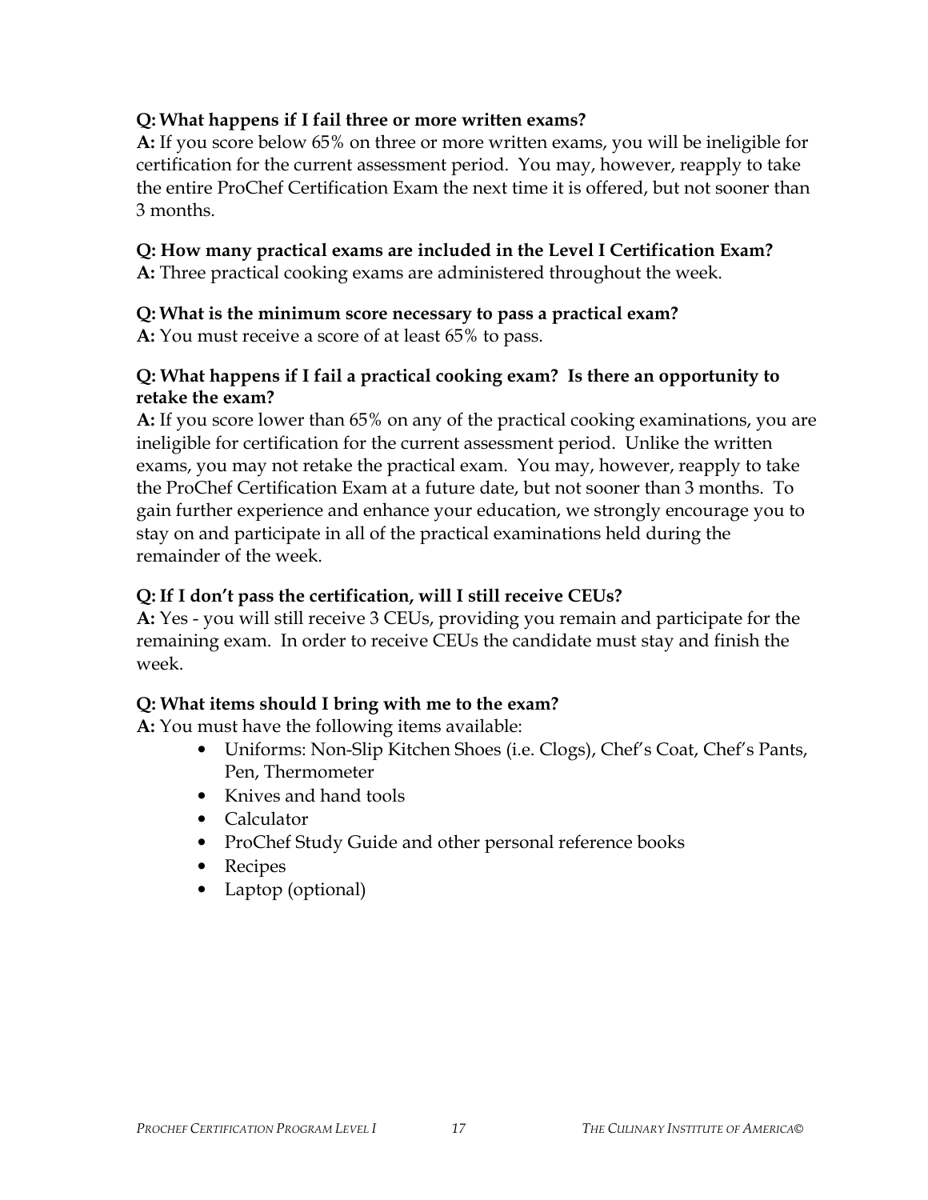**Q: What happens if I fail three or more written exams?**
**A:** If you score below 65% on three or more written exams, you will be ineligible for certification for the current assessment period. You may, however, reapply to take the entire ProChef Certification Exam the next time it is offered, but not sooner than 3 months.

**Q: How many practical exams are included in the Level I Certification Exam?**
**A:** Three practical cooking exams are administered throughout the week.

**Q: What is the minimum score necessary to pass a practical exam?**
**A:** You must receive a score of at least 65% to pass.

**Q: What happens if I fail a practical cooking exam? Is there an opportunity to retake the exam?**
**A:** If you score lower than 65% on any of the practical cooking examinations, you are ineligible for certification for the current assessment period. Unlike the written exams, you may not retake the practical exam. You may, however, reapply to take the ProChef Certification Exam at a future date, but not sooner than 3 months. To gain further experience and enhance your education, we strongly encourage you to stay on and participate in all of the practical examinations held during the remainder of the week.

**Q: If I don't pass the certification, will I still receive CEUs?**
**A:** Yes - you will still receive 3 CEUs, providing you remain and participate for the remaining exam. In order to receive CEUs the candidate must stay and finish the week.

**Q: What items should I bring with me to the exam?**
**A:** You must have the following items available:

- Uniforms: Non-Slip Kitchen Shoes (i.e. Clogs), Chef's Coat, Chef's Pants, Pen, Thermometer
- Knives and hand tools
- Calculator
- ProChef Study Guide and other personal reference books
- Recipes
- Laptop (optional)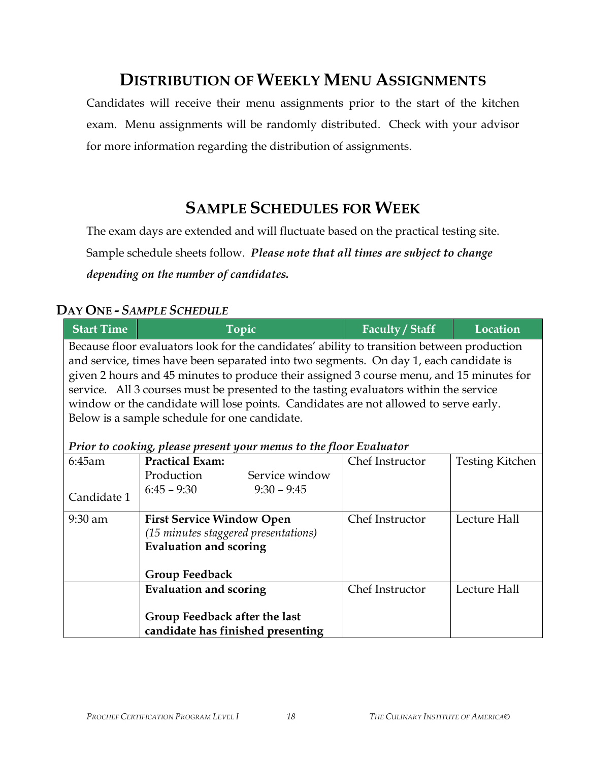## Distribution of Weekly Menu Assignments

Candidates will receive their menu assignments prior to the start of the kitchen exam. Menu assignments will be randomly distributed. Check with your advisor for more information regarding the distribution of assignments.

## Sample Schedules for Week

The exam days are extended and will fluctuate based on the practical testing site. Sample schedule sheets follow. ***Please note that all times are subject to change depending on the number of candidates.***

### Day One - *Sample Schedule*

| Start Time | Topic | Faculty / Staff | Location |
|---|---|---|---|
| Because floor evaluators look for the candidates' ability to transition between production and service, times have been separated into two segments. On day 1, each candidate is given 2 hours and 45 minutes to produce their assigned 3 course menu, and 15 minutes for service. All 3 courses must be presented to the tasting evaluators within the service window or the candidate will lose points. Candidates are not allowed to serve early. Below is a sample schedule for one candidate.<br><br>***Prior to cooking, please present your menus to the floor Evaluator*** | | | |
| 6:45am<br><br>Candidate 1 | **Practical Exam:**<br>Production 6:45 – 9:30<br>Service window 9:30 – 9:45 | Chef Instructor | Testing Kitchen |
| 9:30 am | **First Service Window Open**<br>*(15 minutes staggered presentations)*<br>**Evaluation and scoring**<br><br>**Group Feedback** | Chef Instructor | Lecture Hall |
| | **Evaluation and scoring**<br><br>**Group Feedback after the last candidate has finished presenting** | Chef Instructor | Lecture Hall |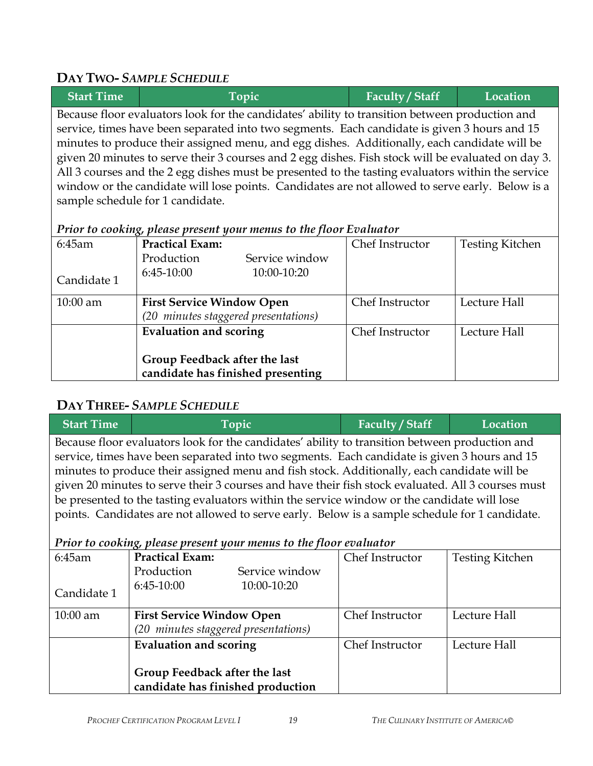## DAY TWO- *SAMPLE SCHEDULE*

| Start Time | Topic | Faculty / Staff | Location |
|---|---|---|---|
| Because floor evaluators look for the candidates' ability to transition between production and service, times have been separated into two segments. Each candidate is given 3 hours and 15 minutes to produce their assigned menu, and egg dishes. Additionally, each candidate will be given 20 minutes to serve their 3 courses and 2 egg dishes. Fish stock will be evaluated on day 3. All 3 courses and the 2 egg dishes must be presented to the tasting evaluators within the service window or the candidate will lose points. Candidates are not allowed to serve early. Below is a sample schedule for 1 candidate. <br><br> ***Prior to cooking, please present your menus to the floor Evaluator*** | | | |
| 6:45am<br><br>Candidate 1 | **Practical Exam:**<br>Production 6:45-10:00 Service window 10:00-10:20 | Chef Instructor | Testing Kitchen |
| 10:00 am | **First Service Window Open**<br>*(20 minutes staggered presentations)* | Chef Instructor | Lecture Hall |
| | **Evaluation and scoring**<br><br>**Group Feedback after the last candidate has finished presenting** | Chef Instructor | Lecture Hall |

## DAY THREE- *SAMPLE SCHEDULE*

| Start Time | Topic | Faculty / Staff | Location |
|---|---|---|---|
| Because floor evaluators look for the candidates' ability to transition between production and service, times have been separated into two segments. Each candidate is given 3 hours and 15 minutes to produce their assigned menu and fish stock. Additionally, each candidate will be given 20 minutes to serve their 3 courses and have their fish stock evaluated. All 3 courses must be presented to the tasting evaluators within the service window or the candidate will lose points. Candidates are not allowed to serve early. Below is a sample schedule for 1 candidate. <br><br> ***Prior to cooking, please present your menus to the floor evaluator*** | | | |
| 6:45am<br><br>Candidate 1 | **Practical Exam:**<br>Production 6:45-10:00 Service window 10:00-10:20 | Chef Instructor | Testing Kitchen |
| 10:00 am | **First Service Window Open**<br>*(20 minutes staggered presentations)* | Chef Instructor | Lecture Hall |
| | **Evaluation and scoring**<br><br>**Group Feedback after the last candidate has finished production** | Chef Instructor | Lecture Hall |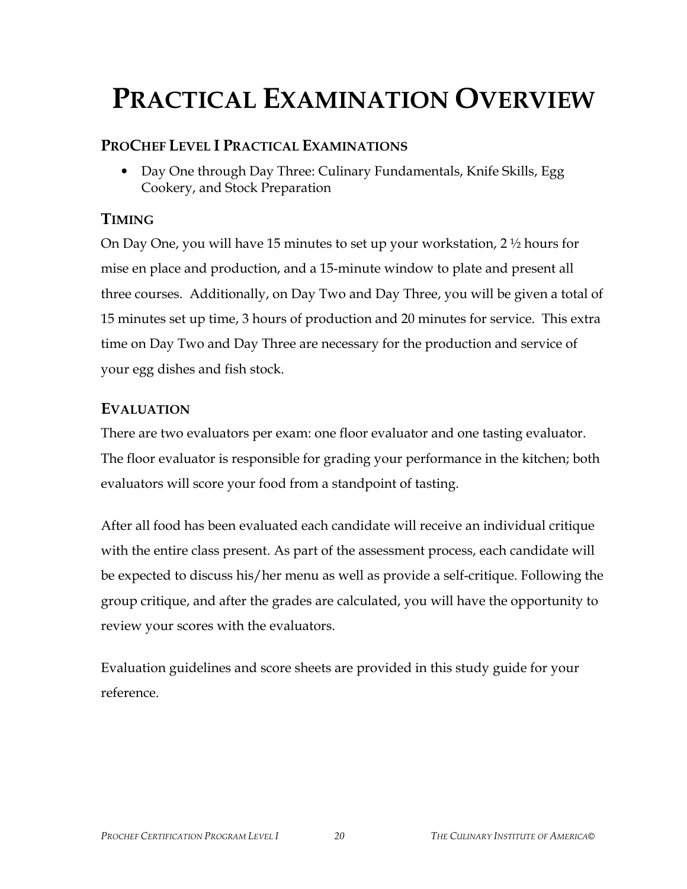# PRACTICAL EXAMINATION OVERVIEW

## PROCHEF LEVEL I PRACTICAL EXAMINATIONS

- Day One through Day Three: Culinary Fundamentals, Knife Skills, Egg Cookery, and Stock Preparation

## TIMING

On Day One, you will have 15 minutes to set up your workstation, 2 ½ hours for mise en place and production, and a 15-minute window to plate and present all three courses. Additionally, on Day Two and Day Three, you will be given a total of 15 minutes set up time, 3 hours of production and 20 minutes for service. This extra time on Day Two and Day Three are necessary for the production and service of your egg dishes and fish stock.

## EVALUATION

There are two evaluators per exam: one floor evaluator and one tasting evaluator. The floor evaluator is responsible for grading your performance in the kitchen; both evaluators will score your food from a standpoint of tasting.

After all food has been evaluated each candidate will receive an individual critique with the entire class present. As part of the assessment process, each candidate will be expected to discuss his/her menu as well as provide a self-critique. Following the group critique, and after the grades are calculated, you will have the opportunity to review your scores with the evaluators.

Evaluation guidelines and score sheets are provided in this study guide for your reference.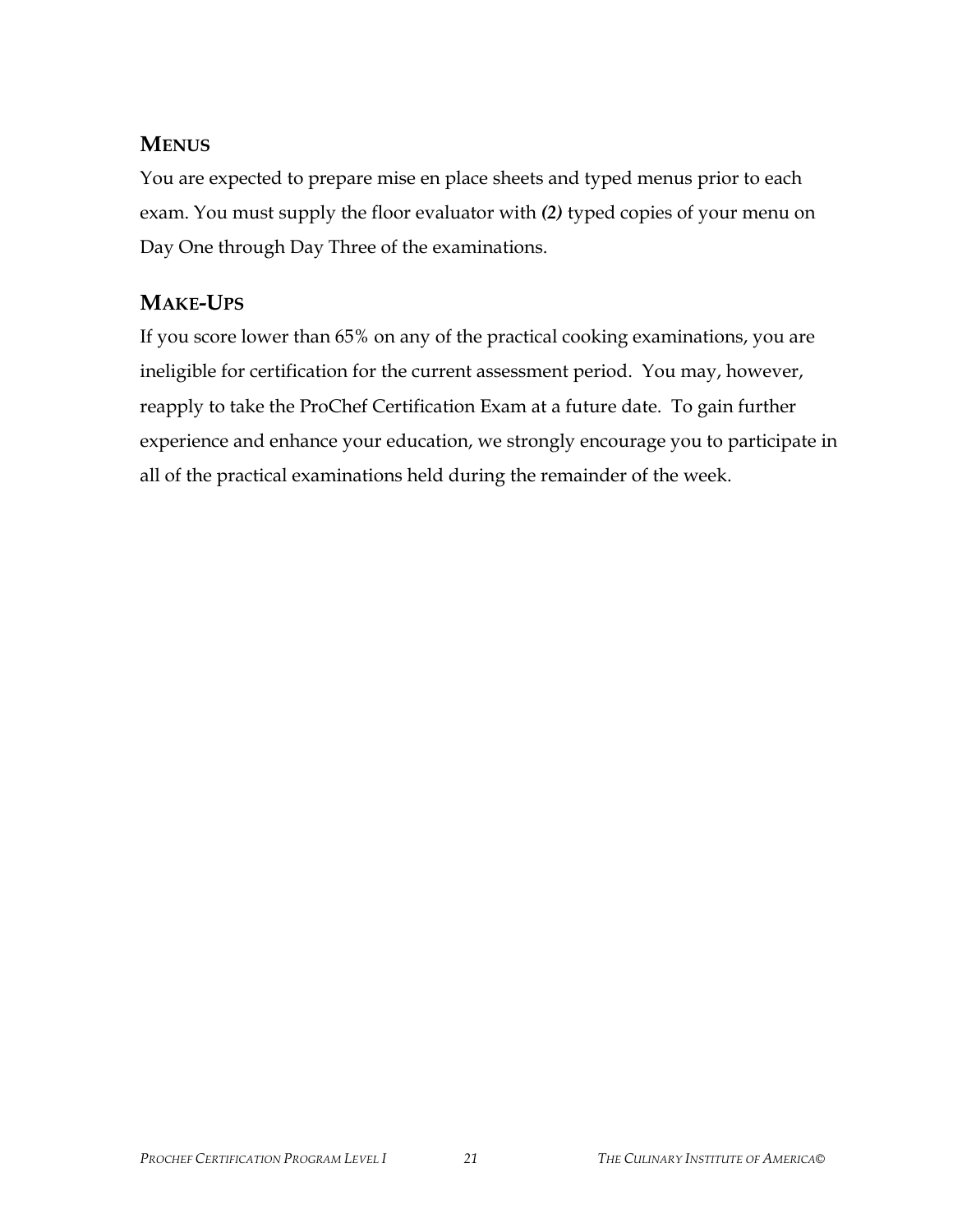## Menus

You are expected to prepare mise en place sheets and typed menus prior to each exam. You must supply the floor evaluator with ***(2)*** typed copies of your menu on Day One through Day Three of the examinations.

## Make-Ups

If you score lower than 65% on any of the practical cooking examinations, you are ineligible for certification for the current assessment period. You may, however, reapply to take the ProChef Certification Exam at a future date. To gain further experience and enhance your education, we strongly encourage you to participate in all of the practical examinations held during the remainder of the week.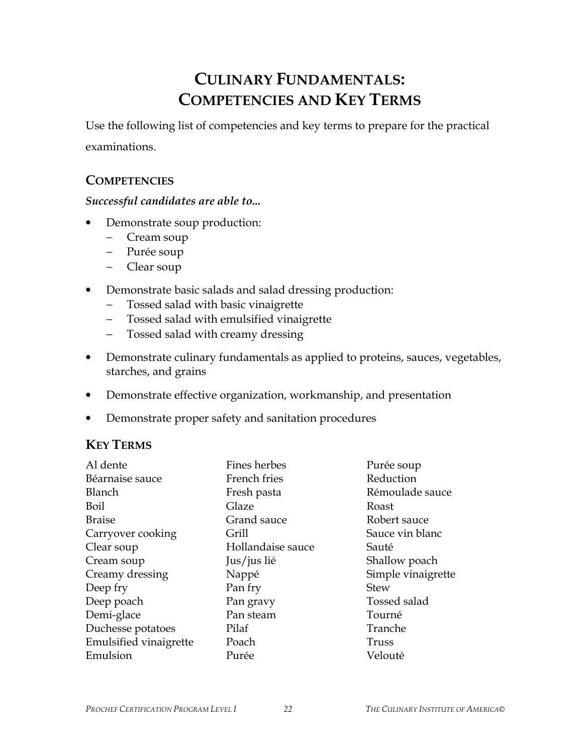# CULINARY FUNDAMENTALS: COMPETENCIES AND KEY TERMS

Use the following list of competencies and key terms to prepare for the practical examinations.

## COMPETENCIES

***Successful candidates are able to...***

- Demonstrate soup production:
  - Cream soup
  - Purée soup
  - Clear soup
- Demonstrate basic salads and salad dressing production:
  - Tossed salad with basic vinaigrette
  - Tossed salad with emulsified vinaigrette
  - Tossed salad with creamy dressing
- Demonstrate culinary fundamentals as applied to proteins, sauces, vegetables, starches, and grains
- Demonstrate effective organization, workmanship, and presentation
- Demonstrate proper safety and sanitation procedures

## KEY TERMS

Al dente
Béarnaise sauce
Blanch
Boil
Braise
Carryover cooking
Clear soup
Cream soup
Creamy dressing
Deep fry
Deep poach
Demi-glace
Duchesse potatoes
Emulsified vinaigrette
Emulsion
Fines herbes
French fries
Fresh pasta
Glaze
Grand sauce
Grill
Hollandaise sauce
Jus/jus lié
Nappé
Pan fry
Pan gravy
Pan steam
Pilaf
Poach
Purée
Purée soup
Reduction
Rémoulade sauce
Roast
Robert sauce
Sauce vin blanc
Sauté
Shallow poach
Simple vinaigrette
Stew
Tossed salad
Tourné
Tranche
Truss
Velouté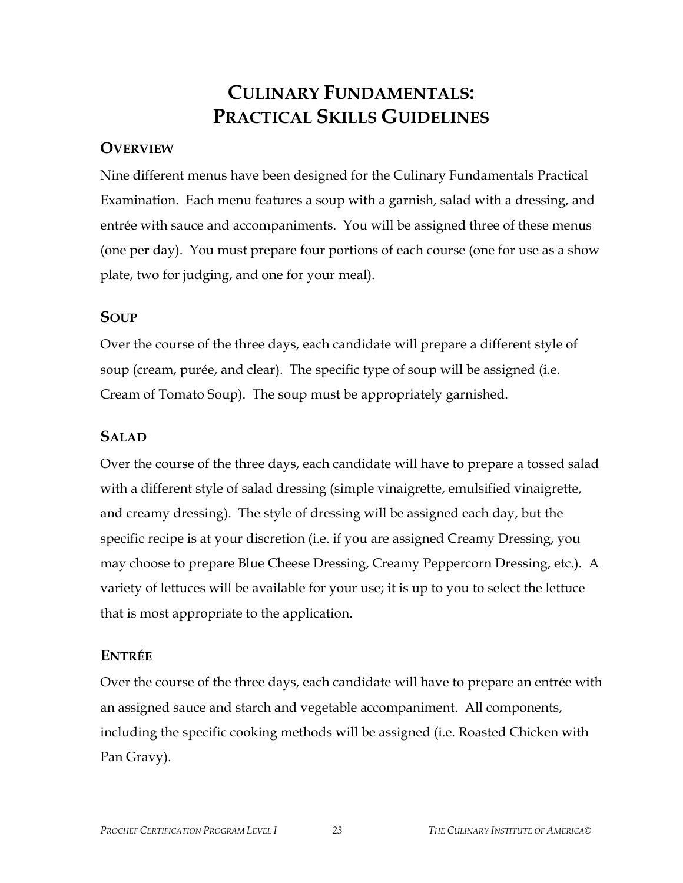# Culinary Fundamentals: Practical Skills Guidelines

## Overview

Nine different menus have been designed for the Culinary Fundamentals Practical Examination. Each menu features a soup with a garnish, salad with a dressing, and entrée with sauce and accompaniments. You will be assigned three of these menus (one per day). You must prepare four portions of each course (one for use as a show plate, two for judging, and one for your meal).

## Soup

Over the course of the three days, each candidate will prepare a different style of soup (cream, purée, and clear). The specific type of soup will be assigned (i.e. Cream of Tomato Soup). The soup must be appropriately garnished.

## Salad

Over the course of the three days, each candidate will have to prepare a tossed salad with a different style of salad dressing (simple vinaigrette, emulsified vinaigrette, and creamy dressing). The style of dressing will be assigned each day, but the specific recipe is at your discretion (i.e. if you are assigned Creamy Dressing, you may choose to prepare Blue Cheese Dressing, Creamy Peppercorn Dressing, etc.). A variety of lettuces will be available for your use; it is up to you to select the lettuce that is most appropriate to the application.

## Entrée

Over the course of the three days, each candidate will have to prepare an entrée with an assigned sauce and starch and vegetable accompaniment. All components, including the specific cooking methods will be assigned (i.e. Roasted Chicken with Pan Gravy).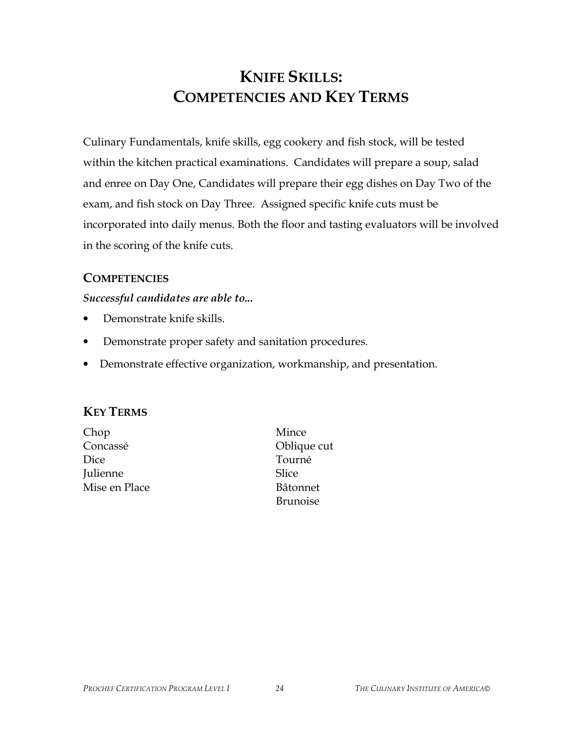# KNIFE SKILLS: COMPETENCIES AND KEY TERMS

Culinary Fundamentals, knife skills, egg cookery and fish stock, will be tested within the kitchen practical examinations. Candidates will prepare a soup, salad and enree on Day One, Candidates will prepare their egg dishes on Day Two of the exam, and fish stock on Day Three. Assigned specific knife cuts must be incorporated into daily menus. Both the floor and tasting evaluators will be involved in the scoring of the knife cuts.

## COMPETENCIES

***Successful candidates are able to...***

- Demonstrate knife skills.
- Demonstrate proper safety and sanitation procedures.
- Demonstrate effective organization, workmanship, and presentation.

## KEY TERMS

Chop
Concassé
Dice
Julienne
Mise en Place
Mince
Oblique cut
Tourné
Slice
Bâtonnet
Brunoise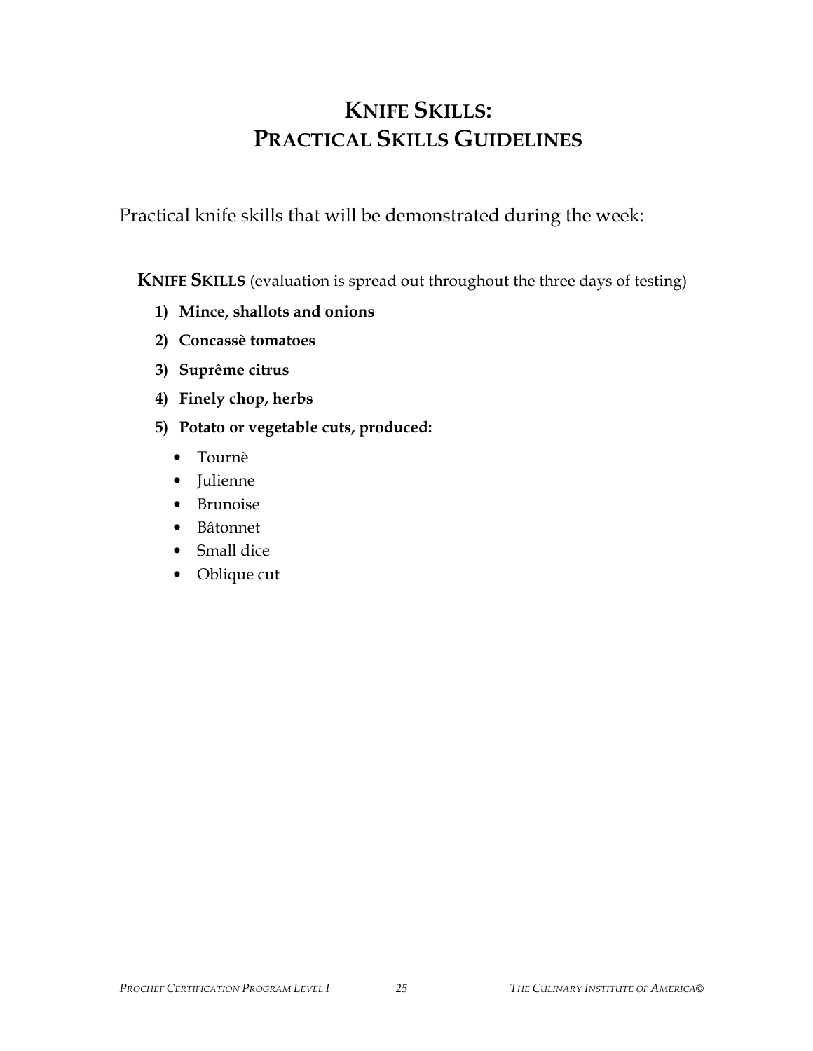# KNIFE SKILLS:
# PRACTICAL SKILLS GUIDELINES

Practical knife skills that will be demonstrated during the week:

**KNIFE SKILLS** (evaluation is spread out throughout the three days of testing)

1) **Mince, shallots and onions**
2) **Concassè tomatoes**
3) **Suprême citrus**
4) **Finely chop, herbs**
5) **Potato or vegetable cuts, produced:**
   - Tournè
   - Julienne
   - Brunoise
   - Bâtonnet
   - Small dice
   - Oblique cut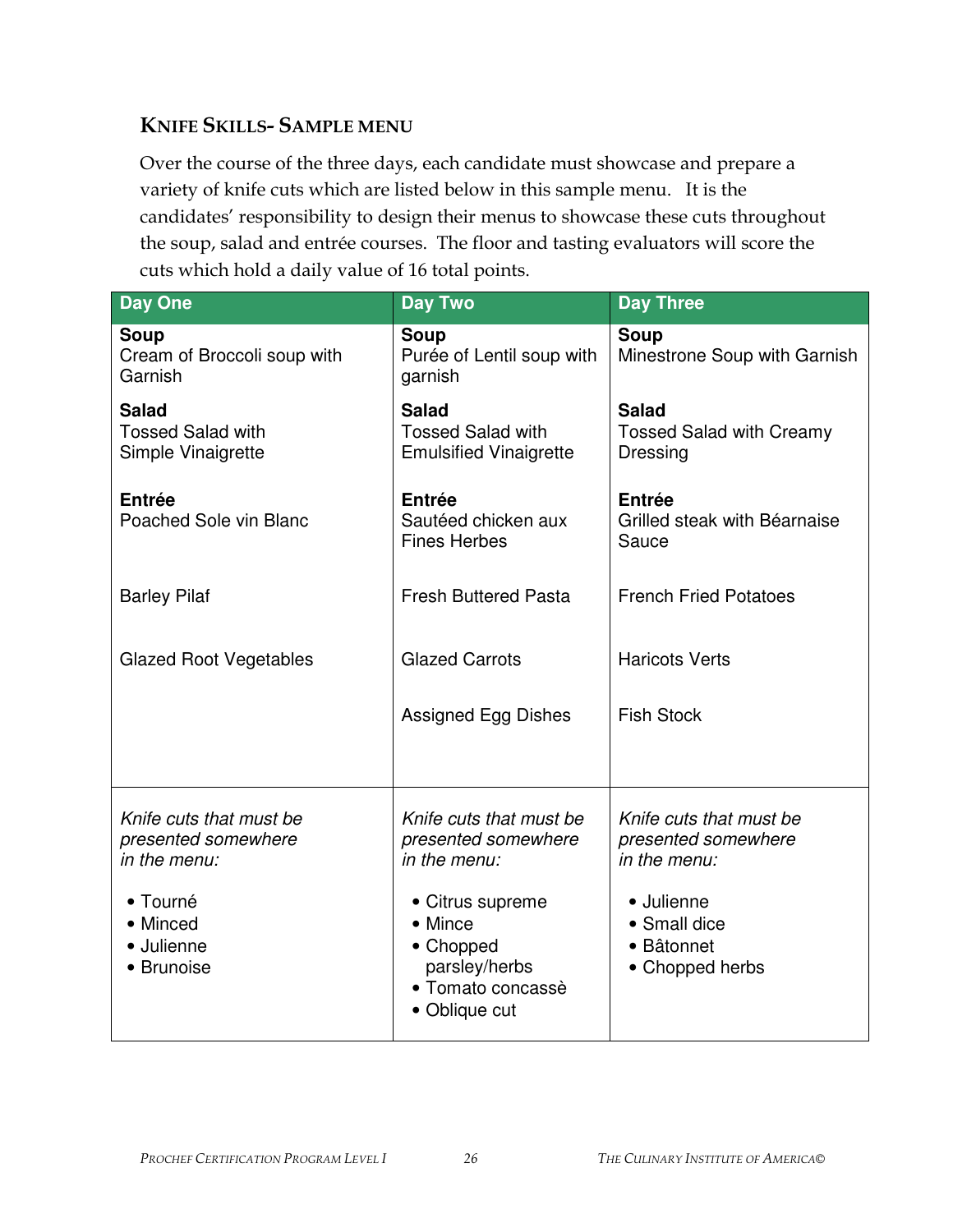## KNIFE SKILLS- SAMPLE MENU

Over the course of the three days, each candidate must showcase and prepare a variety of knife cuts which are listed below in this sample menu. It is the candidates' responsibility to design their menus to showcase these cuts throughout the soup, salad and entrée courses. The floor and tasting evaluators will score the cuts which hold a daily value of 16 total points.

| Day One | Day Two | Day Three |
|---|---|---|
| **Soup**<br>Cream of Broccoli soup with Garnish | **Soup**<br>Purée of Lentil soup with garnish | **Soup**<br>Minestrone Soup with Garnish |
| **Salad**<br>Tossed Salad with Simple Vinaigrette | **Salad**<br>Tossed Salad with Emulsified Vinaigrette | **Salad**<br>Tossed Salad with Creamy Dressing |
| **Entrée**<br>Poached Sole vin Blanc | **Entrée**<br>Sautéed chicken aux Fines Herbes | **Entrée**<br>Grilled steak with Béarnaise Sauce |
| Barley Pilaf | Fresh Buttered Pasta | French Fried Potatoes |
| Glazed Root Vegetables | Glazed Carrots | Haricots Verts |
| | Assigned Egg Dishes | Fish Stock |
| *Knife cuts that must be presented somewhere in the menu:*<br>• Tourné<br>• Minced<br>• Julienne<br>• Brunoise | *Knife cuts that must be presented somewhere in the menu:*<br>• Citrus supreme<br>• Mince<br>• Chopped parsley/herbs<br>• Tomato concassè<br>• Oblique cut | *Knife cuts that must be presented somewhere in the menu:*<br>• Julienne<br>• Small dice<br>• Bâtonnet<br>• Chopped herbs |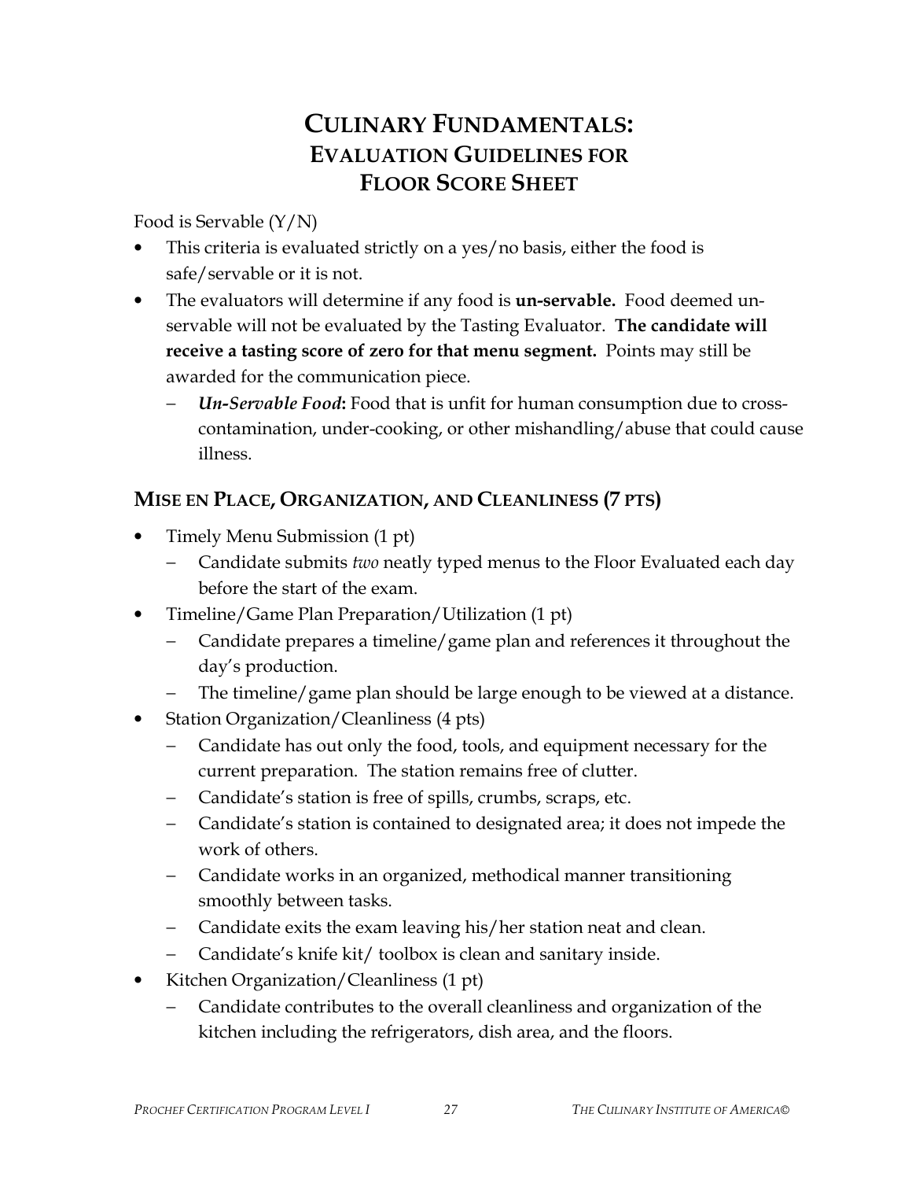# CULINARY FUNDAMENTALS: EVALUATION GUIDELINES FOR FLOOR SCORE SHEET

Food is Servable (Y/N)

- This criteria is evaluated strictly on a yes/no basis, either the food is safe/servable or it is not.
- The evaluators will determine if any food is **un-servable.** Food deemed un-servable will not be evaluated by the Tasting Evaluator. **The candidate will receive a tasting score of zero for that menu segment.** Points may still be awarded for the communication piece.
  - ***Un-Servable Food*:** Food that is unfit for human consumption due to cross-contamination, under-cooking, or other mishandling/abuse that could cause illness.

## MISE EN PLACE, ORGANIZATION, AND CLEANLINESS (7 PTS)

- Timely Menu Submission (1 pt)
  - Candidate submits *two* neatly typed menus to the Floor Evaluated each day before the start of the exam.
- Timeline/Game Plan Preparation/Utilization (1 pt)
  - Candidate prepares a timeline/game plan and references it throughout the day's production.
  - The timeline/game plan should be large enough to be viewed at a distance.
- Station Organization/Cleanliness (4 pts)
  - Candidate has out only the food, tools, and equipment necessary for the current preparation. The station remains free of clutter.
  - Candidate's station is free of spills, crumbs, scraps, etc.
  - Candidate's station is contained to designated area; it does not impede the work of others.
  - Candidate works in an organized, methodical manner transitioning smoothly between tasks.
  - Candidate exits the exam leaving his/her station neat and clean.
  - Candidate's knife kit/ toolbox is clean and sanitary inside.
- Kitchen Organization/Cleanliness (1 pt)
  - Candidate contributes to the overall cleanliness and organization of the kitchen including the refrigerators, dish area, and the floors.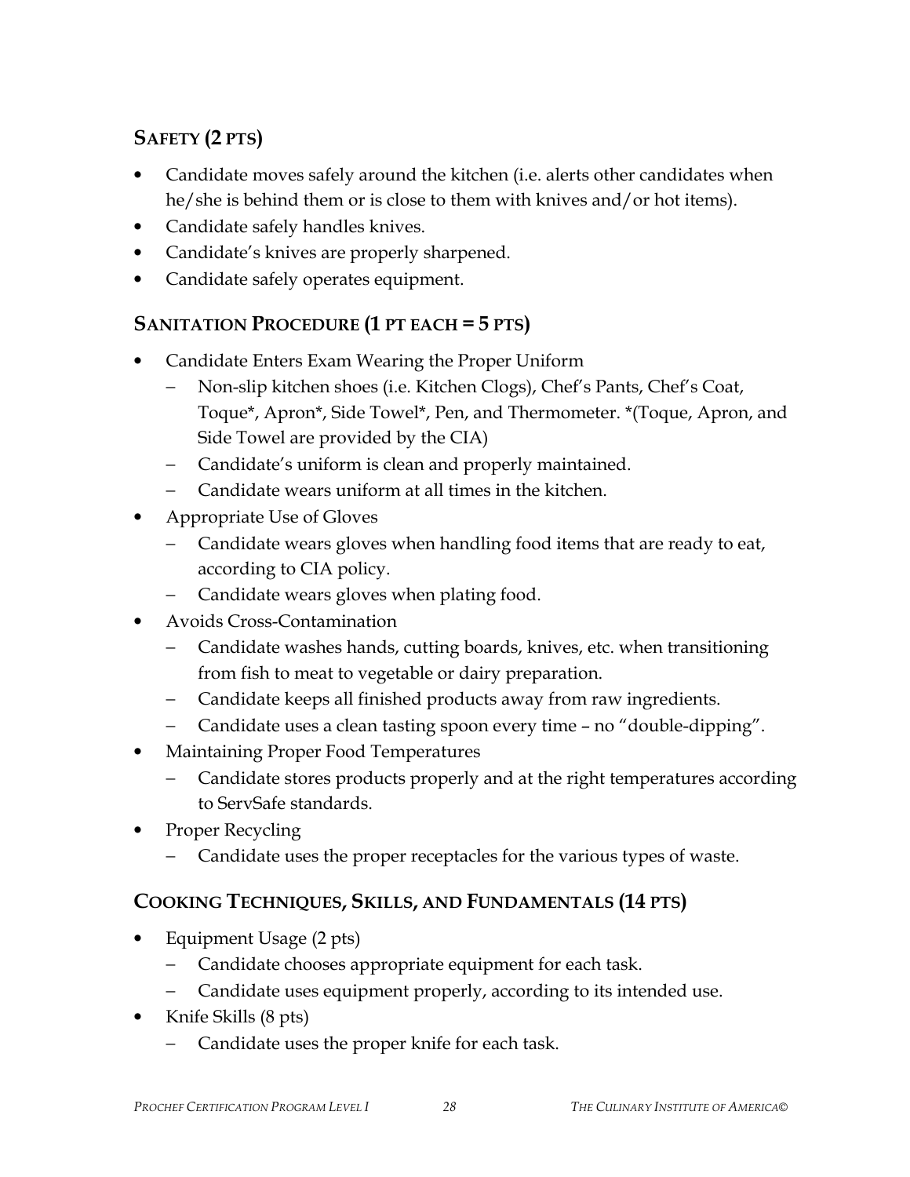## SAFETY (2 PTS)

- Candidate moves safely around the kitchen (i.e. alerts other candidates when he/she is behind them or is close to them with knives and/or hot items).
- Candidate safely handles knives.
- Candidate's knives are properly sharpened.
- Candidate safely operates equipment.

## SANITATION PROCEDURE (1 PT EACH = 5 PTS)

- Candidate Enters Exam Wearing the Proper Uniform
  - Non-slip kitchen shoes (i.e. Kitchen Clogs), Chef's Pants, Chef's Coat, Toque*, Apron*, Side Towel*, Pen, and Thermometer. *(Toque, Apron, and Side Towel are provided by the CIA)
  - Candidate's uniform is clean and properly maintained.
  - Candidate wears uniform at all times in the kitchen.
- Appropriate Use of Gloves
  - Candidate wears gloves when handling food items that are ready to eat, according to CIA policy.
  - Candidate wears gloves when plating food.
- Avoids Cross-Contamination
  - Candidate washes hands, cutting boards, knives, etc. when transitioning from fish to meat to vegetable or dairy preparation.
  - Candidate keeps all finished products away from raw ingredients.
  - Candidate uses a clean tasting spoon every time – no "double-dipping".
- Maintaining Proper Food Temperatures
  - Candidate stores products properly and at the right temperatures according to ServSafe standards.
- Proper Recycling
  - Candidate uses the proper receptacles for the various types of waste.

## COOKING TECHNIQUES, SKILLS, AND FUNDAMENTALS (14 PTS)

- Equipment Usage (2 pts)
  - Candidate chooses appropriate equipment for each task.
  - Candidate uses equipment properly, according to its intended use.
- Knife Skills (8 pts)
  - Candidate uses the proper knife for each task.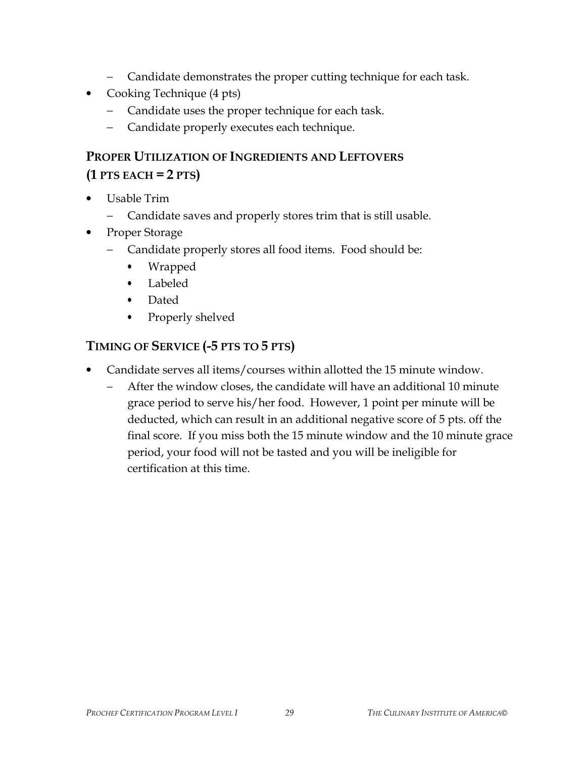- Candidate demonstrates the proper cutting technique for each task.
- Cooking Technique (4 pts)
  - Candidate uses the proper technique for each task.
  - Candidate properly executes each technique.

### PROPER UTILIZATION OF INGREDIENTS AND LEFTOVERS (1 PTS EACH = 2 PTS)

- Usable Trim
  - Candidate saves and properly stores trim that is still usable.
- Proper Storage
  - Candidate properly stores all food items. Food should be:
    - Wrapped
    - Labeled
    - Dated
    - Properly shelved

### TIMING OF SERVICE (-5 PTS TO 5 PTS)

- Candidate serves all items/courses within allotted the 15 minute window.
  - After the window closes, the candidate will have an additional 10 minute grace period to serve his/her food. However, 1 point per minute will be deducted, which can result in an additional negative score of 5 pts. off the final score. If you miss both the 15 minute window and the 10 minute grace period, your food will not be tasted and you will be ineligible for certification at this time.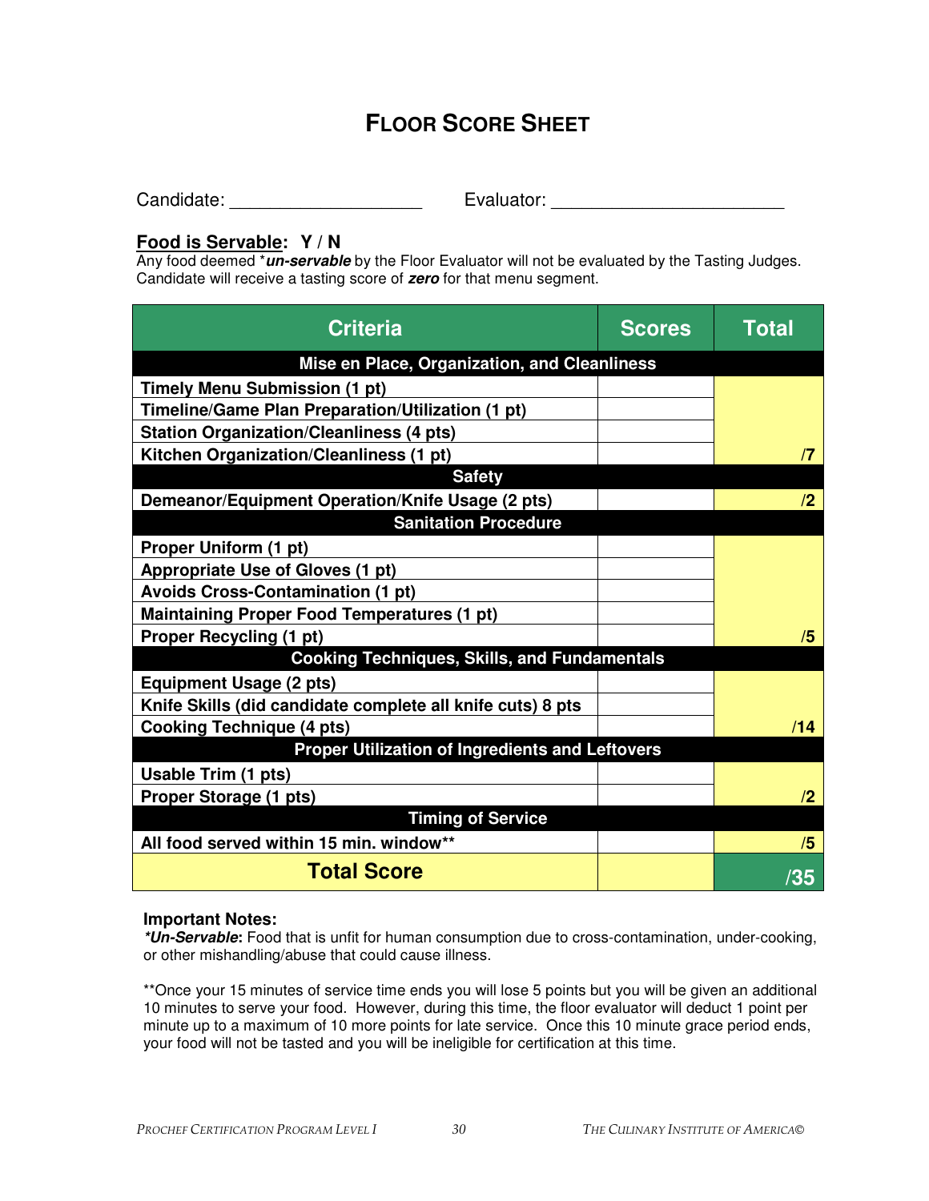# FLOOR SCORE SHEET

Candidate: ___________________ Evaluator: _______________________

**Food is Servable: Y / N**

Any food deemed **\*un-servable*** by the Floor Evaluator will not be evaluated by the Tasting Judges. Candidate will receive a tasting score of ***zero*** for that menu segment.

| Criteria | Scores | Total |
|---|---|---|
| **Mise en Place, Organization, and Cleanliness** | | |
| **Timely Menu Submission (1 pt)** | | |
| **Timeline/Game Plan Preparation/Utilization (1 pt)** | | |
| **Station Organization/Cleanliness (4 pts)** | | |
| **Kitchen Organization/Cleanliness (1 pt)** | | **/7** |
| **Safety** | | |
| **Demeanor/Equipment Operation/Knife Usage (2 pts)** | | **/2** |
| **Sanitation Procedure** | | |
| **Proper Uniform (1 pt)** | | |
| **Appropriate Use of Gloves (1 pt)** | | |
| **Avoids Cross-Contamination (1 pt)** | | |
| **Maintaining Proper Food Temperatures (1 pt)** | | |
| **Proper Recycling (1 pt)** | | **/5** |
| **Cooking Techniques, Skills, and Fundamentals** | | |
| **Equipment Usage (2 pts)** | | |
| **Knife Skills (did candidate complete all knife cuts) 8 pts** | | |
| **Cooking Technique (4 pts)** | | **/14** |
| **Proper Utilization of Ingredients and Leftovers** | | |
| **Usable Trim (1 pts)** | | |
| **Proper Storage (1 pts)** | | **/2** |
| **Timing of Service** | | |
| **All food served within 15 min. window\*\*** | | **/5** |
| **Total Score** | | **/35** |

**Important Notes:**

***\*Un-Servable*:** Food that is unfit for human consumption due to cross-contamination, under-cooking, or other mishandling/abuse that could cause illness.

\*\*Once your 15 minutes of service time ends you will lose 5 points but you will be given an additional 10 minutes to serve your food. However, during this time, the floor evaluator will deduct 1 point per minute up to a maximum of 10 more points for late service. Once this 10 minute grace period ends, your food will not be tasted and you will be ineligible for certification at this time.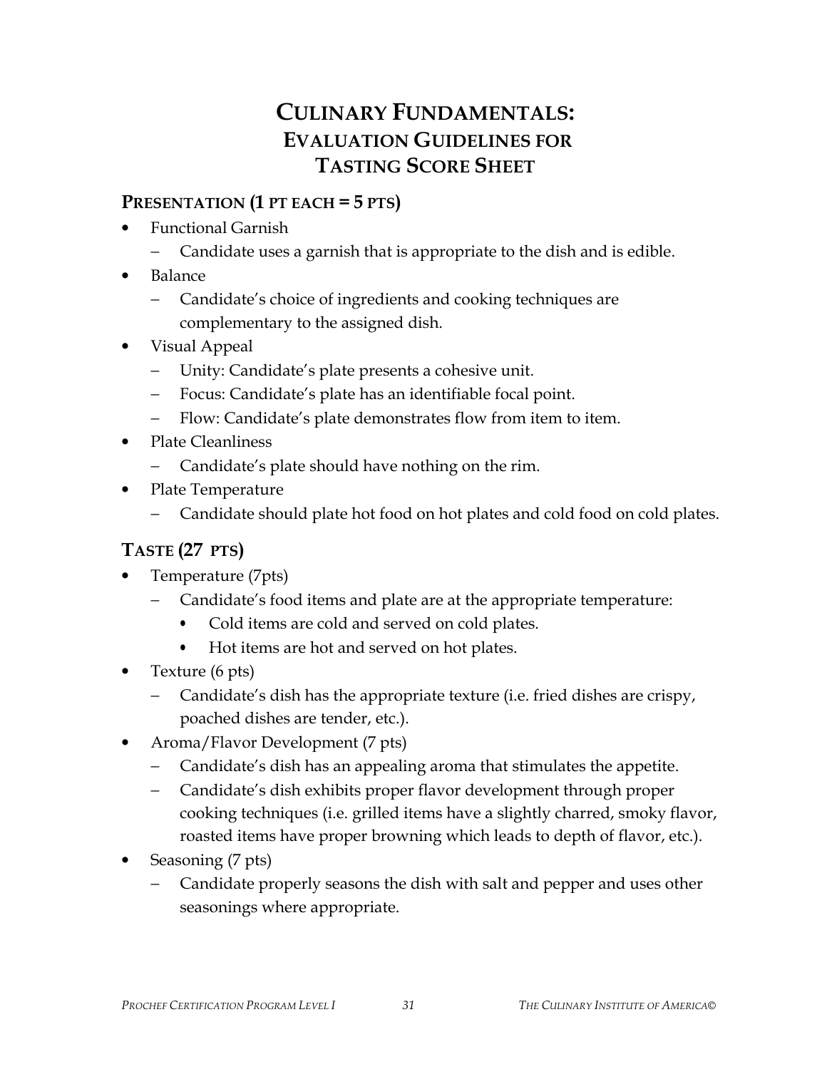# CULINARY FUNDAMENTALS: EVALUATION GUIDELINES FOR TASTING SCORE SHEET

## PRESENTATION (1 PT EACH = 5 PTS)

- Functional Garnish
  - Candidate uses a garnish that is appropriate to the dish and is edible.
- Balance
  - Candidate's choice of ingredients and cooking techniques are complementary to the assigned dish.
- Visual Appeal
  - Unity: Candidate's plate presents a cohesive unit.
  - Focus: Candidate's plate has an identifiable focal point.
  - Flow: Candidate's plate demonstrates flow from item to item.
- Plate Cleanliness
  - Candidate's plate should have nothing on the rim.
- Plate Temperature
  - Candidate should plate hot food on hot plates and cold food on cold plates.

## TASTE (27 PTS)

- Temperature (7pts)
  - Candidate's food items and plate are at the appropriate temperature:
    - Cold items are cold and served on cold plates.
    - Hot items are hot and served on hot plates.
- Texture (6 pts)
  - Candidate's dish has the appropriate texture (i.e. fried dishes are crispy, poached dishes are tender, etc.).
- Aroma/Flavor Development (7 pts)
  - Candidate's dish has an appealing aroma that stimulates the appetite.
  - Candidate's dish exhibits proper flavor development through proper cooking techniques (i.e. grilled items have a slightly charred, smoky flavor, roasted items have proper browning which leads to depth of flavor, etc.).
- Seasoning (7 pts)
  - Candidate properly seasons the dish with salt and pepper and uses other seasonings where appropriate.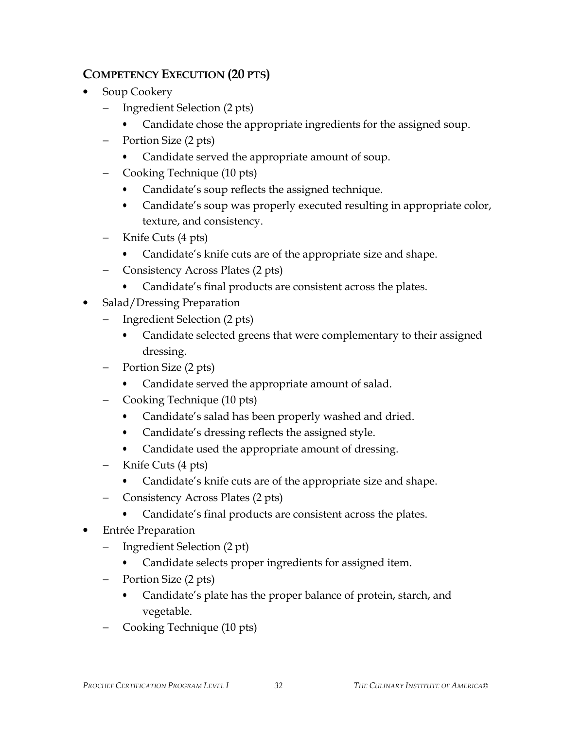## COMPETENCY EXECUTION (20 PTS)

- Soup Cookery
  - Ingredient Selection (2 pts)
    - Candidate chose the appropriate ingredients for the assigned soup.
  - Portion Size (2 pts)
    - Candidate served the appropriate amount of soup.
  - Cooking Technique (10 pts)
    - Candidate's soup reflects the assigned technique.
    - Candidate's soup was properly executed resulting in appropriate color, texture, and consistency.
  - Knife Cuts (4 pts)
    - Candidate's knife cuts are of the appropriate size and shape.
  - Consistency Across Plates (2 pts)
    - Candidate's final products are consistent across the plates.
- Salad/Dressing Preparation
  - Ingredient Selection (2 pts)
    - Candidate selected greens that were complementary to their assigned dressing.
  - Portion Size (2 pts)
    - Candidate served the appropriate amount of salad.
  - Cooking Technique (10 pts)
    - Candidate's salad has been properly washed and dried.
    - Candidate's dressing reflects the assigned style.
    - Candidate used the appropriate amount of dressing.
  - Knife Cuts (4 pts)
    - Candidate's knife cuts are of the appropriate size and shape.
  - Consistency Across Plates (2 pts)
    - Candidate's final products are consistent across the plates.
- Entrée Preparation
  - Ingredient Selection (2 pt)
    - Candidate selects proper ingredients for assigned item.
  - Portion Size (2 pts)
    - Candidate's plate has the proper balance of protein, starch, and vegetable.
  - Cooking Technique (10 pts)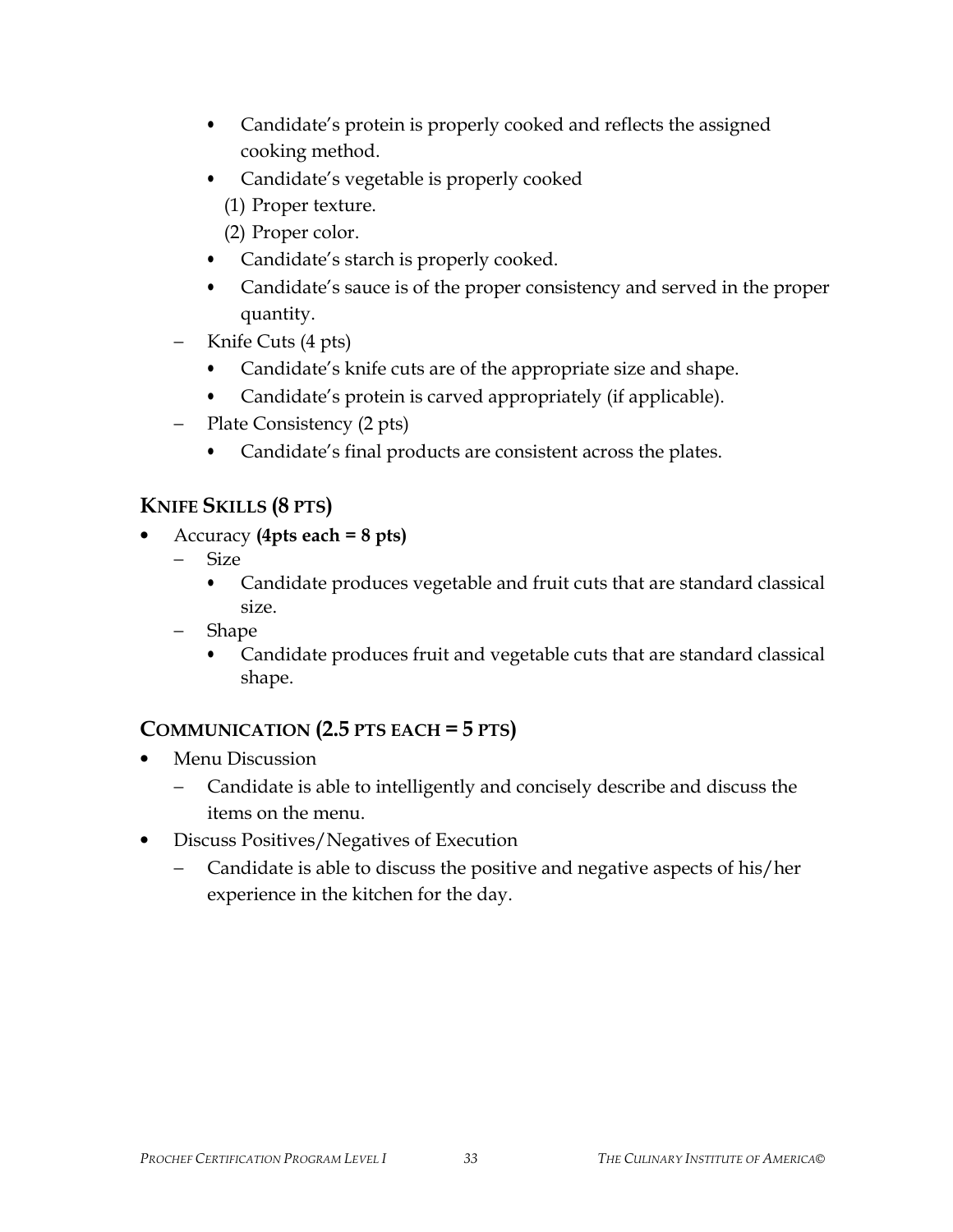- Candidate's protein is properly cooked and reflects the assigned cooking method.
    - Candidate's vegetable is properly cooked
      (1) Proper texture.
      (2) Proper color.
    - Candidate's starch is properly cooked.
    - Candidate's sauce is of the proper consistency and served in the proper quantity.
  - Knife Cuts (4 pts)
    - Candidate's knife cuts are of the appropriate size and shape.
    - Candidate's protein is carved appropriately (if applicable).
  - Plate Consistency (2 pts)
    - Candidate's final products are consistent across the plates.

## KNIFE SKILLS (8 PTS)

- Accuracy **(4pts each = 8 pts)**
  - Size
    - Candidate produces vegetable and fruit cuts that are standard classical size.
  - Shape
    - Candidate produces fruit and vegetable cuts that are standard classical shape.

## COMMUNICATION (2.5 PTS EACH = 5 PTS)

- Menu Discussion
  - Candidate is able to intelligently and concisely describe and discuss the items on the menu.
- Discuss Positives/Negatives of Execution
  - Candidate is able to discuss the positive and negative aspects of his/her experience in the kitchen for the day.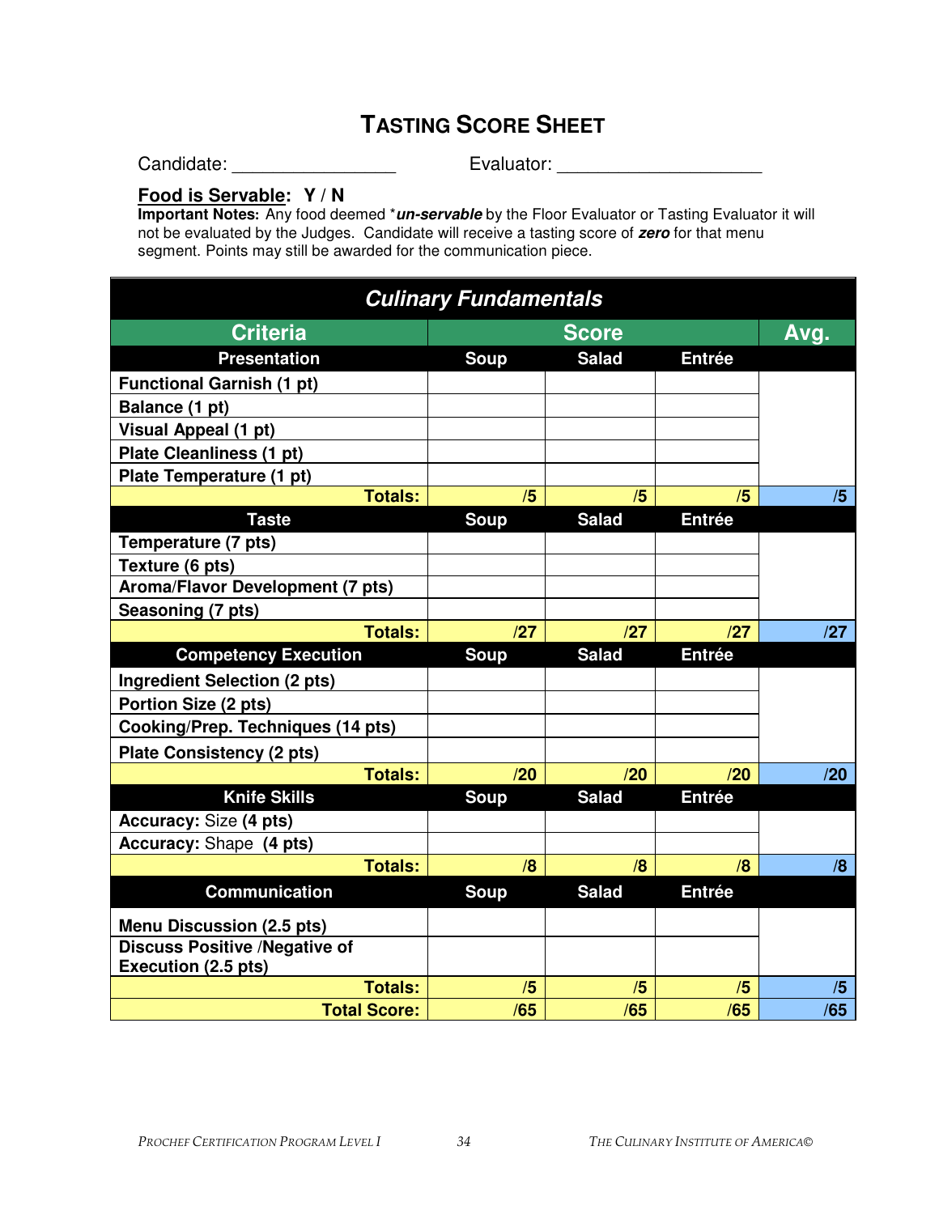# TASTING SCORE SHEET

Candidate: ________________ Evaluator: ____________________

**Food is Servable: Y / N**

**Important Notes:** Any food deemed **un-servable* by the Floor Evaluator or Tasting Evaluator it will not be evaluated by the Judges. Candidate will receive a tasting score of ***zero*** for that menu segment. Points may still be awarded for the communication piece.

| ***Culinary Fundamentals*** | | | | |
|---|---|---|---|---|
| **Criteria** | **Score** | | | **Avg.** |
| **Presentation** | **Soup** | **Salad** | **Entrée** | |
| **Functional Garnish (1 pt)** | | | | |
| **Balance (1 pt)** | | | | |
| **Visual Appeal (1 pt)** | | | | |
| **Plate Cleanliness (1 pt)** | | | | |
| **Plate Temperature (1 pt)** | | | | |
| **Totals:** | **/5** | **/5** | **/5** | **/5** |
| **Taste** | **Soup** | **Salad** | **Entrée** | |
| **Temperature (7 pts)** | | | | |
| **Texture (6 pts)** | | | | |
| **Aroma/Flavor Development (7 pts)** | | | | |
| **Seasoning (7 pts)** | | | | |
| **Totals:** | **/27** | **/27** | **/27** | **/27** |
| **Competency Execution** | **Soup** | **Salad** | **Entrée** | |
| **Ingredient Selection (2 pts)** | | | | |
| **Portion Size (2 pts)** | | | | |
| **Cooking/Prep. Techniques (14 pts)** | | | | |
| **Plate Consistency (2 pts)** | | | | |
| **Totals:** | **/20** | **/20** | **/20** | **/20** |
| **Knife Skills** | **Soup** | **Salad** | **Entrée** | |
| **Accuracy:** Size **(4 pts)** | | | | |
| **Accuracy:** Shape **(4 pts)** | | | | |
| **Totals:** | **/8** | **/8** | **/8** | **/8** |
| **Communication** | **Soup** | **Salad** | **Entrée** | |
| **Menu Discussion (2.5 pts)** | | | | |
| **Discuss Positive /Negative of Execution (2.5 pts)** | | | | |
| **Totals:** | **/5** | **/5** | **/5** | **/5** |
| **Total Score:** | **/65** | **/65** | **/65** | **/65** |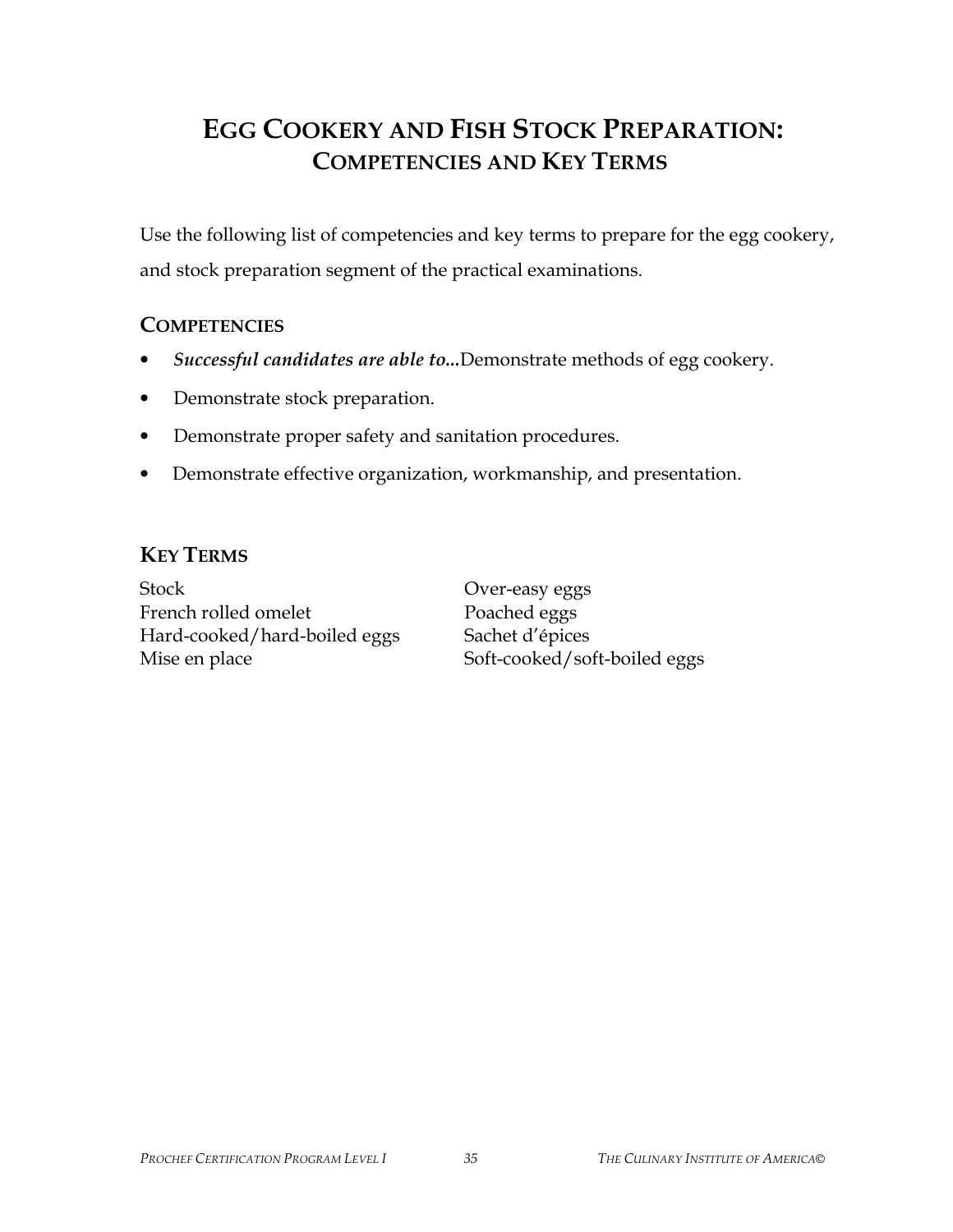# EGG COOKERY AND FISH STOCK PREPARATION: COMPETENCIES AND KEY TERMS

Use the following list of competencies and key terms to prepare for the egg cookery, and stock preparation segment of the practical examinations.

## COMPETENCIES

- ***Successful candidates are able to...*** Demonstrate methods of egg cookery.
- Demonstrate stock preparation.
- Demonstrate proper safety and sanitation procedures.
- Demonstrate effective organization, workmanship, and presentation.

## KEY TERMS

Stock
French rolled omelet
Hard-cooked/hard-boiled eggs
Mise en place
Over-easy eggs
Poached eggs
Sachet d'épices
Soft-cooked/soft-boiled eggs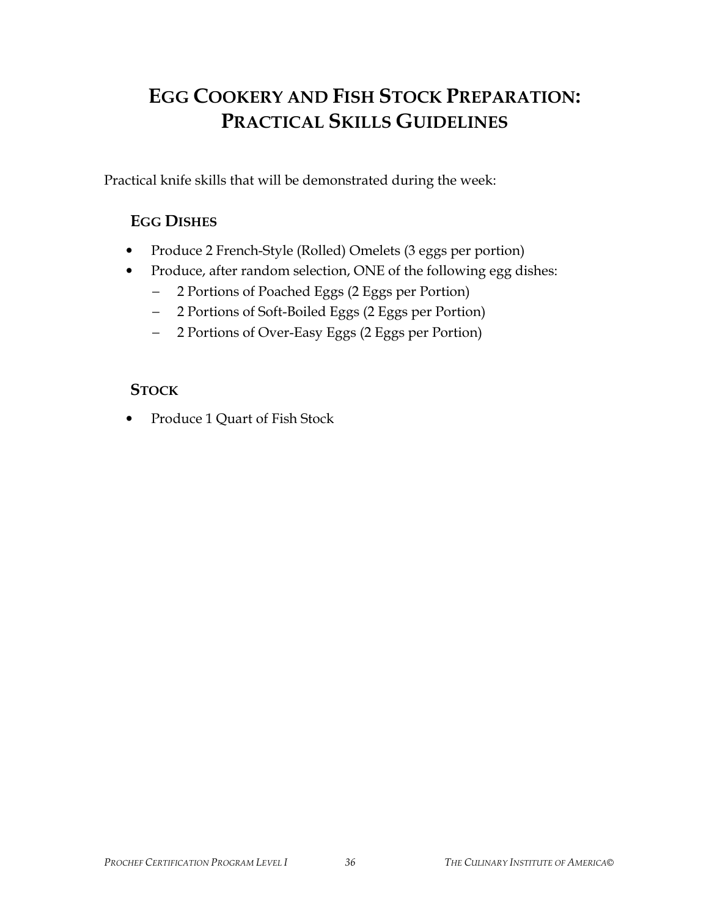# Egg Cookery and Fish Stock Preparation: Practical Skills Guidelines

Practical knife skills that will be demonstrated during the week:

## Egg Dishes

- Produce 2 French-Style (Rolled) Omelets (3 eggs per portion)
- Produce, after random selection, ONE of the following egg dishes:
  - 2 Portions of Poached Eggs (2 Eggs per Portion)
  - 2 Portions of Soft-Boiled Eggs (2 Eggs per Portion)
  - 2 Portions of Over-Easy Eggs (2 Eggs per Portion)

## Stock

- Produce 1 Quart of Fish Stock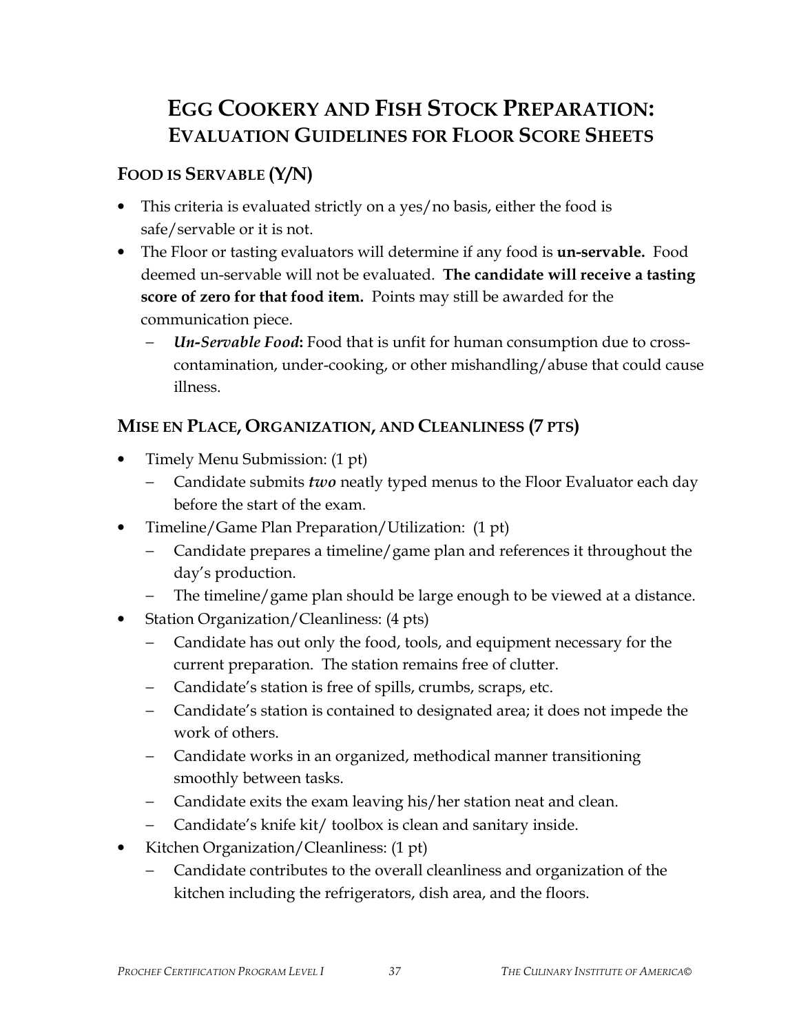# EGG COOKERY AND FISH STOCK PREPARATION: EVALUATION GUIDELINES FOR FLOOR SCORE SHEETS

## FOOD IS SERVABLE (Y/N)

- This criteria is evaluated strictly on a yes/no basis, either the food is safe/servable or it is not.
- The Floor or tasting evaluators will determine if any food is **un-servable.** Food deemed un-servable will not be evaluated. **The candidate will receive a tasting score of zero for that food item.** Points may still be awarded for the communication piece.
  - ***Un-Servable Food*:** Food that is unfit for human consumption due to cross-contamination, under-cooking, or other mishandling/abuse that could cause illness.

## MISE EN PLACE, ORGANIZATION, AND CLEANLINESS (7 PTS)

- Timely Menu Submission: (1 pt)
  - Candidate submits ***two*** neatly typed menus to the Floor Evaluator each day before the start of the exam.
- Timeline/Game Plan Preparation/Utilization: (1 pt)
  - Candidate prepares a timeline/game plan and references it throughout the day's production.
  - The timeline/game plan should be large enough to be viewed at a distance.
- Station Organization/Cleanliness: (4 pts)
  - Candidate has out only the food, tools, and equipment necessary for the current preparation. The station remains free of clutter.
  - Candidate's station is free of spills, crumbs, scraps, etc.
  - Candidate's station is contained to designated area; it does not impede the work of others.
  - Candidate works in an organized, methodical manner transitioning smoothly between tasks.
  - Candidate exits the exam leaving his/her station neat and clean.
  - Candidate's knife kit/ toolbox is clean and sanitary inside.
- Kitchen Organization/Cleanliness: (1 pt)
  - Candidate contributes to the overall cleanliness and organization of the kitchen including the refrigerators, dish area, and the floors.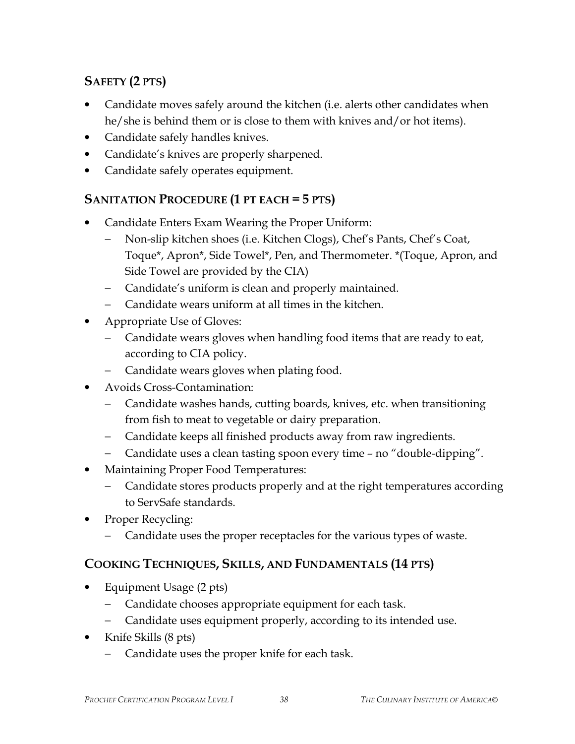## SAFETY (2 PTS)

- Candidate moves safely around the kitchen (i.e. alerts other candidates when he/she is behind them or is close to them with knives and/or hot items).
- Candidate safely handles knives.
- Candidate's knives are properly sharpened.
- Candidate safely operates equipment.

## SANITATION PROCEDURE (1 PT EACH = 5 PTS)

- Candidate Enters Exam Wearing the Proper Uniform:
  - Non-slip kitchen shoes (i.e. Kitchen Clogs), Chef's Pants, Chef's Coat, Toque*, Apron*, Side Towel*, Pen, and Thermometer. *(Toque, Apron, and Side Towel are provided by the CIA)
  - Candidate's uniform is clean and properly maintained.
  - Candidate wears uniform at all times in the kitchen.
- Appropriate Use of Gloves:
  - Candidate wears gloves when handling food items that are ready to eat, according to CIA policy.
  - Candidate wears gloves when plating food.
- Avoids Cross-Contamination:
  - Candidate washes hands, cutting boards, knives, etc. when transitioning from fish to meat to vegetable or dairy preparation.
  - Candidate keeps all finished products away from raw ingredients.
  - Candidate uses a clean tasting spoon every time – no "double-dipping".
- Maintaining Proper Food Temperatures:
  - Candidate stores products properly and at the right temperatures according to ServSafe standards.
- Proper Recycling:
  - Candidate uses the proper receptacles for the various types of waste.

## COOKING TECHNIQUES, SKILLS, AND FUNDAMENTALS (14 PTS)

- Equipment Usage (2 pts)
  - Candidate chooses appropriate equipment for each task.
  - Candidate uses equipment properly, according to its intended use.
- Knife Skills (8 pts)
  - Candidate uses the proper knife for each task.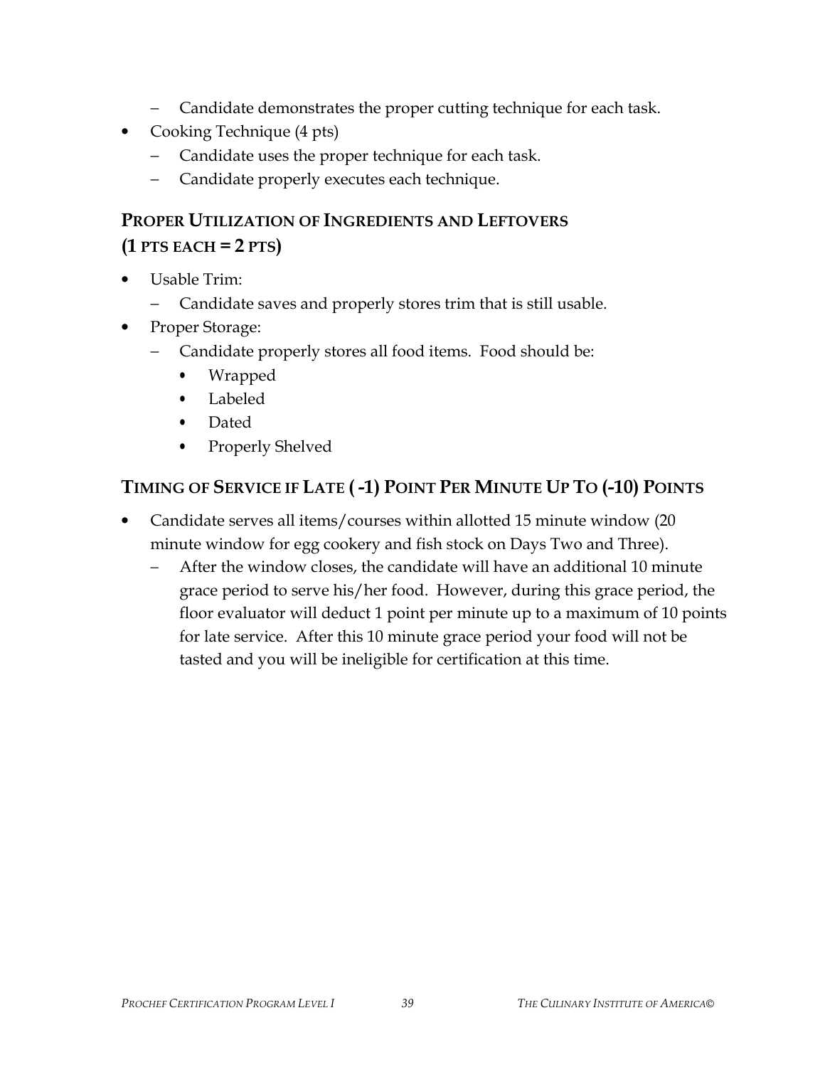- Candidate demonstrates the proper cutting technique for each task.
- Cooking Technique (4 pts)
  - Candidate uses the proper technique for each task.
  - Candidate properly executes each technique.

### PROPER UTILIZATION OF INGREDIENTS AND LEFTOVERS (1 PTS EACH = 2 PTS)

- Usable Trim:
  - Candidate saves and properly stores trim that is still usable.
- Proper Storage:
  - Candidate properly stores all food items. Food should be:
    - Wrapped
    - Labeled
    - Dated
    - Properly Shelved

### TIMING OF SERVICE IF LATE ( -1) POINT PER MINUTE UP TO (-10) POINTS

- Candidate serves all items/courses within allotted 15 minute window (20 minute window for egg cookery and fish stock on Days Two and Three).
  - After the window closes, the candidate will have an additional 10 minute grace period to serve his/her food. However, during this grace period, the floor evaluator will deduct 1 point per minute up to a maximum of 10 points for late service. After this 10 minute grace period your food will not be tasted and you will be ineligible for certification at this time.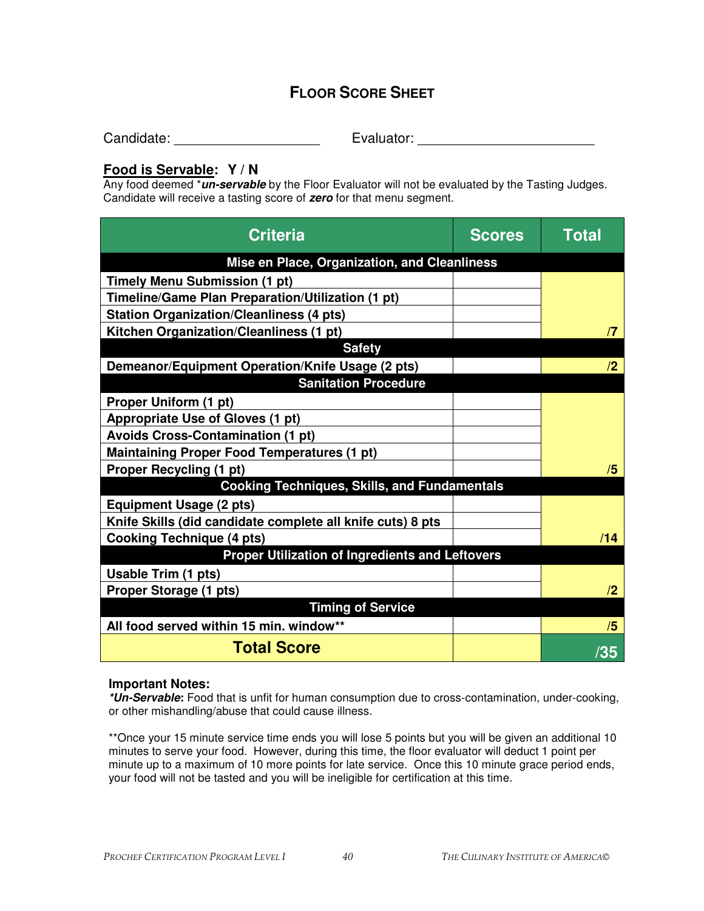# FLOOR SCORE SHEET

Candidate: ___________________ Evaluator: _______________________

**Food is Servable: Y / N**

Any food deemed ****un-servable*** by the Floor Evaluator will not be evaluated by the Tasting Judges. Candidate will receive a tasting score of ***zero*** for that menu segment.

| Criteria | Scores | Total |
|---|---|---|
| **Mise en Place, Organization, and Cleanliness** | | |
| **Timely Menu Submission (1 pt)** | | |
| **Timeline/Game Plan Preparation/Utilization (1 pt)** | | |
| **Station Organization/Cleanliness (4 pts)** | | |
| **Kitchen Organization/Cleanliness (1 pt)** | | **/7** |
| **Safety** | | |
| **Demeanor/Equipment Operation/Knife Usage (2 pts)** | | **/2** |
| **Sanitation Procedure** | | |
| **Proper Uniform (1 pt)** | | |
| **Appropriate Use of Gloves (1 pt)** | | |
| **Avoids Cross-Contamination (1 pt)** | | |
| **Maintaining Proper Food Temperatures (1 pt)** | | |
| **Proper Recycling (1 pt)** | | **/5** |
| **Cooking Techniques, Skills, and Fundamentals** | | |
| **Equipment Usage (2 pts)** | | |
| **Knife Skills (did candidate complete all knife cuts) 8 pts** | | |
| **Cooking Technique (4 pts)** | | **/14** |
| **Proper Utilization of Ingredients and Leftovers** | | |
| **Usable Trim (1 pts)** | | |
| **Proper Storage (1 pts)** | | **/2** |
| **Timing of Service** | | |
| **All food served within 15 min. window**** | | **/5** |
| **Total Score** | | **/35** |

**Important Notes:**

***Un-Servable*:** Food that is unfit for human consumption due to cross-contamination, under-cooking, or other mishandling/abuse that could cause illness.

**Once your 15 minute service time ends you will lose 5 points but you will be given an additional 10 minutes to serve your food. However, during this time, the floor evaluator will deduct 1 point per minute up to a maximum of 10 more points for late service. Once this 10 minute grace period ends, your food will not be tasted and you will be ineligible for certification at this time.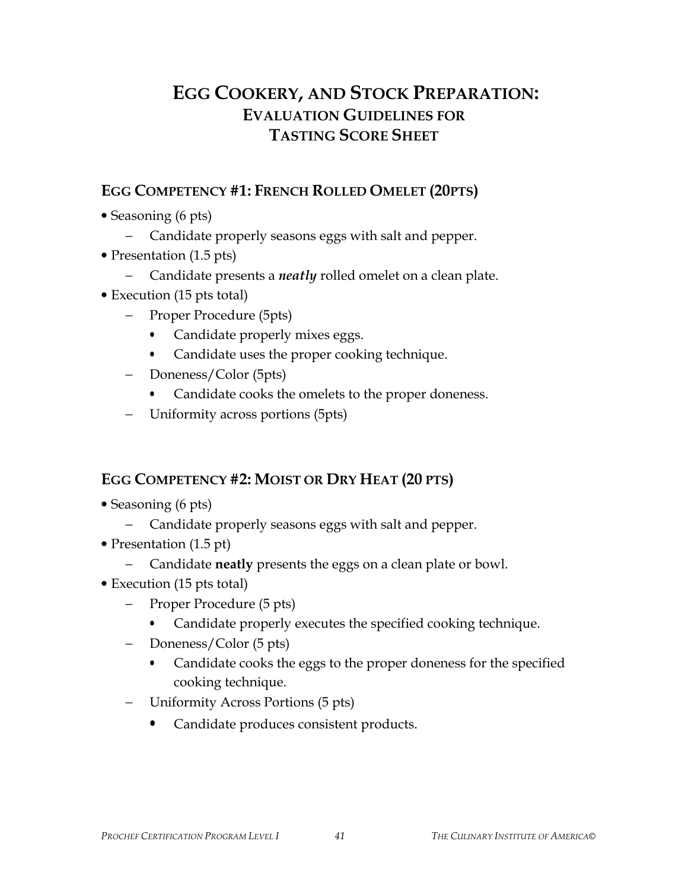# EGG COOKERY, AND STOCK PREPARATION:
## EVALUATION GUIDELINES FOR TASTING SCORE SHEET

### EGG COMPETENCY #1: FRENCH ROLLED OMELET (20PTS)

- Seasoning (6 pts)
  - Candidate properly seasons eggs with salt and pepper.
- Presentation (1.5 pts)
  - Candidate presents a ***neatly*** rolled omelet on a clean plate.
- Execution (15 pts total)
  - Proper Procedure (5pts)
    - Candidate properly mixes eggs.
    - Candidate uses the proper cooking technique.
  - Doneness/Color (5pts)
    - Candidate cooks the omelets to the proper doneness.
  - Uniformity across portions (5pts)

### EGG COMPETENCY #2: MOIST OR DRY HEAT (20 PTS)

- Seasoning (6 pts)
  - Candidate properly seasons eggs with salt and pepper.
- Presentation (1.5 pt)
  - Candidate **neatly** presents the eggs on a clean plate or bowl.
- Execution (15 pts total)
  - Proper Procedure (5 pts)
    - Candidate properly executes the specified cooking technique.
  - Doneness/Color (5 pts)
    - Candidate cooks the eggs to the proper doneness for the specified cooking technique.
  - Uniformity Across Portions (5 pts)
    - Candidate produces consistent products.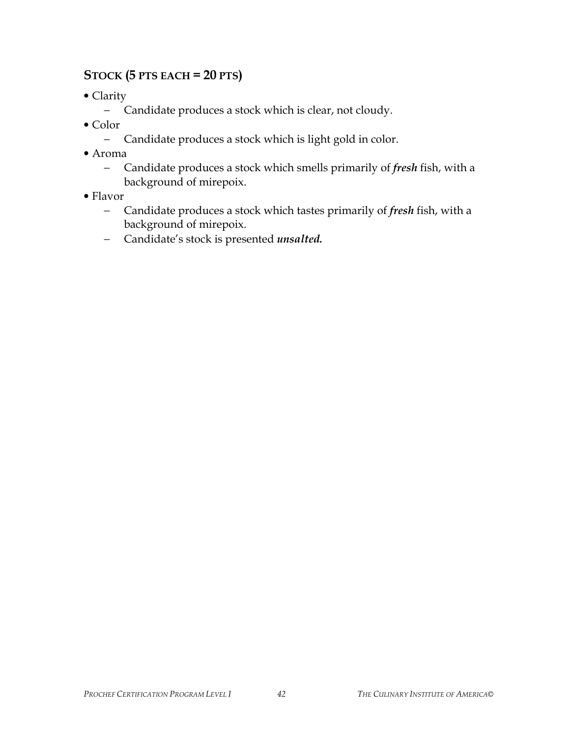## STOCK (5 PTS EACH = 20 PTS)

- Clarity
  - Candidate produces a stock which is clear, not cloudy.
- Color
  - Candidate produces a stock which is light gold in color.
- Aroma
  - Candidate produces a stock which smells primarily of ***fresh*** fish, with a background of mirepoix.
- Flavor
  - Candidate produces a stock which tastes primarily of ***fresh*** fish, with a background of mirepoix.
  - Candidate's stock is presented ***unsalted.***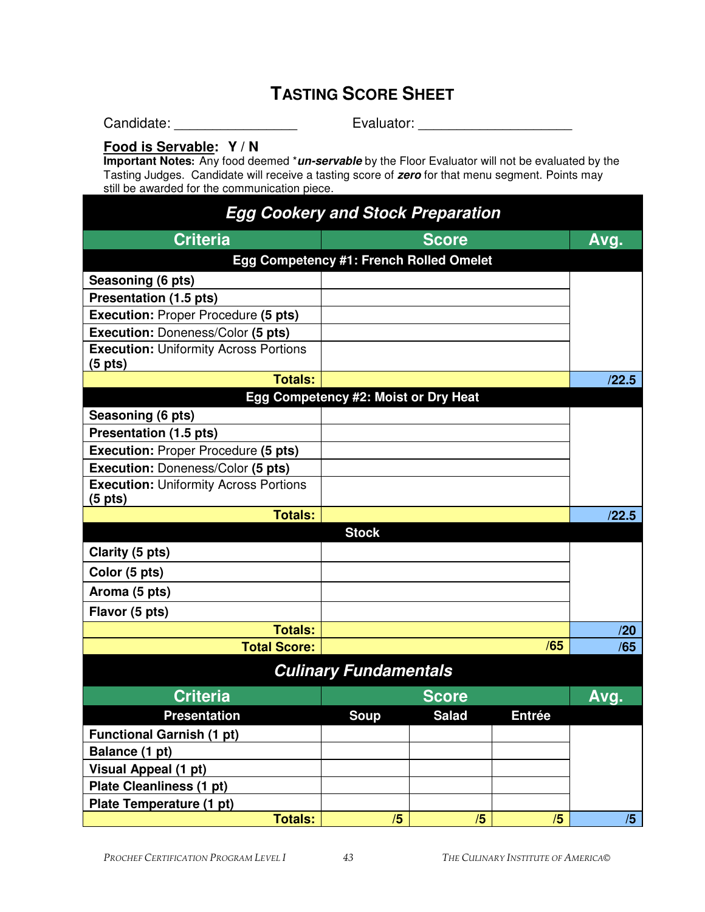# TASTING SCORE SHEET

Candidate: ________________ Evaluator: ____________________

**Food is Servable: Y / N**

**Important Notes:** Any food deemed ****un-servable*** by the Floor Evaluator will not be evaluated by the Tasting Judges. Candidate will receive a tasting score of ***zero*** for that menu segment. Points may still be awarded for the communication piece.

## Egg Cookery and Stock Preparation

| Criteria | Score | Avg. |
|---|---|---|
| **Egg Competency #1: French Rolled Omelet** | | |
| **Seasoning (6 pts)** | | |
| **Presentation (1.5 pts)** | | |
| **Execution:** Proper Procedure **(5 pts)** | | |
| **Execution:** Doneness/Color **(5 pts)** | | |
| **Execution:** Uniformity Across Portions **(5 pts)** | | |
| **Totals:** | | **/22.5** |
| **Egg Competency #2: Moist or Dry Heat** | | |
| **Seasoning (6 pts)** | | |
| **Presentation (1.5 pts)** | | |
| **Execution:** Proper Procedure **(5 pts)** | | |
| **Execution:** Doneness/Color **(5 pts)** | | |
| **Execution:** Uniformity Across Portions **(5 pts)** | | |
| **Totals:** | | **/22.5** |
| **Stock** | | |
| **Clarity (5 pts)** | | |
| **Color (5 pts)** | | |
| **Aroma (5 pts)** | | |
| **Flavor (5 pts)** | | |
| **Totals:** | | **/20** |
| **Total Score:** | **/65** | **/65** |

## Culinary Fundamentals

| Criteria | Score | | | Avg. |
|---|---|---|---|---|
| **Presentation** | **Soup** | **Salad** | **Entrée** | |
| **Functional Garnish (1 pt)** | | | | |
| **Balance (1 pt)** | | | | |
| **Visual Appeal (1 pt)** | | | | |
| **Plate Cleanliness (1 pt)** | | | | |
| **Plate Temperature (1 pt)** | | | | |
| **Totals:** | **/5** | **/5** | **/5** | **/5** |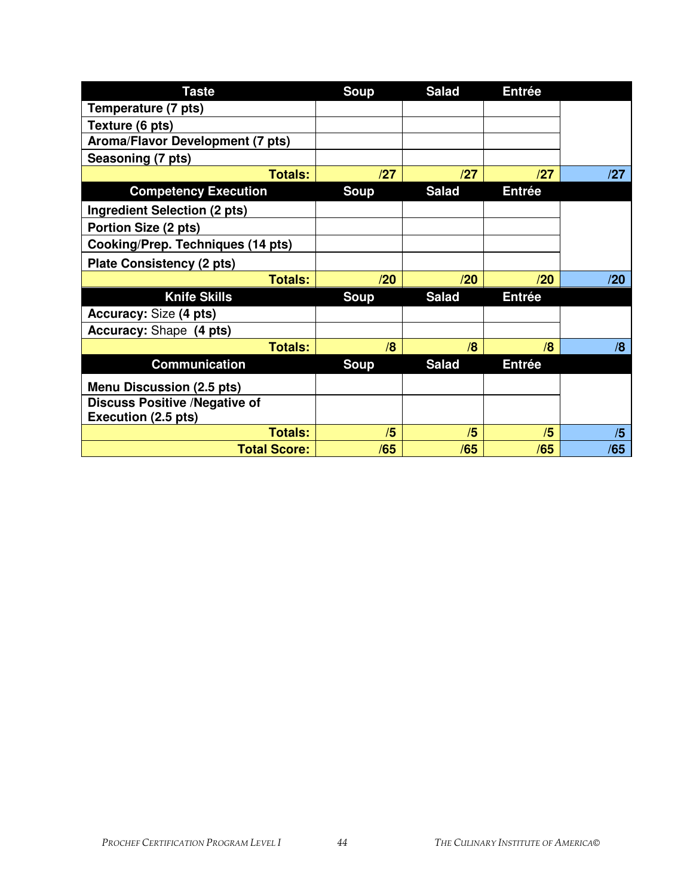| Taste | Soup | Salad | Entrée | |
|---|---|---|---|---|
| Temperature (7 pts) | | | | |
| Texture (6 pts) | | | | |
| Aroma/Flavor Development (7 pts) | | | | |
| Seasoning (7 pts) | | | | |
| **Totals:** | /27 | /27 | /27 | /27 |
| **Competency Execution** | **Soup** | **Salad** | **Entrée** | |
| Ingredient Selection (2 pts) | | | | |
| Portion Size (2 pts) | | | | |
| Cooking/Prep. Techniques (14 pts) | | | | |
| Plate Consistency (2 pts) | | | | |
| **Totals:** | /20 | /20 | /20 | /20 |
| **Knife Skills** | **Soup** | **Salad** | **Entrée** | |
| **Accuracy:** Size **(4 pts)** | | | | |
| **Accuracy:** Shape **(4 pts)** | | | | |
| **Totals:** | /8 | /8 | /8 | /8 |
| **Communication** | **Soup** | **Salad** | **Entrée** | |
| Menu Discussion (2.5 pts) | | | | |
| Discuss Positive /Negative of Execution (2.5 pts) | | | | |
| **Totals:** | /5 | /5 | /5 | /5 |
| **Total Score:** | /65 | /65 | /65 | /65 |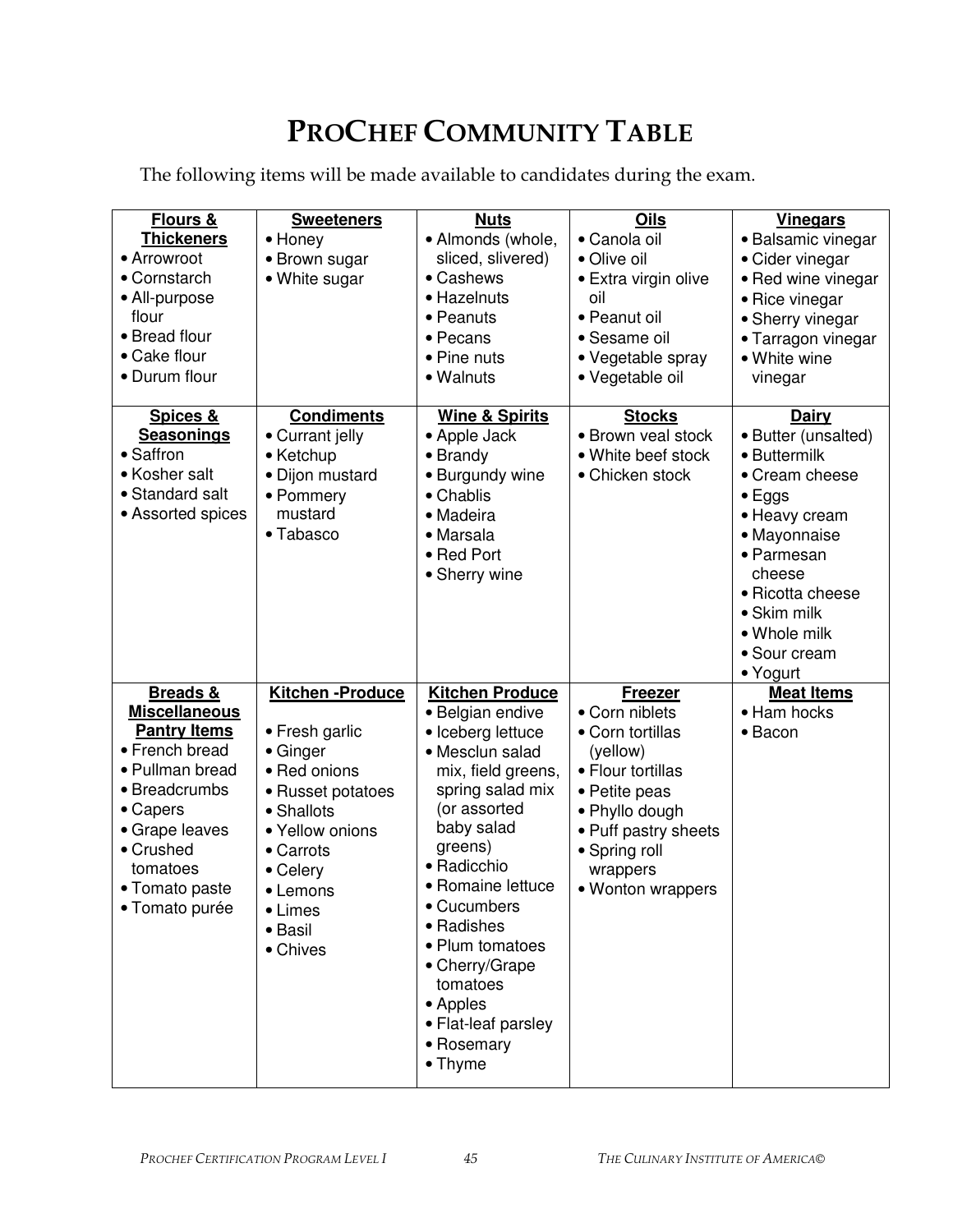# ProChef Community Table

The following items will be made available to candidates during the exam.

| Flours & Thickeners | Sweeteners | Nuts | Oils | Vinegars |
|---|---|---|---|---|
| • Arrowroot<br>• Cornstarch<br>• All-purpose flour<br>• Bread flour<br>• Cake flour<br>• Durum flour | • Honey<br>• Brown sugar<br>• White sugar | • Almonds (whole, sliced, slivered)<br>• Cashews<br>• Hazelnuts<br>• Peanuts<br>• Pecans<br>• Pine nuts<br>• Walnuts | • Canola oil<br>• Olive oil<br>• Extra virgin olive oil<br>• Peanut oil<br>• Sesame oil<br>• Vegetable spray<br>• Vegetable oil | • Balsamic vinegar<br>• Cider vinegar<br>• Red wine vinegar<br>• Rice vinegar<br>• Sherry vinegar<br>• Tarragon vinegar<br>• White wine vinegar |
| **Spices & Seasonings** | **Condiments** | **Wine & Spirits** | **Stocks** | **Dairy** |
| • Saffron<br>• Kosher salt<br>• Standard salt<br>• Assorted spices | • Currant jelly<br>• Ketchup<br>• Dijon mustard<br>• Pommery mustard<br>• Tabasco | • Apple Jack<br>• Brandy<br>• Burgundy wine<br>• Chablis<br>• Madeira<br>• Marsala<br>• Red Port<br>• Sherry wine | • Brown veal stock<br>• White beef stock<br>• Chicken stock | • Butter (unsalted)<br>• Buttermilk<br>• Cream cheese<br>• Eggs<br>• Heavy cream<br>• Mayonnaise<br>• Parmesan cheese<br>• Ricotta cheese<br>• Skim milk<br>• Whole milk<br>• Sour cream<br>• Yogurt |
| **Breads & Miscellaneous Pantry Items** | **Kitchen -Produce** | **Kitchen Produce** | **Freezer** | **Meat Items** |
| • French bread<br>• Pullman bread<br>• Breadcrumbs<br>• Capers<br>• Grape leaves<br>• Crushed tomatoes<br>• Tomato paste<br>• Tomato purée | • Fresh garlic<br>• Ginger<br>• Red onions<br>• Russet potatoes<br>• Shallots<br>• Yellow onions<br>• Carrots<br>• Celery<br>• Lemons<br>• Limes<br>• Basil<br>• Chives | • Belgian endive<br>• Iceberg lettuce<br>• Mesclun salad mix, field greens, spring salad mix (or assorted baby salad greens)<br>• Radicchio<br>• Romaine lettuce<br>• Cucumbers<br>• Radishes<br>• Plum tomatoes<br>• Cherry/Grape tomatoes<br>• Apples<br>• Flat-leaf parsley<br>• Rosemary<br>• Thyme | • Corn niblets<br>• Corn tortillas (yellow)<br>• Flour tortillas<br>• Petite peas<br>• Phyllo dough<br>• Puff pastry sheets<br>• Spring roll wrappers<br>• Wonton wrappers | • Ham hocks<br>• Bacon |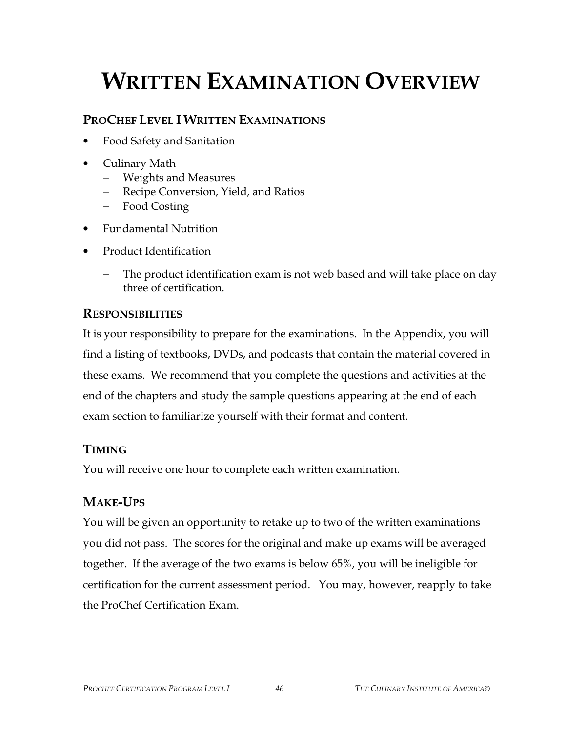# WRITTEN EXAMINATION OVERVIEW

## PROCHEF LEVEL I WRITTEN EXAMINATIONS

- Food Safety and Sanitation
- Culinary Math
  - Weights and Measures
  - Recipe Conversion, Yield, and Ratios
  - Food Costing
- Fundamental Nutrition
- Product Identification
  - The product identification exam is not web based and will take place on day three of certification.

## RESPONSIBILITIES

It is your responsibility to prepare for the examinations. In the Appendix, you will find a listing of textbooks, DVDs, and podcasts that contain the material covered in these exams. We recommend that you complete the questions and activities at the end of the chapters and study the sample questions appearing at the end of each exam section to familiarize yourself with their format and content.

## TIMING

You will receive one hour to complete each written examination.

## MAKE-UPS

You will be given an opportunity to retake up to two of the written examinations you did not pass. The scores for the original and make up exams will be averaged together. If the average of the two exams is below 65%, you will be ineligible for certification for the current assessment period. You may, however, reapply to take the ProChef Certification Exam.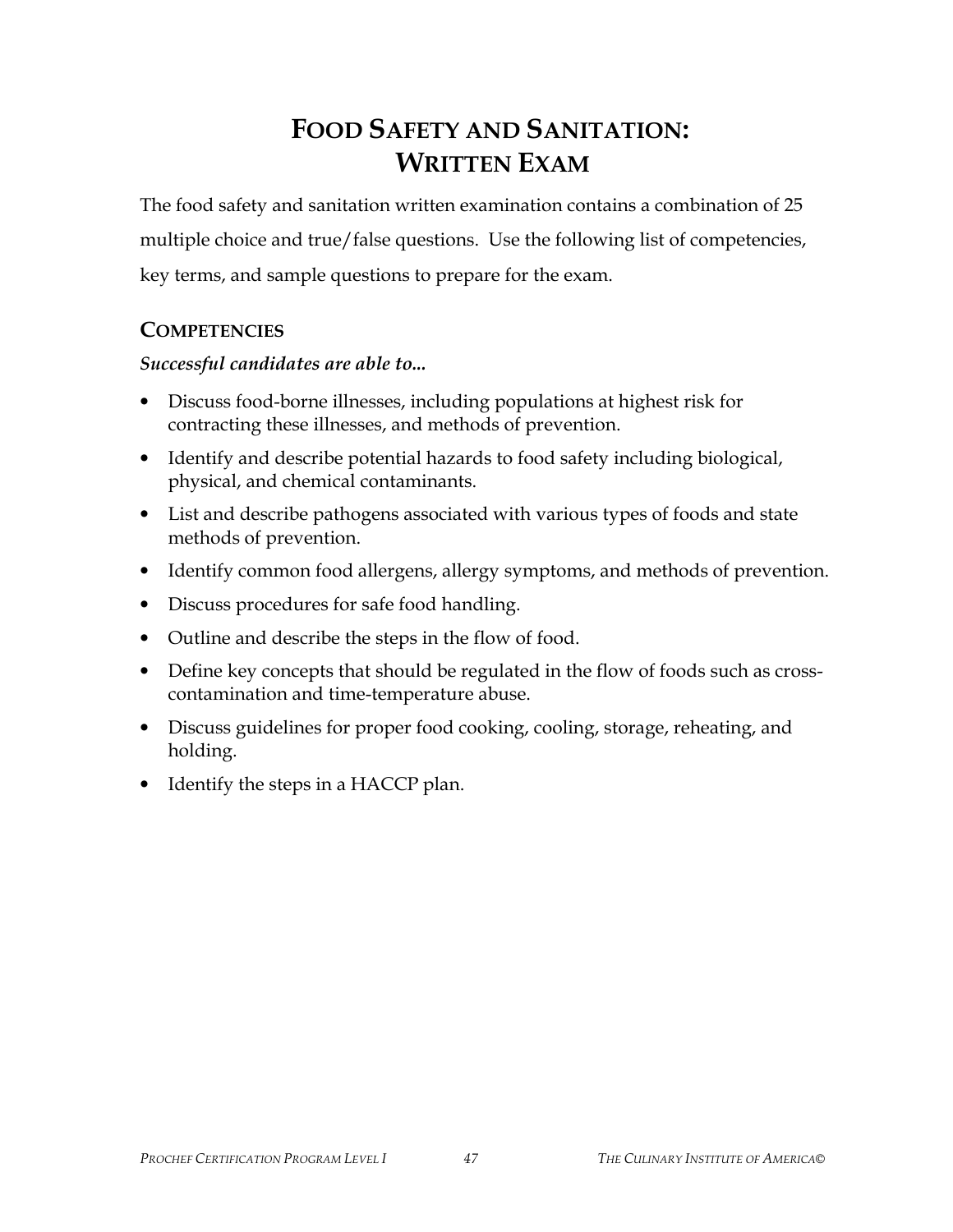# FOOD SAFETY AND SANITATION: WRITTEN EXAM

The food safety and sanitation written examination contains a combination of 25 multiple choice and true/false questions. Use the following list of competencies, key terms, and sample questions to prepare for the exam.

## COMPETENCIES

***Successful candidates are able to...***

- Discuss food-borne illnesses, including populations at highest risk for contracting these illnesses, and methods of prevention.
- Identify and describe potential hazards to food safety including biological, physical, and chemical contaminants.
- List and describe pathogens associated with various types of foods and state methods of prevention.
- Identify common food allergens, allergy symptoms, and methods of prevention.
- Discuss procedures for safe food handling.
- Outline and describe the steps in the flow of food.
- Define key concepts that should be regulated in the flow of foods such as cross-contamination and time-temperature abuse.
- Discuss guidelines for proper food cooking, cooling, storage, reheating, and holding.
- Identify the steps in a HACCP plan.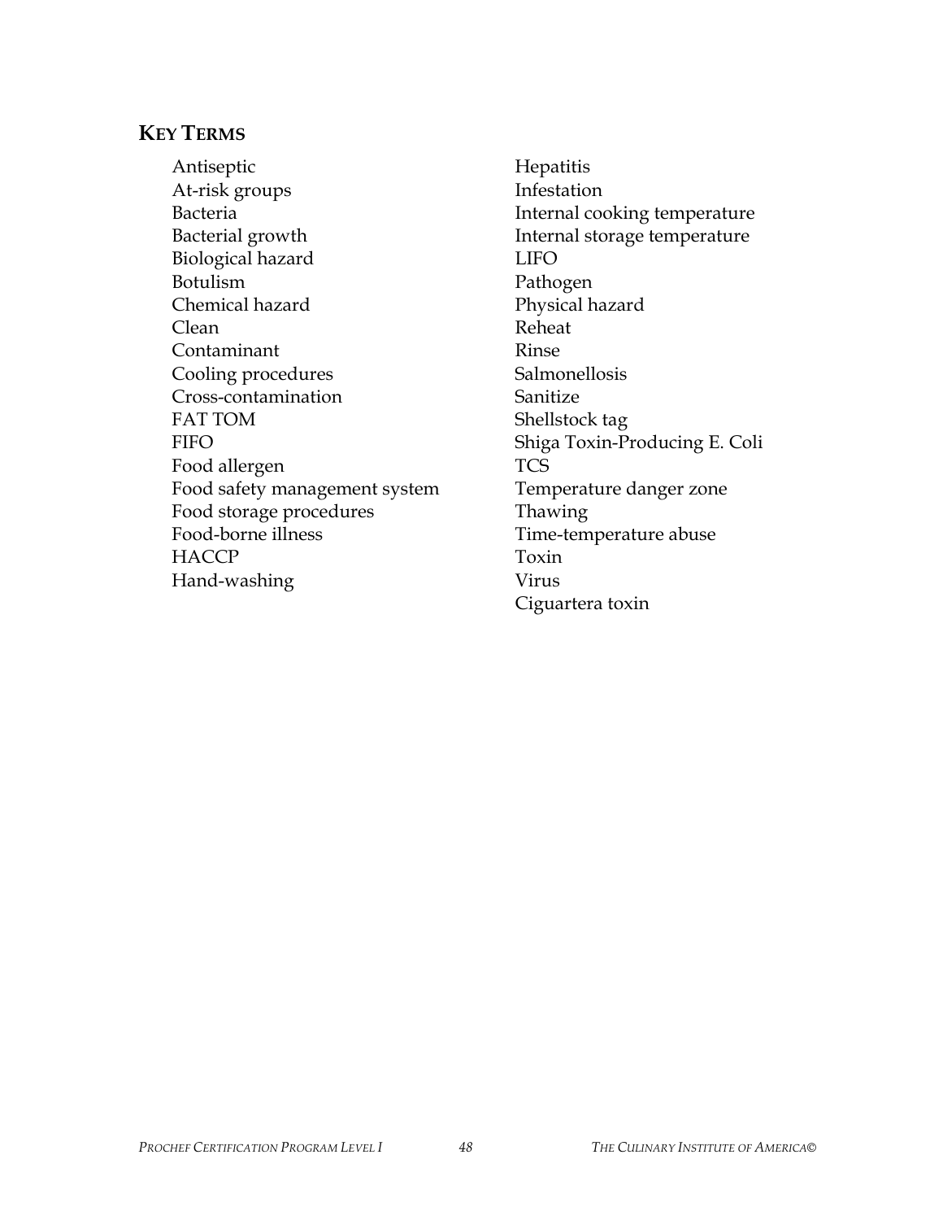## KEY TERMS

- Antiseptic
- At-risk groups
- Bacteria
- Bacterial growth
- Biological hazard
- Botulism
- Chemical hazard
- Clean
- Contaminant
- Cooling procedures
- Cross-contamination
- FAT TOM
- FIFO
- Food allergen
- Food safety management system
- Food storage procedures
- Food-borne illness
- HACCP
- Hand-washing
- Hepatitis
- Infestation
- Internal cooking temperature
- Internal storage temperature
- LIFO
- Pathogen
- Physical hazard
- Reheat
- Rinse
- Salmonellosis
- Sanitize
- Shellstock tag
- Shiga Toxin-Producing E. Coli
- TCS
- Temperature danger zone
- Thawing
- Time-temperature abuse
- Toxin
- Virus
- Ciguartera toxin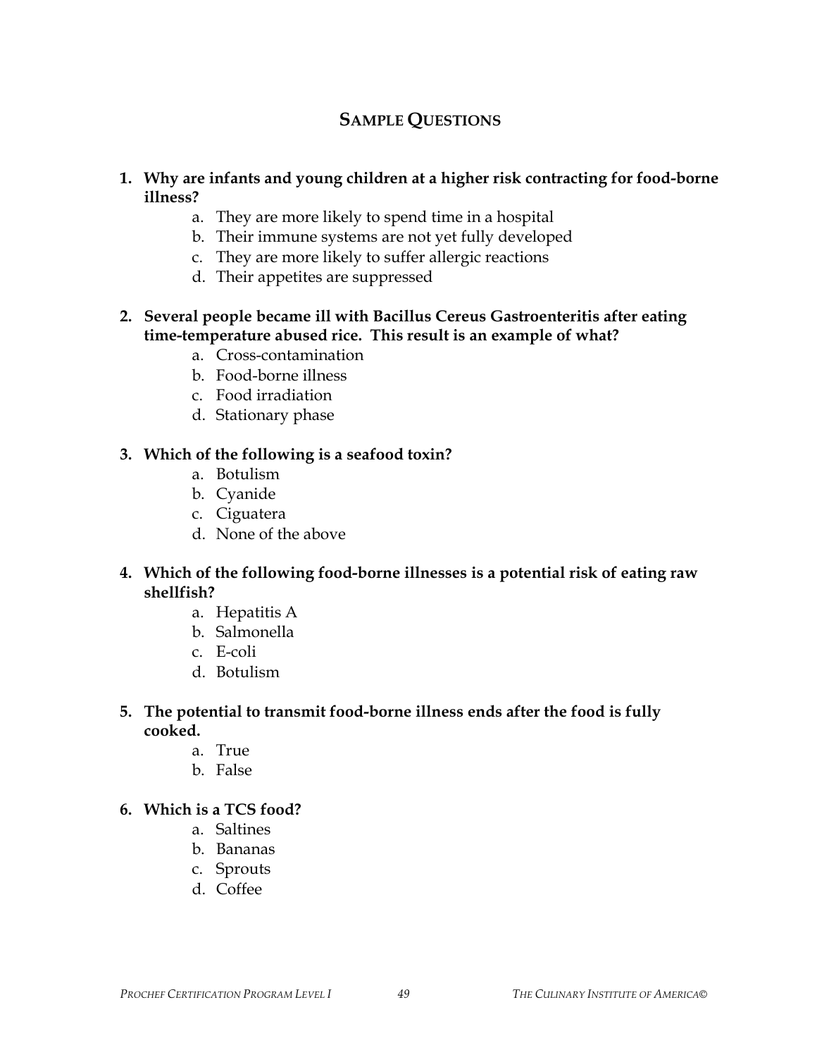## SAMPLE QUESTIONS

1. **Why are infants and young children at a higher risk contracting for food-borne illness?**
    a. They are more likely to spend time in a hospital
    b. Their immune systems are not yet fully developed
    c. They are more likely to suffer allergic reactions
    d. Their appetites are suppressed

2. **Several people became ill with Bacillus Cereus Gastroenteritis after eating time-temperature abused rice. This result is an example of what?**
    a. Cross-contamination
    b. Food-borne illness
    c. Food irradiation
    d. Stationary phase

3. **Which of the following is a seafood toxin?**
    a. Botulism
    b. Cyanide
    c. Ciguatera
    d. None of the above

4. **Which of the following food-borne illnesses is a potential risk of eating raw shellfish?**
    a. Hepatitis A
    b. Salmonella
    c. E-coli
    d. Botulism

5. **The potential to transmit food-borne illness ends after the food is fully cooked.**
    a. True
    b. False

6. **Which is a TCS food?**
    a. Saltines
    b. Bananas
    c. Sprouts
    d. Coffee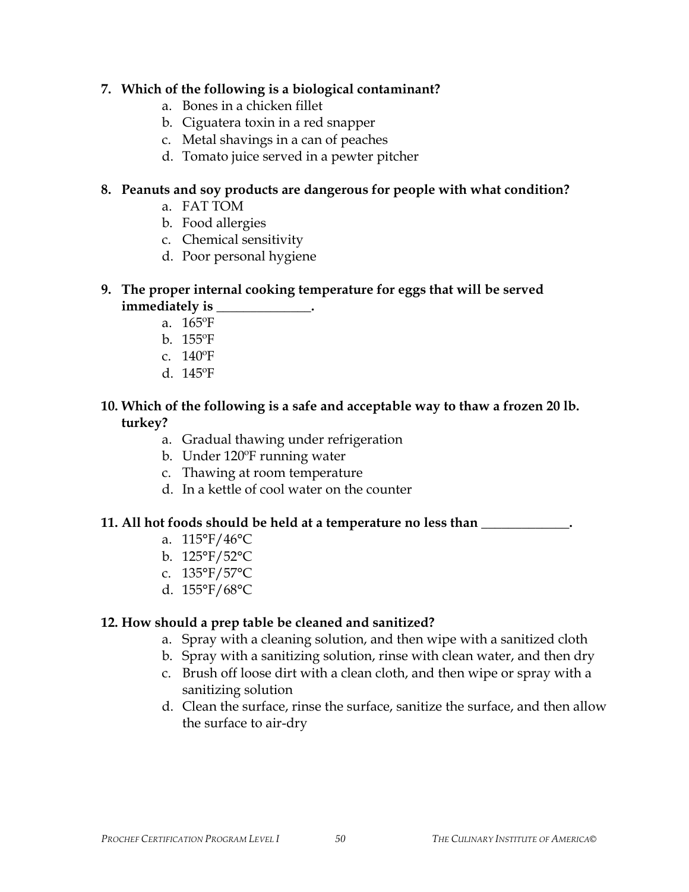**7. Which of the following is a biological contaminant?**

a. Bones in a chicken fillet
b. Ciguatera toxin in a red snapper
c. Metal shavings in a can of peaches
d. Tomato juice served in a pewter pitcher

**8. Peanuts and soy products are dangerous for people with what condition?**

a. FAT TOM
b. Food allergies
c. Chemical sensitivity
d. Poor personal hygiene

**9. The proper internal cooking temperature for eggs that will be served immediately is ______________.**

a. 165ºF
b. 155ºF
c. 140ºF
d. 145ºF

**10. Which of the following is a safe and acceptable way to thaw a frozen 20 lb. turkey?**

a. Gradual thawing under refrigeration
b. Under 120ºF running water
c. Thawing at room temperature
d. In a kettle of cool water on the counter

**11. All hot foods should be held at a temperature no less than _____________.**

a. 115°F/46°C
b. 125°F/52°C
c. 135°F/57°C
d. 155°F/68°C

**12. How should a prep table be cleaned and sanitized?**

a. Spray with a cleaning solution, and then wipe with a sanitized cloth
b. Spray with a sanitizing solution, rinse with clean water, and then dry
c. Brush off loose dirt with a clean cloth, and then wipe or spray with a sanitizing solution
d. Clean the surface, rinse the surface, sanitize the surface, and then allow the surface to air-dry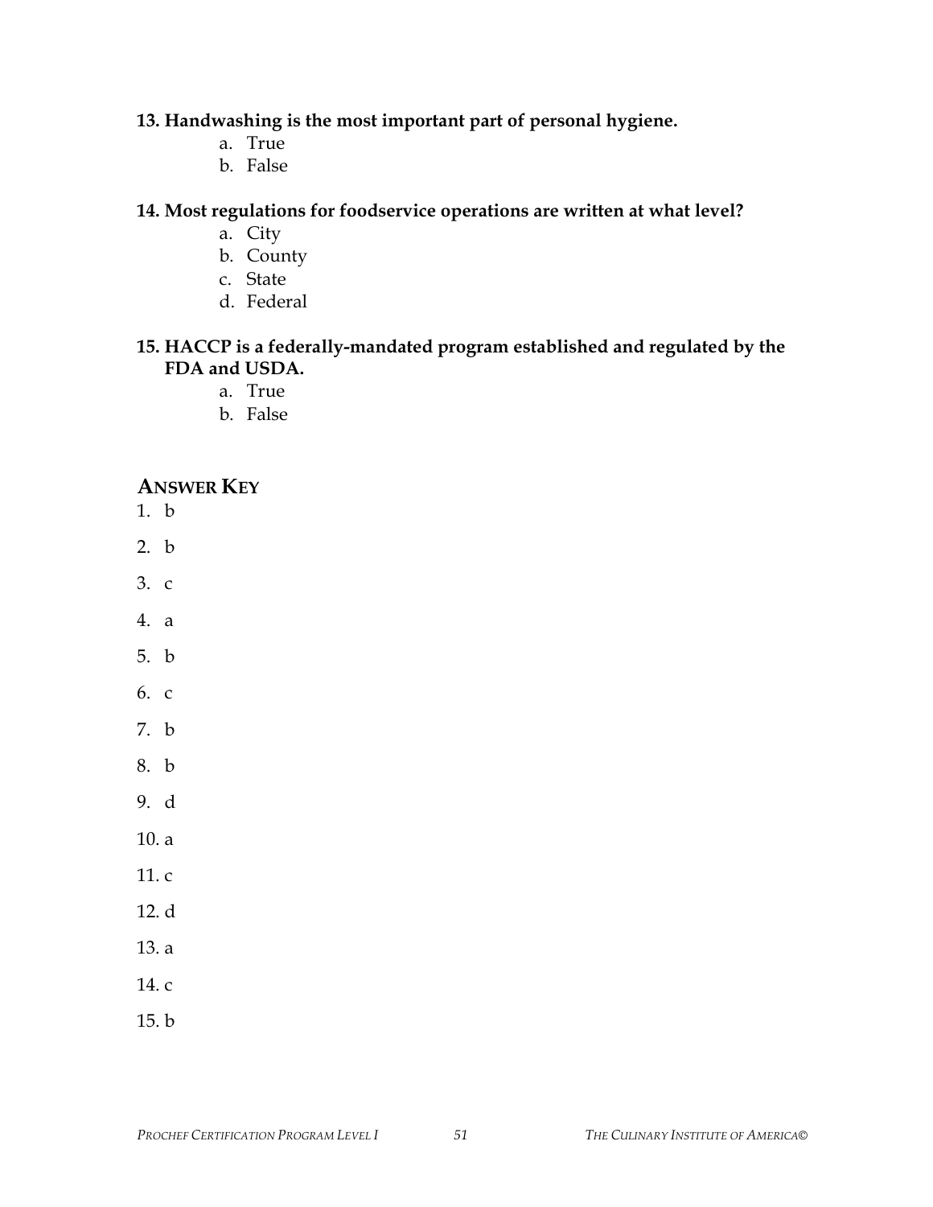**13. Handwashing is the most important part of personal hygiene.**

a. True
b. False

**14. Most regulations for foodservice operations are written at what level?**

a. City
b. County
c. State
d. Federal

**15. HACCP is a federally-mandated program established and regulated by the FDA and USDA.**

a. True
b. False

## ANSWER KEY

1. b
2. b
3. c
4. a
5. b
6. c
7. b
8. b
9. d
10. a
11. c
12. d
13. a
14. c
15. b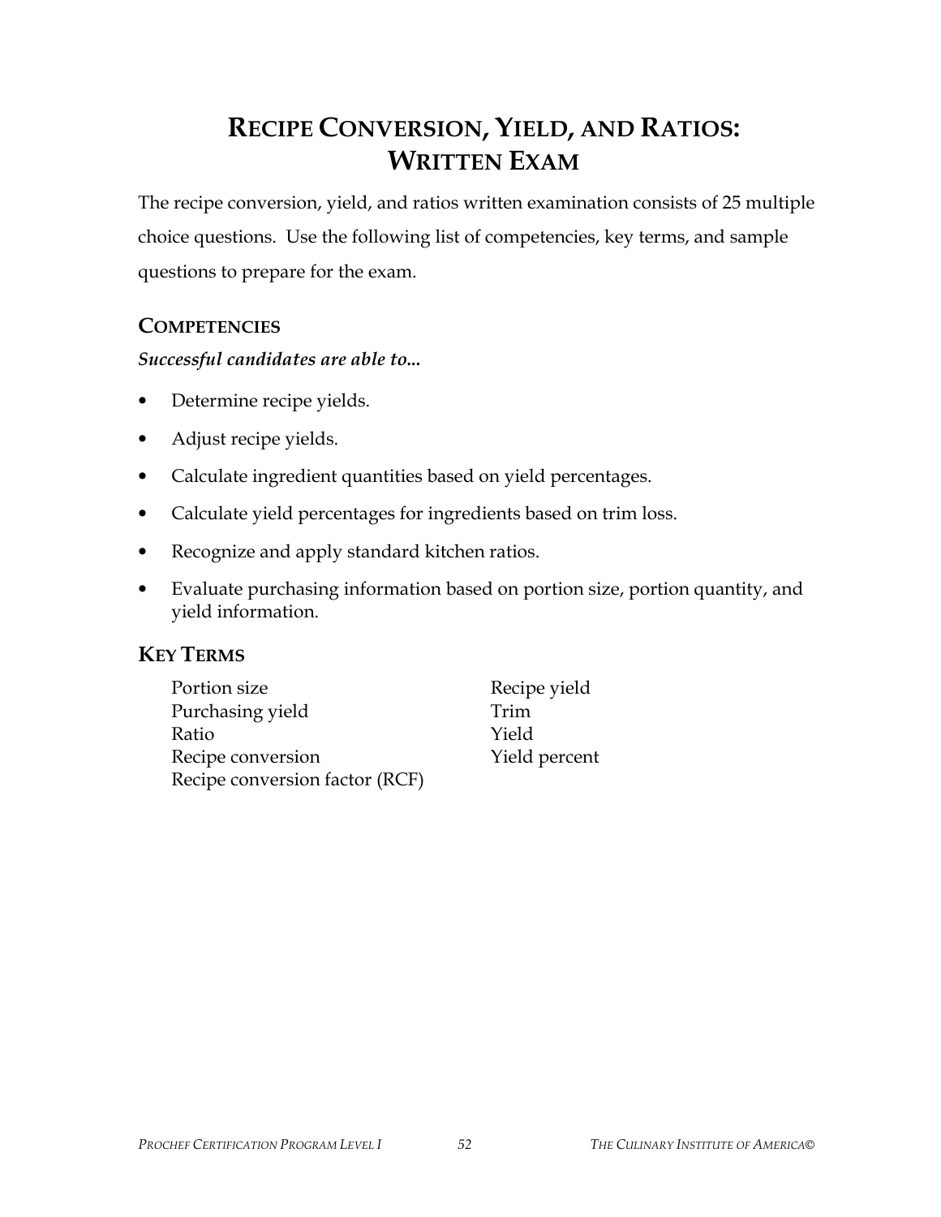# RECIPE CONVERSION, YIELD, AND RATIOS: WRITTEN EXAM

The recipe conversion, yield, and ratios written examination consists of 25 multiple choice questions. Use the following list of competencies, key terms, and sample questions to prepare for the exam.

## COMPETENCIES

***Successful candidates are able to...***

- Determine recipe yields.
- Adjust recipe yields.
- Calculate ingredient quantities based on yield percentages.
- Calculate yield percentages for ingredients based on trim loss.
- Recognize and apply standard kitchen ratios.
- Evaluate purchasing information based on portion size, portion quantity, and yield information.

## KEY TERMS

Portion size
Purchasing yield
Ratio
Recipe conversion
Recipe conversion factor (RCF)
Recipe yield
Trim
Yield
Yield percent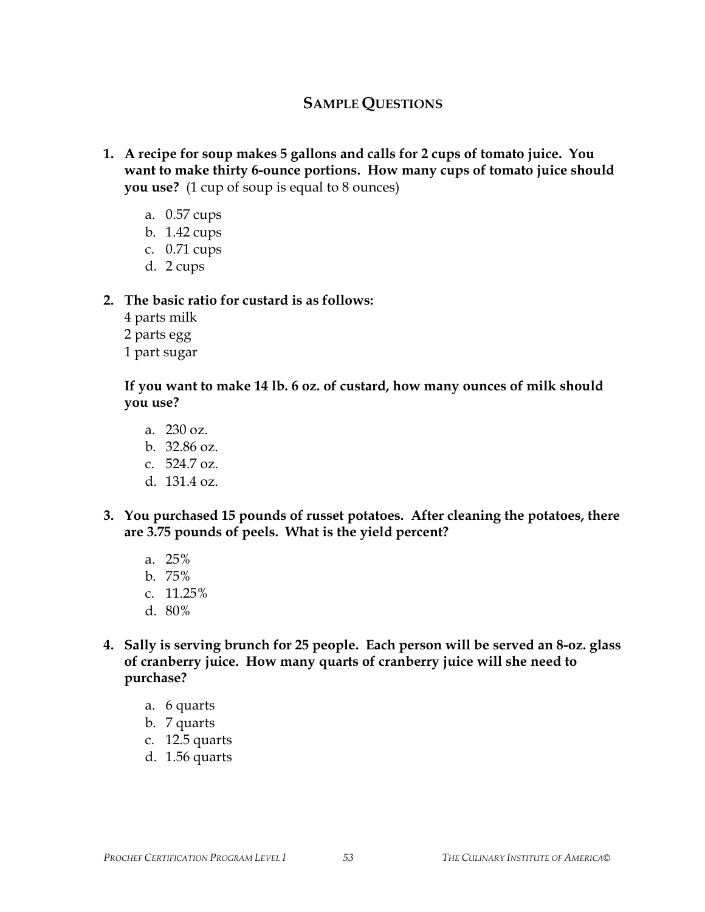## Sample Questions

1. **A recipe for soup makes 5 gallons and calls for 2 cups of tomato juice. You want to make thirty 6-ounce portions. How many cups of tomato juice should you use?** (1 cup of soup is equal to 8 ounces)

   a. 0.57 cups
   b. 1.42 cups
   c. 0.71 cups
   d. 2 cups

2. **The basic ratio for custard is as follows:**
   4 parts milk
   2 parts egg
   1 part sugar

   **If you want to make 14 lb. 6 oz. of custard, how many ounces of milk should you use?**

   a. 230 oz.
   b. 32.86 oz.
   c. 524.7 oz.
   d. 131.4 oz.

3. **You purchased 15 pounds of russet potatoes. After cleaning the potatoes, there are 3.75 pounds of peels. What is the yield percent?**

   a. 25%
   b. 75%
   c. 11.25%
   d. 80%

4. **Sally is serving brunch for 25 people. Each person will be served an 8-oz. glass of cranberry juice. How many quarts of cranberry juice will she need to purchase?**

   a. 6 quarts
   b. 7 quarts
   c. 12.5 quarts
   d. 1.56 quarts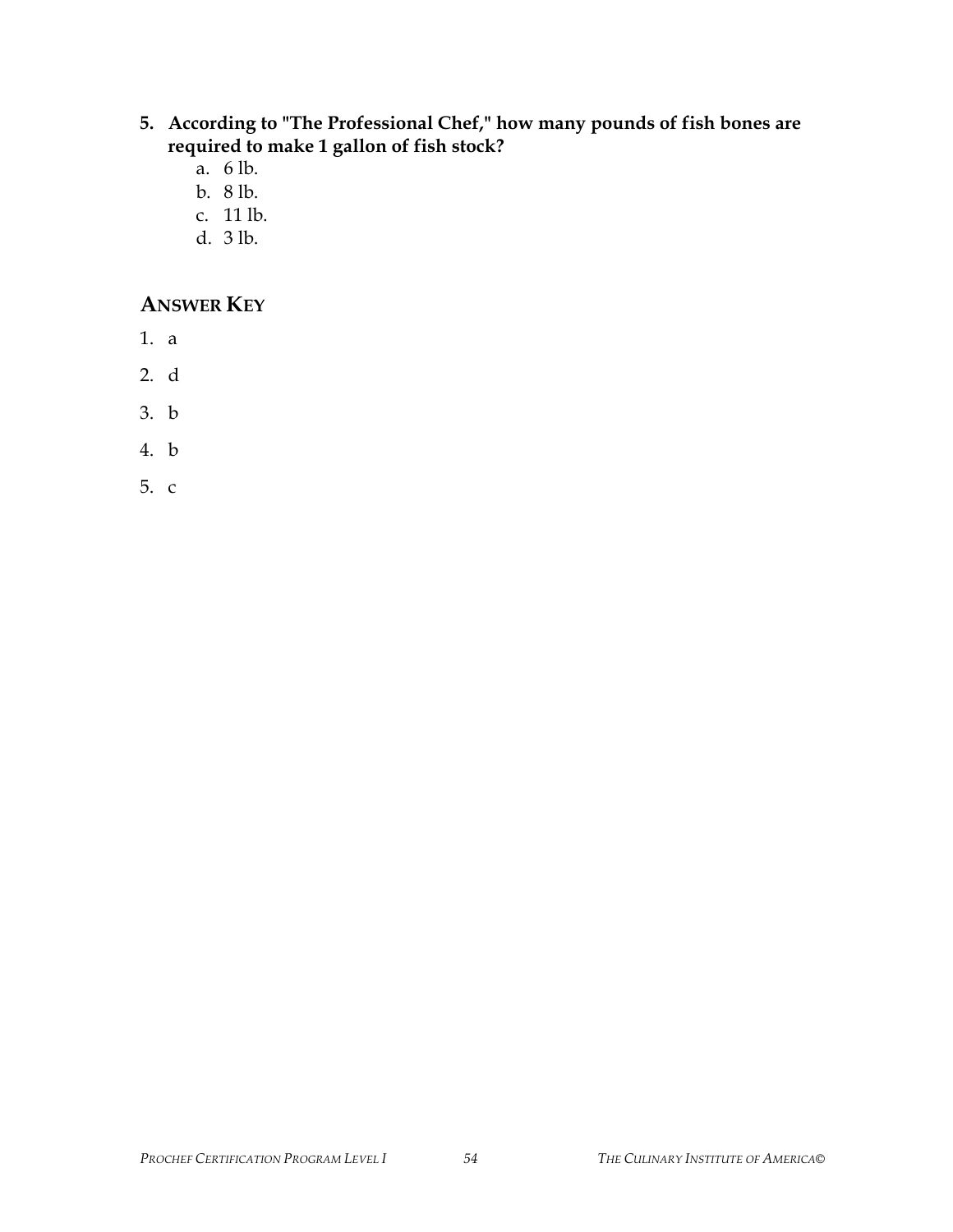**5. According to "The Professional Chef," how many pounds of fish bones are required to make 1 gallon of fish stock?**

a. 6 lb.
b. 8 lb.
c. 11 lb.
d. 3 lb.

## ANSWER KEY

1. a
2. d
3. b
4. b
5. c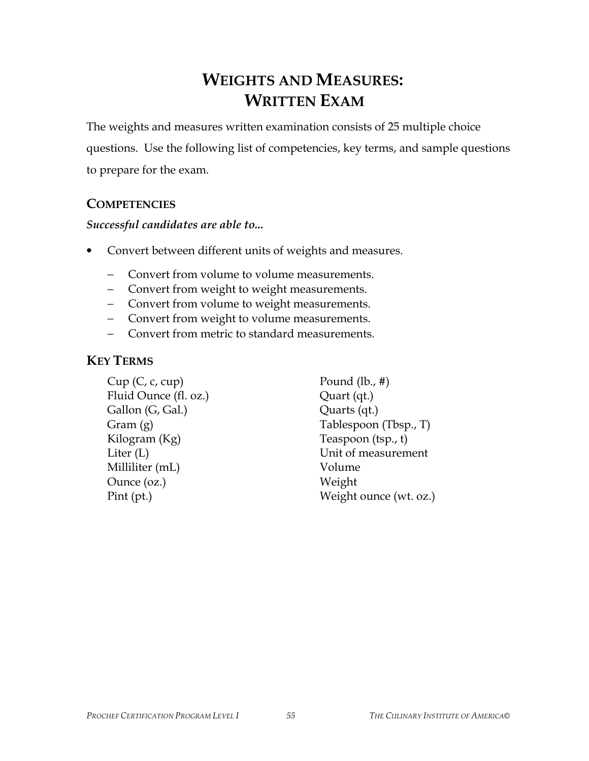# WEIGHTS AND MEASURES: WRITTEN EXAM

The weights and measures written examination consists of 25 multiple choice questions. Use the following list of competencies, key terms, and sample questions to prepare for the exam.

## COMPETENCIES

***Successful candidates are able to...***

- Convert between different units of weights and measures.
  - Convert from volume to volume measurements.
  - Convert from weight to weight measurements.
  - Convert from volume to weight measurements.
  - Convert from weight to volume measurements.
  - Convert from metric to standard measurements.

## KEY TERMS

Cup (C, c, cup)
Fluid Ounce (fl. oz.)
Gallon (G, Gal.)
Gram (g)
Kilogram (Kg)
Liter (L)
Milliliter (mL)
Ounce (oz.)
Pint (pt.)
Pound (lb., #)
Quart (qt.)
Quarts (qt.)
Tablespoon (Tbsp., T)
Teaspoon (tsp., t)
Unit of measurement
Volume
Weight
Weight ounce (wt. oz.)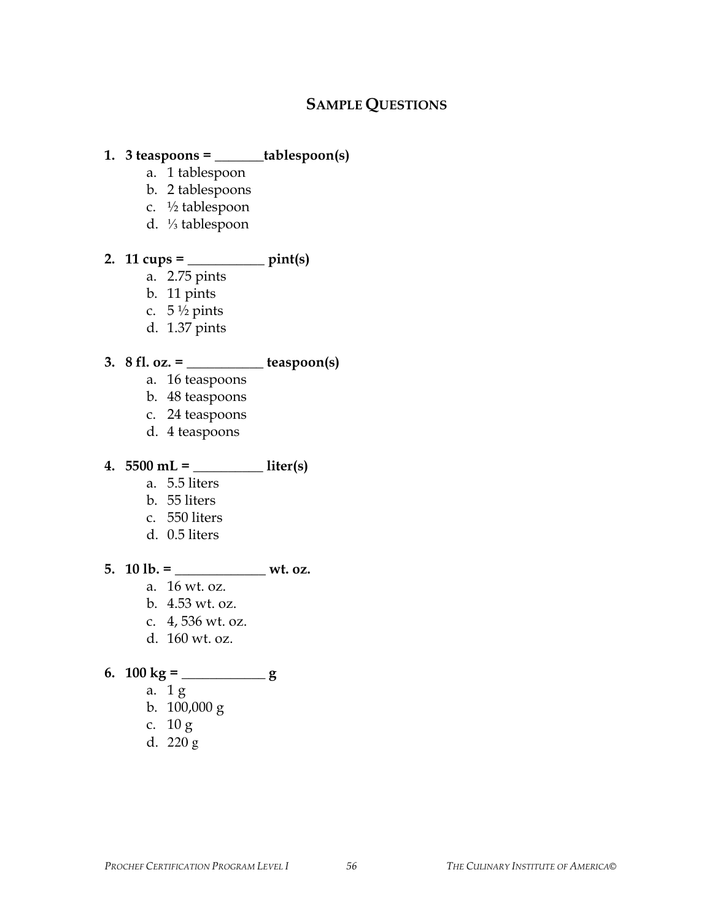## Sample Questions

1. **3 teaspoons = _______tablespoon(s)**
    a. 1 tablespoon
    b. 2 tablespoons
    c. ½ tablespoon
    d. ⅓ tablespoon

2. **11 cups = ___________ pint(s)**
    a. 2.75 pints
    b. 11 pints
    c. 5 ½ pints
    d. 1.37 pints

3. **8 fl. oz. = ___________ teaspoon(s)**
    a. 16 teaspoons
    b. 48 teaspoons
    c. 24 teaspoons
    d. 4 teaspoons

4. **5500 mL = __________ liter(s)**
    a. 5.5 liters
    b. 55 liters
    c. 550 liters
    d. 0.5 liters

5. **10 lb. = _____________ wt. oz.**
    a. 16 wt. oz.
    b. 4.53 wt. oz.
    c. 4, 536 wt. oz.
    d. 160 wt. oz.

6. **100 kg = ____________ g**
    a. 1 g
    b. 100,000 g
    c. 10 g
    d. 220 g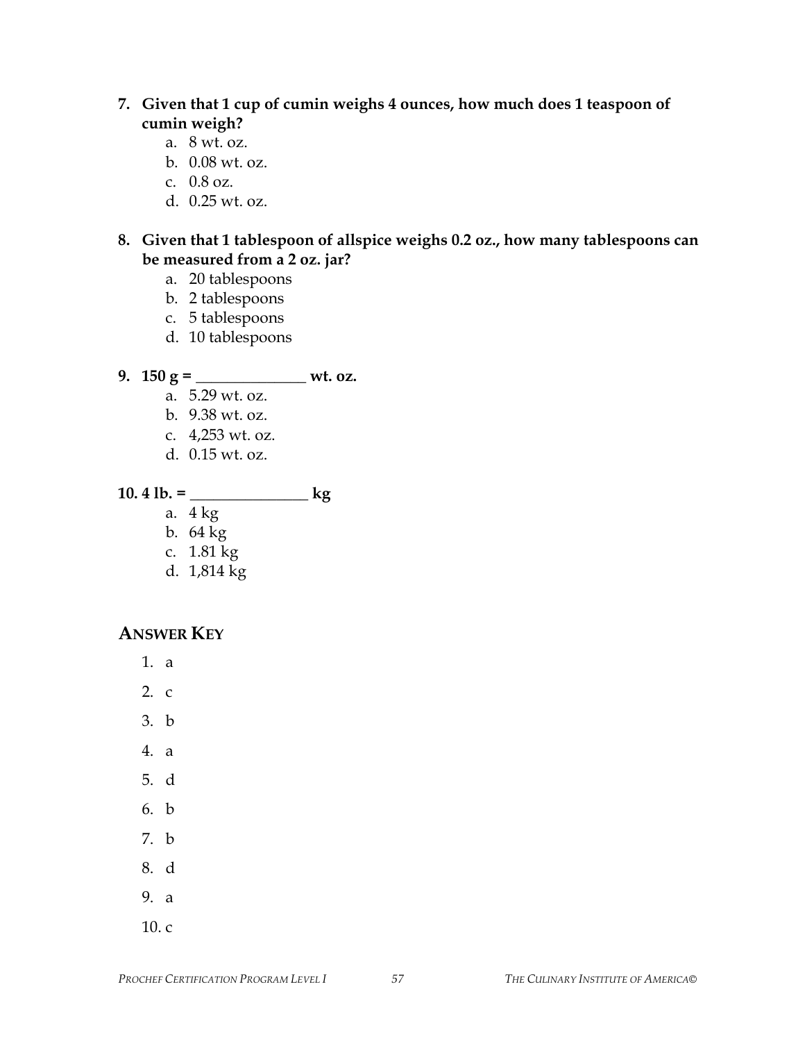7. **Given that 1 cup of cumin weighs 4 ounces, how much does 1 teaspoon of cumin weigh?**
   a. 8 wt. oz.
   b. 0.08 wt. oz.
   c. 0.8 oz.
   d. 0.25 wt. oz.

8. **Given that 1 tablespoon of allspice weighs 0.2 oz., how many tablespoons can be measured from a 2 oz. jar?**
   a. 20 tablespoons
   b. 2 tablespoons
   c. 5 tablespoons
   d. 10 tablespoons

9. **150 g = _______________ wt. oz.**
   a. 5.29 wt. oz.
   b. 9.38 wt. oz.
   c. 4,253 wt. oz.
   d. 0.15 wt. oz.

10. **4 lb. = ________________ kg**
    a. 4 kg
    b. 64 kg
    c. 1.81 kg
    d. 1,814 kg

## Answer Key

1. a
2. c
3. b
4. a
5. d
6. b
7. b
8. d
9. a
10. c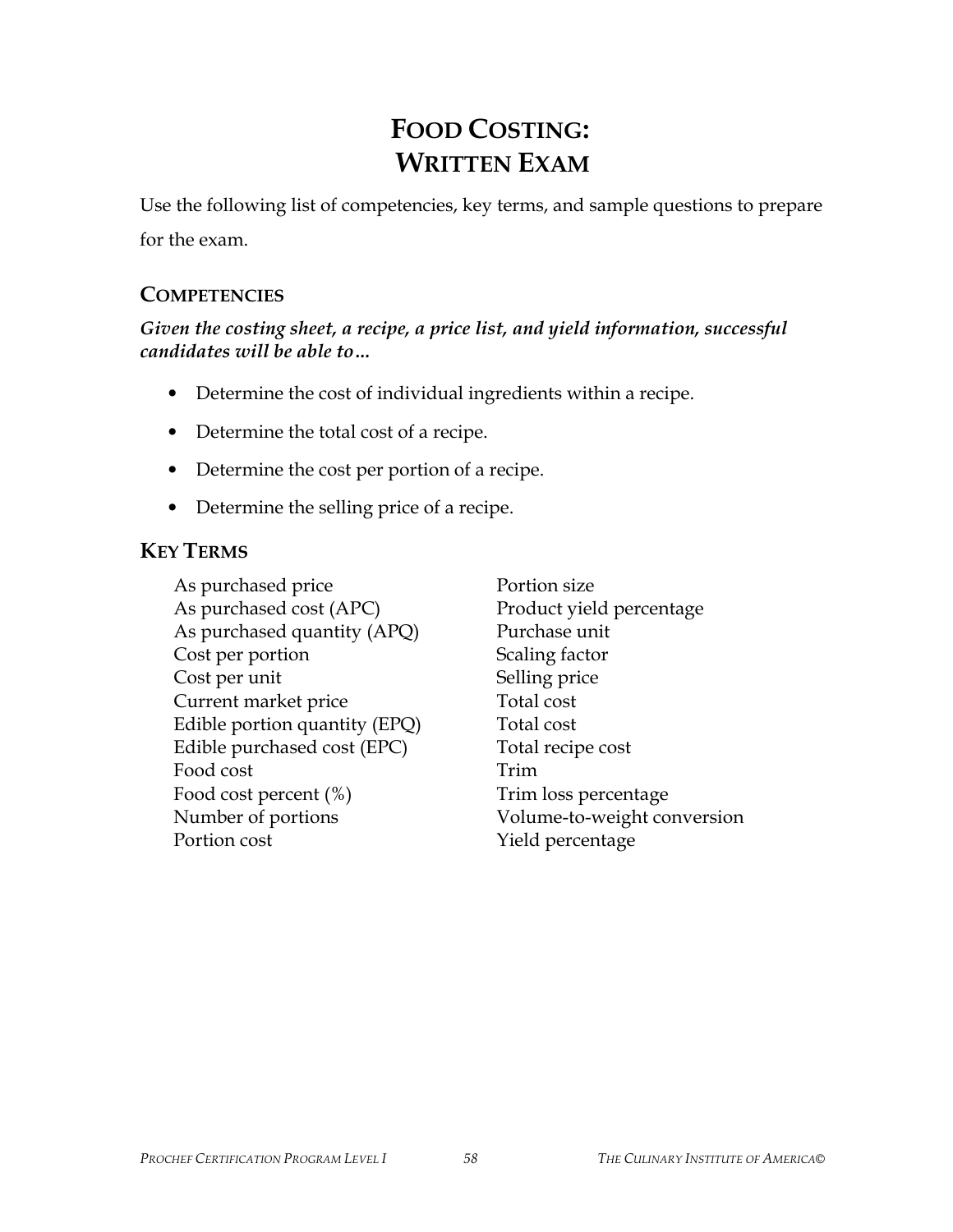# FOOD COSTING: WRITTEN EXAM

Use the following list of competencies, key terms, and sample questions to prepare for the exam.

## COMPETENCIES

***Given the costing sheet, a recipe, a price list, and yield information, successful candidates will be able to…***

- Determine the cost of individual ingredients within a recipe.
- Determine the total cost of a recipe.
- Determine the cost per portion of a recipe.
- Determine the selling price of a recipe.

## KEY TERMS

As purchased price
As purchased cost (APC)
As purchased quantity (APQ)
Cost per portion
Cost per unit
Current market price
Edible portion quantity (EPQ)
Edible purchased cost (EPC)
Food cost
Food cost percent (%)
Number of portions
Portion cost
Portion size
Product yield percentage
Purchase unit
Scaling factor
Selling price
Total cost
Total cost
Total recipe cost
Trim
Trim loss percentage
Volume-to-weight conversion
Yield percentage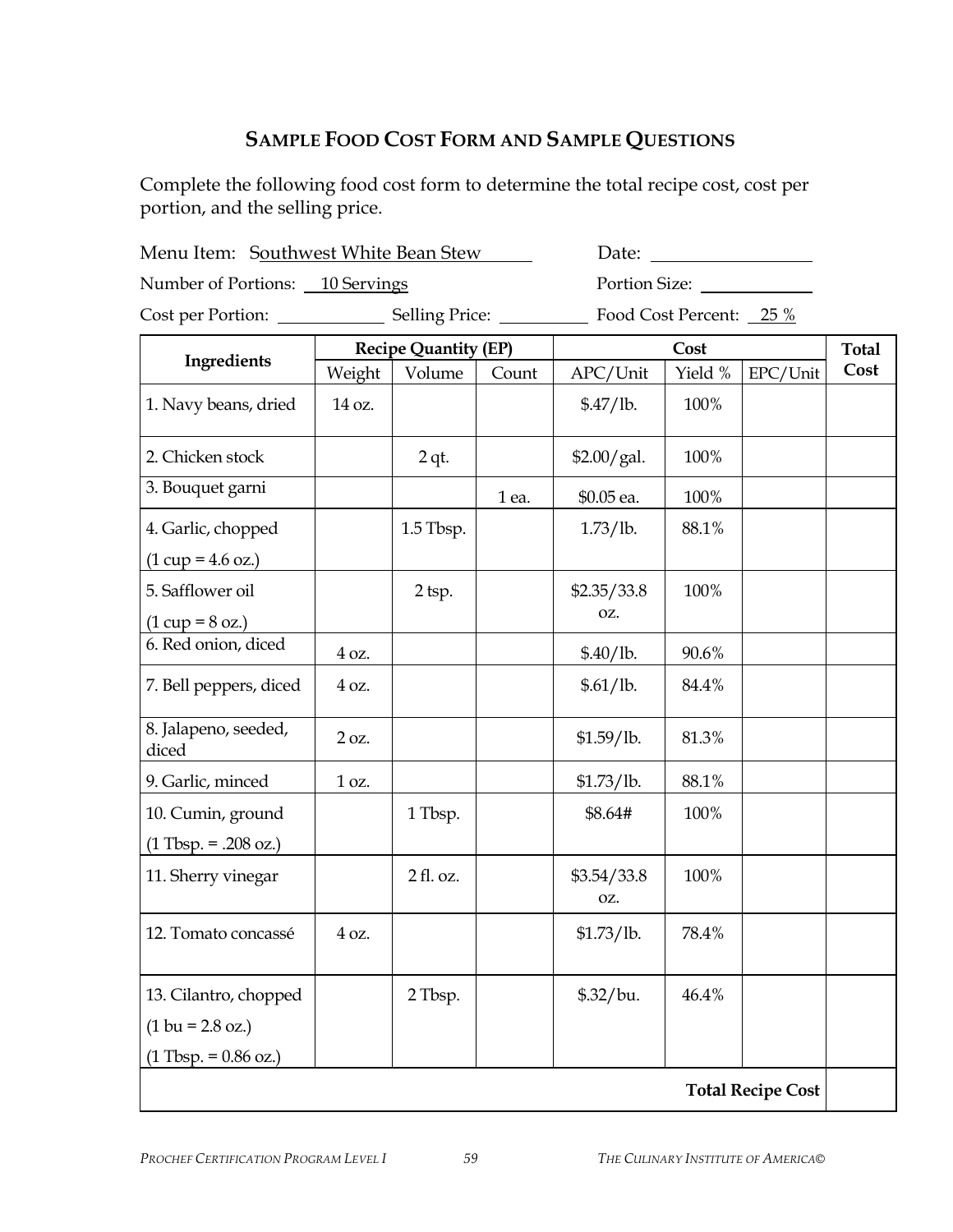## SAMPLE FOOD COST FORM AND SAMPLE QUESTIONS

Complete the following food cost form to determine the total recipe cost, cost per portion, and the selling price.

Menu Item: Southwest White Bean Stew　　　Date: ____________

Number of Portions: 10 Servings　　　Portion Size: ____________

Cost per Portion: ____________　Selling Price: ____________　Food Cost Percent: 25 %

| Ingredients | Recipe Quantity (EP) | | | Cost | | | Total Cost |
|---|---|---|---|---|---|---|---|
| | Weight | Volume | Count | APC/Unit | Yield % | EPC/Unit | |
| 1. Navy beans, dried | 14 oz. | | | $.47/lb. | 100% | | |
| 2. Chicken stock | | 2 qt. | | $2.00/gal. | 100% | | |
| 3. Bouquet garni | | | 1 ea. | $0.05 ea. | 100% | | |
| 4. Garlic, chopped (1 cup = 4.6 oz.) | | 1.5 Tbsp. | | 1.73/lb. | 88.1% | | |
| 5. Safflower oil (1 cup = 8 oz.) | | 2 tsp. | | $2.35/33.8 oz. | 100% | | |
| 6. Red onion, diced | 4 oz. | | | $.40/lb. | 90.6% | | |
| 7. Bell peppers, diced | 4 oz. | | | $.61/lb. | 84.4% | | |
| 8. Jalapeno, seeded, diced | 2 oz. | | | $1.59/lb. | 81.3% | | |
| 9. Garlic, minced | 1 oz. | | | $1.73/lb. | 88.1% | | |
| 10. Cumin, ground (1 Tbsp. = .208 oz.) | | 1 Tbsp. | | $8.64# | 100% | | |
| 11. Sherry vinegar | | 2 fl. oz. | | $3.54/33.8 oz. | 100% | | |
| 12. Tomato concassé | 4 oz. | | | $1.73/lb. | 78.4% | | |
| 13. Cilantro, chopped (1 bu = 2.8 oz.) (1 Tbsp. = 0.86 oz.) | | 2 Tbsp. | | $.32/bu. | 46.4% | | |
| | | | | | | **Total Recipe Cost** | |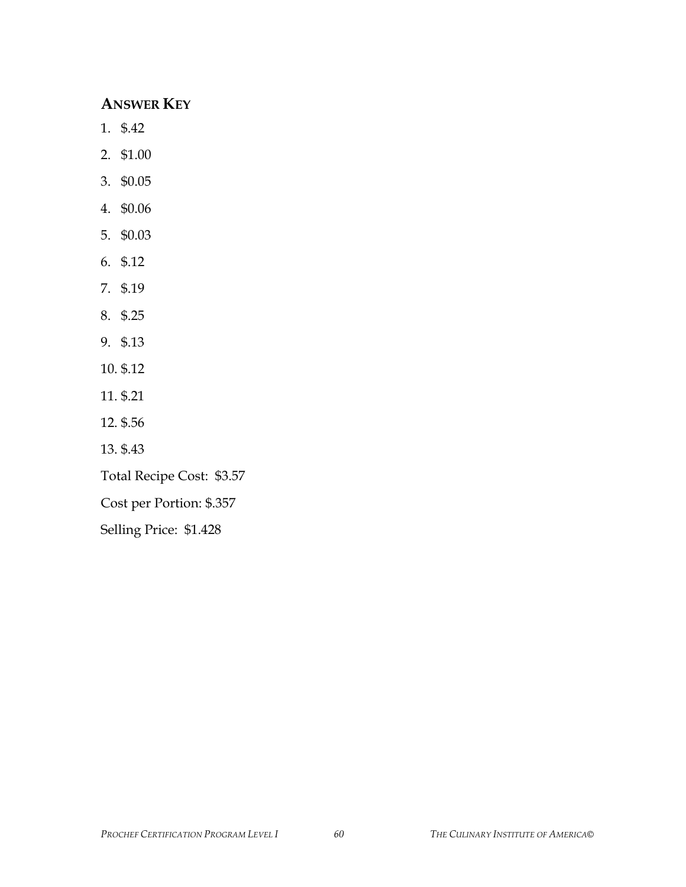## ANSWER KEY

1. $.42
2. $1.00
3. $0.05
4. $0.06
5. $0.03
6. $.12
7. $.19
8. $.25
9. $.13
10. $.12
11. $.21
12. $.56
13. $.43

Total Recipe Cost: $3.57

Cost per Portion: $.357

Selling Price: $1.428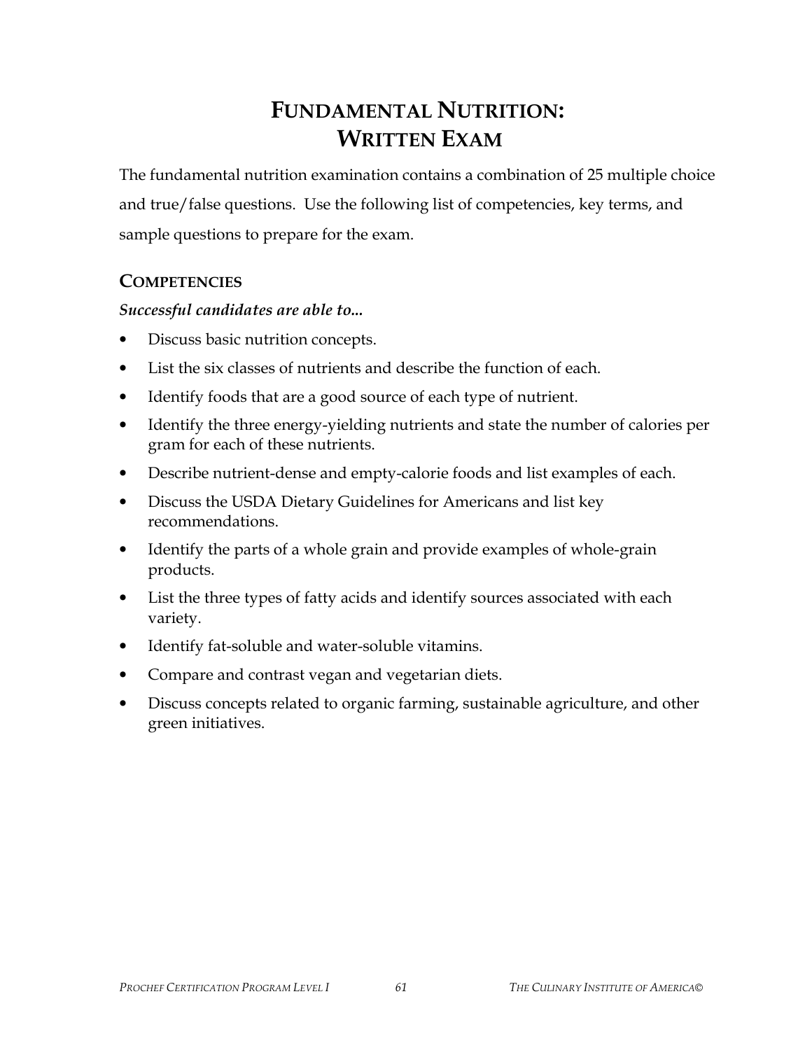# FUNDAMENTAL NUTRITION: WRITTEN EXAM

The fundamental nutrition examination contains a combination of 25 multiple choice and true/false questions. Use the following list of competencies, key terms, and sample questions to prepare for the exam.

## COMPETENCIES

***Successful candidates are able to...***

- Discuss basic nutrition concepts.
- List the six classes of nutrients and describe the function of each.
- Identify foods that are a good source of each type of nutrient.
- Identify the three energy-yielding nutrients and state the number of calories per gram for each of these nutrients.
- Describe nutrient-dense and empty-calorie foods and list examples of each.
- Discuss the USDA Dietary Guidelines for Americans and list key recommendations.
- Identify the parts of a whole grain and provide examples of whole-grain products.
- List the three types of fatty acids and identify sources associated with each variety.
- Identify fat-soluble and water-soluble vitamins.
- Compare and contrast vegan and vegetarian diets.
- Discuss concepts related to organic farming, sustainable agriculture, and other green initiatives.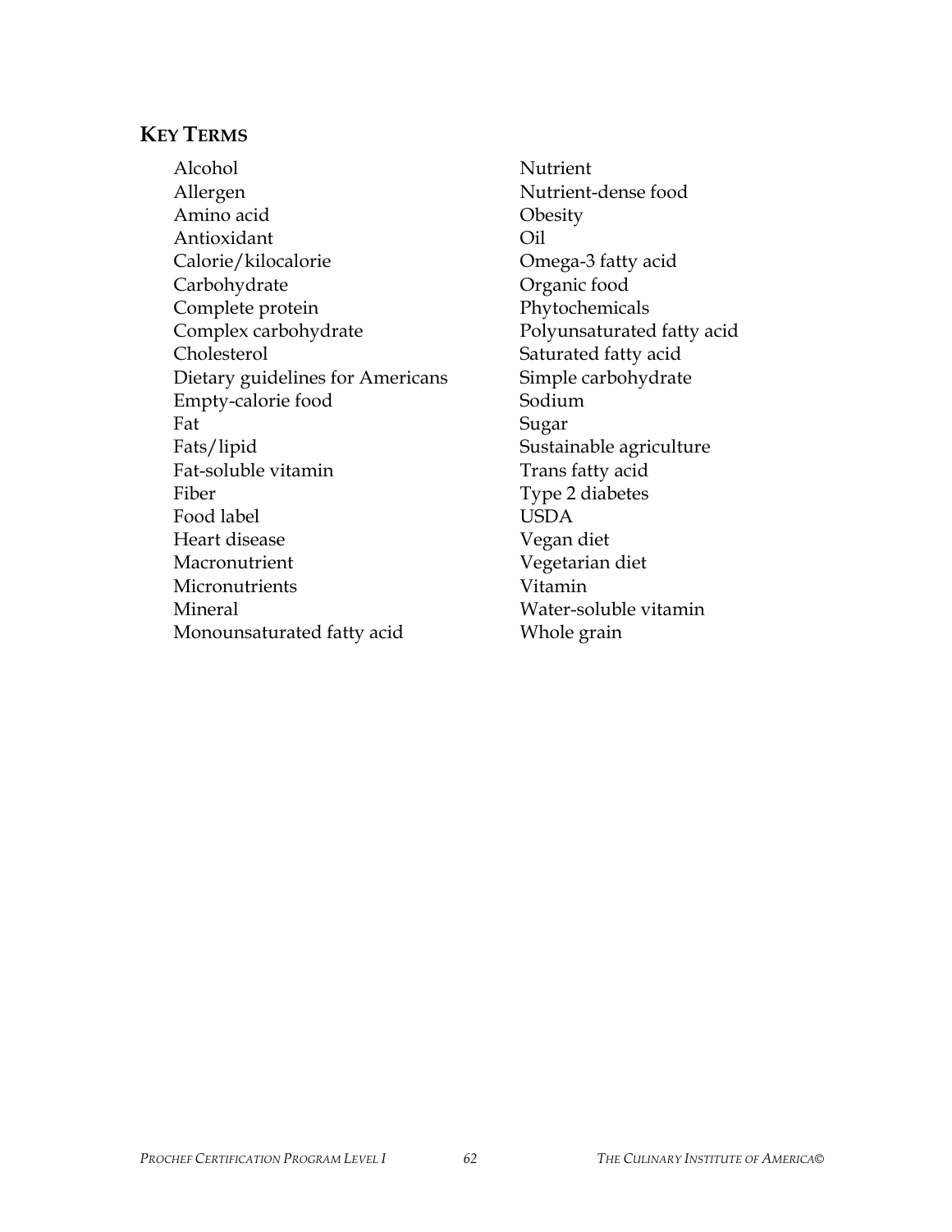## KEY TERMS

- Alcohol
- Allergen
- Amino acid
- Antioxidant
- Calorie/kilocalorie
- Carbohydrate
- Complete protein
- Complex carbohydrate
- Cholesterol
- Dietary guidelines for Americans
- Empty-calorie food
- Fat
- Fats/lipid
- Fat-soluble vitamin
- Fiber
- Food label
- Heart disease
- Macronutrient
- Micronutrients
- Mineral
- Monounsaturated fatty acid
- Nutrient
- Nutrient-dense food
- Obesity
- Oil
- Omega-3 fatty acid
- Organic food
- Phytochemicals
- Polyunsaturated fatty acid
- Saturated fatty acid
- Simple carbohydrate
- Sodium
- Sugar
- Sustainable agriculture
- Trans fatty acid
- Type 2 diabetes
- USDA
- Vegan diet
- Vegetarian diet
- Vitamin
- Water-soluble vitamin
- Whole grain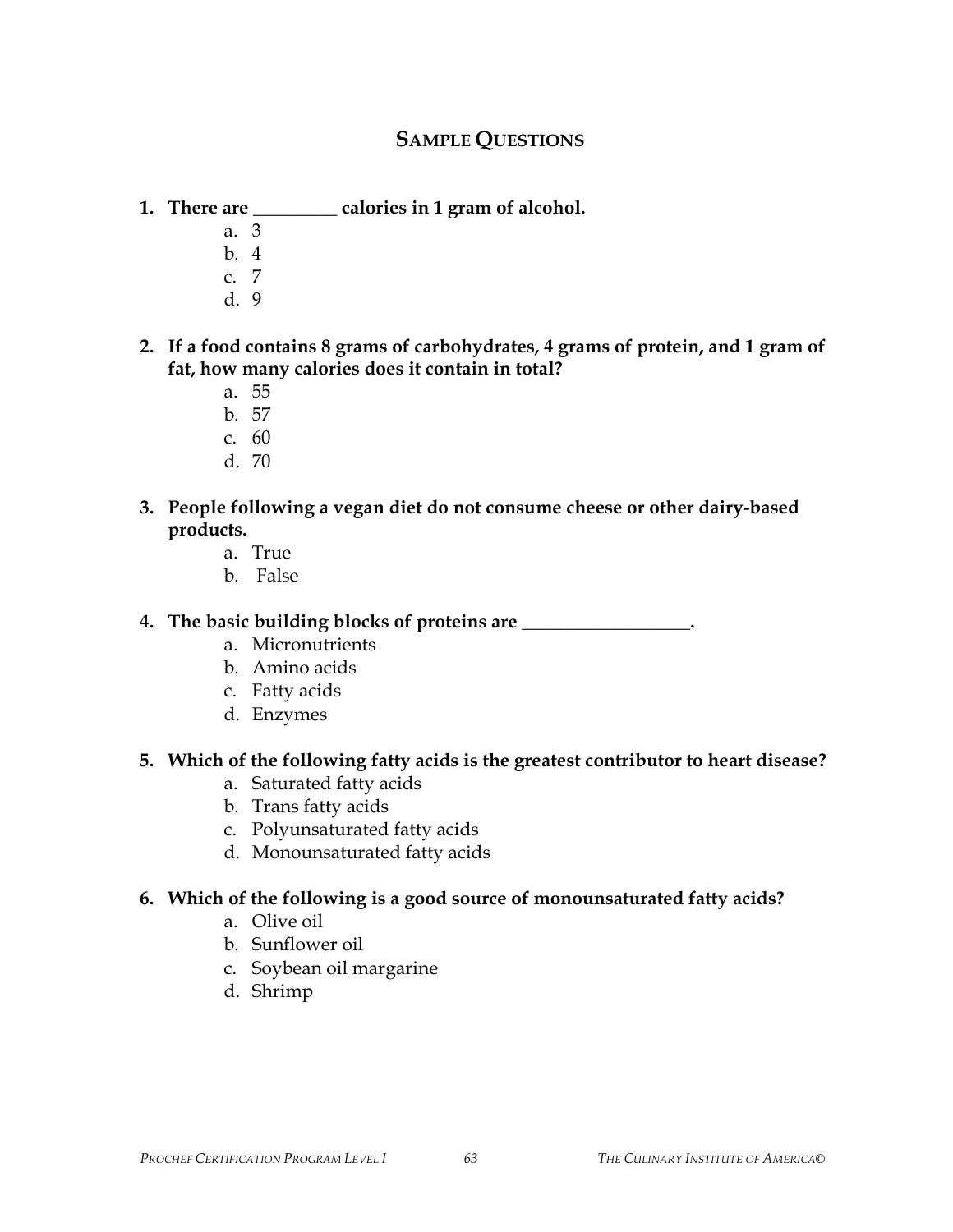## SAMPLE QUESTIONS

1. **There are _________ calories in 1 gram of alcohol.**
   - a. 3
   - b. 4
   - c. 7
   - d. 9

2. **If a food contains 8 grams of carbohydrates, 4 grams of protein, and 1 gram of fat, how many calories does it contain in total?**
   - a. 55
   - b. 57
   - c. 60
   - d. 70

3. **People following a vegan diet do not consume cheese or other dairy-based products.**
   - a. True
   - b. False

4. **The basic building blocks of proteins are __________________.**
   - a. Micronutrients
   - b. Amino acids
   - c. Fatty acids
   - d. Enzymes

5. **Which of the following fatty acids is the greatest contributor to heart disease?**
   - a. Saturated fatty acids
   - b. Trans fatty acids
   - c. Polyunsaturated fatty acids
   - d. Monounsaturated fatty acids

6. **Which of the following is a good source of monounsaturated fatty acids?**
   - a. Olive oil
   - b. Sunflower oil
   - c. Soybean oil margarine
   - d. Shrimp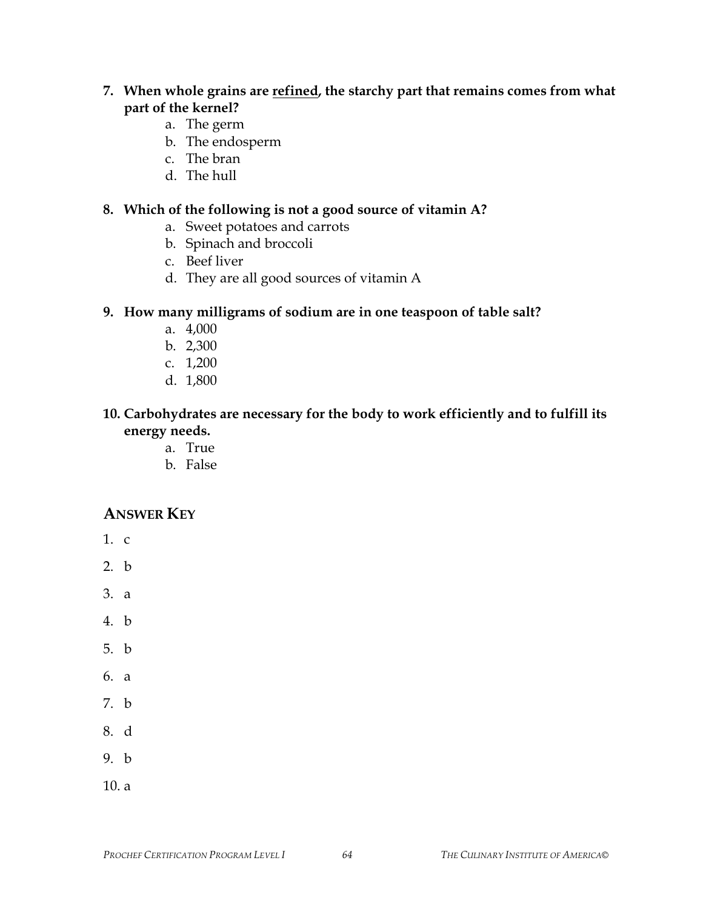**7. When whole grains are <u>refined</u>, the starchy part that remains comes from what part of the kernel?**

   a. The germ
   b. The endosperm
   c. The bran
   d. The hull

**8. Which of the following is not a good source of vitamin A?**

   a. Sweet potatoes and carrots
   b. Spinach and broccoli
   c. Beef liver
   d. They are all good sources of vitamin A

**9. How many milligrams of sodium are in one teaspoon of table salt?**

   a. 4,000
   b. 2,300
   c. 1,200
   d. 1,800

**10. Carbohydrates are necessary for the body to work efficiently and to fulfill its energy needs.**

   a. True
   b. False

## ANSWER KEY

1. c
2. b
3. a
4. b
5. b
6. a
7. b
8. d
9. b
10. a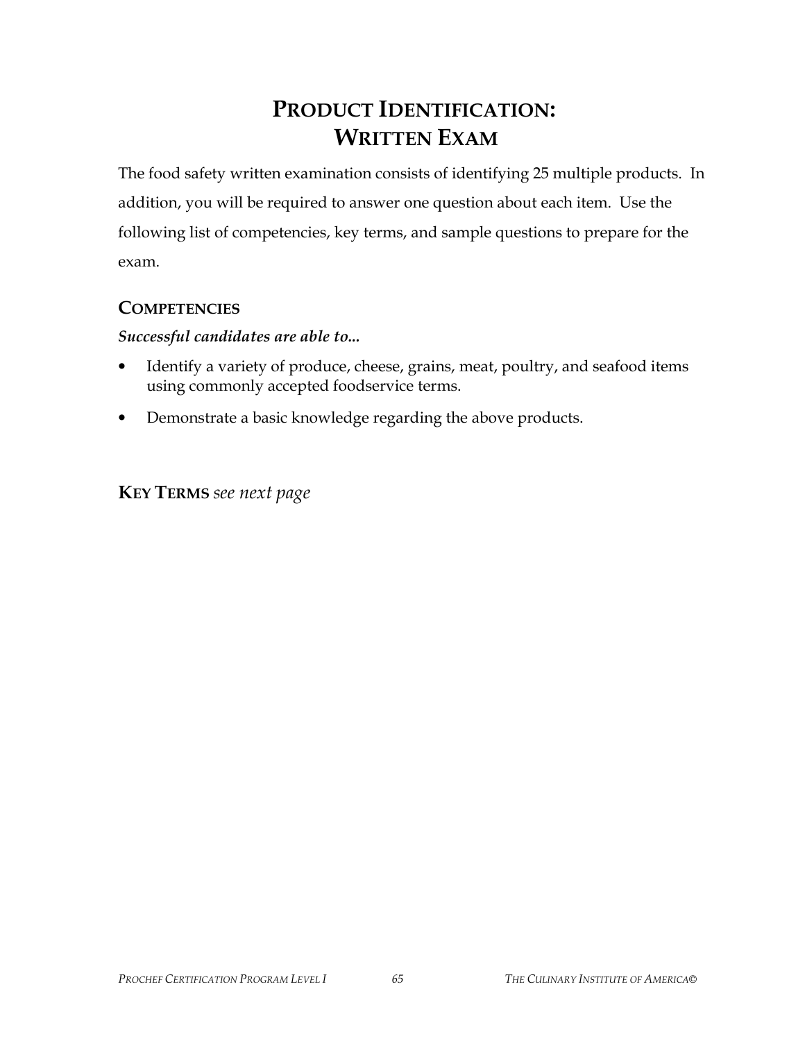# Product Identification: Written Exam

The food safety written examination consists of identifying 25 multiple products. In addition, you will be required to answer one question about each item. Use the following list of competencies, key terms, and sample questions to prepare for the exam.

## Competencies

***Successful candidates are able to...***

- Identify a variety of produce, cheese, grains, meat, poultry, and seafood items using commonly accepted foodservice terms.
- Demonstrate a basic knowledge regarding the above products.

## Key Terms *see next page*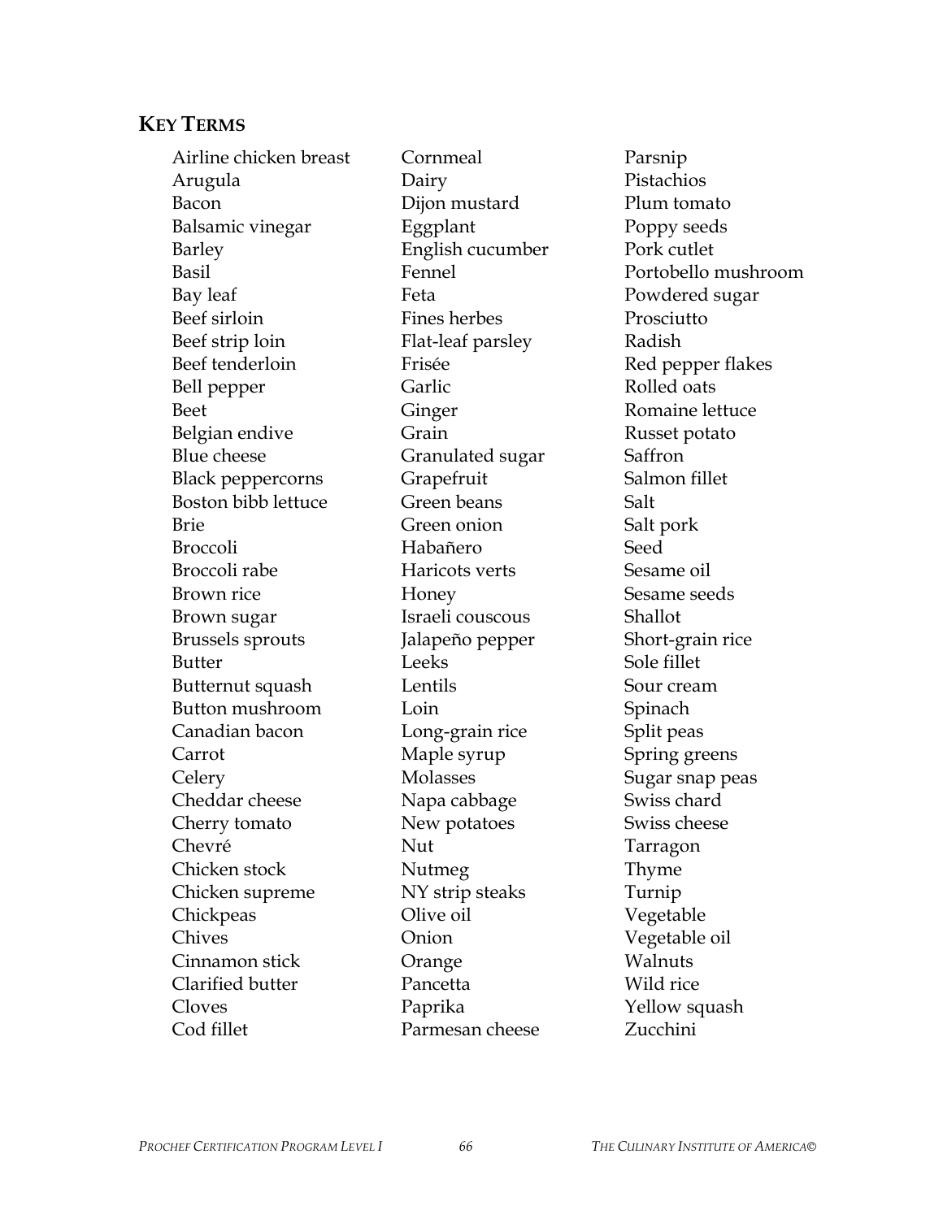## KEY TERMS

- Airline chicken breast
- Arugula
- Bacon
- Balsamic vinegar
- Barley
- Basil
- Bay leaf
- Beef sirloin
- Beef strip loin
- Beef tenderloin
- Bell pepper
- Beet
- Belgian endive
- Blue cheese
- Black peppercorns
- Boston bibb lettuce
- Brie
- Broccoli
- Broccoli rabe
- Brown rice
- Brown sugar
- Brussels sprouts
- Butter
- Butternut squash
- Button mushroom
- Canadian bacon
- Carrot
- Celery
- Cheddar cheese
- Cherry tomato
- Chevré
- Chicken stock
- Chicken supreme
- Chickpeas
- Chives
- Cinnamon stick
- Clarified butter
- Cloves
- Cod fillet
- Cornmeal
- Dairy
- Dijon mustard
- Eggplant
- English cucumber
- Fennel
- Feta
- Fines herbes
- Flat-leaf parsley
- Frisée
- Garlic
- Ginger
- Grain
- Granulated sugar
- Grapefruit
- Green beans
- Green onion
- Habañero
- Haricots verts
- Honey
- Israeli couscous
- Jalapeño pepper
- Leeks
- Lentils
- Loin
- Long-grain rice
- Maple syrup
- Molasses
- Napa cabbage
- New potatoes
- Nut
- Nutmeg
- NY strip steaks
- Olive oil
- Onion
- Orange
- Pancetta
- Paprika
- Parmesan cheese
- Parsnip
- Pistachios
- Plum tomato
- Poppy seeds
- Pork cutlet
- Portobello mushroom
- Powdered sugar
- Prosciutto
- Radish
- Red pepper flakes
- Rolled oats
- Romaine lettuce
- Russet potato
- Saffron
- Salmon fillet
- Salt
- Salt pork
- Seed
- Sesame oil
- Sesame seeds
- Shallot
- Short-grain rice
- Sole fillet
- Sour cream
- Spinach
- Split peas
- Spring greens
- Sugar snap peas
- Swiss chard
- Swiss cheese
- Tarragon
- Thyme
- Turnip
- Vegetable
- Vegetable oil
- Walnuts
- Wild rice
- Yellow squash
- Zucchini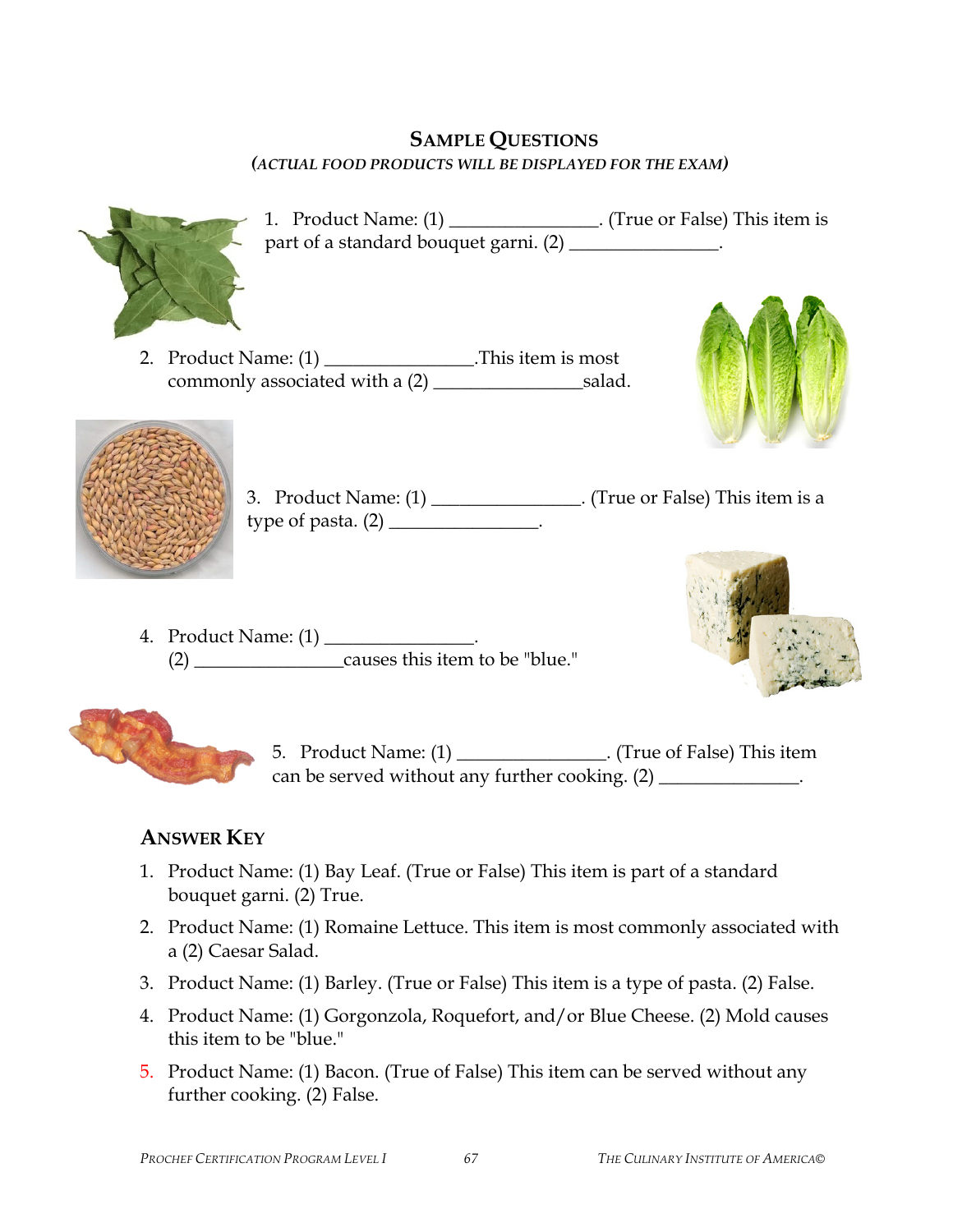## SAMPLE QUESTIONS

*(ACTUAL FOOD PRODUCTS WILL BE DISPLAYED FOR THE EXAM)*

1. Product Name: (1) _______________. (True or False) This item is part of a standard bouquet garni. (2) _______________.

2. Product Name: (1) _______________.This item is most commonly associated with a (2) _______________salad.

3. Product Name: (1) _______________. (True or False) This item is a type of pasta. (2) _______________.

4. Product Name: (1) _______________.
   (2) _______________causes this item to be "blue."

5. Product Name: (1) _______________. (True of False) This item can be served without any further cooking. (2) _______________.

## ANSWER KEY

1. Product Name: (1) Bay Leaf. (True or False) This item is part of a standard bouquet garni. (2) True.
2. Product Name: (1) Romaine Lettuce. This item is most commonly associated with a (2) Caesar Salad.
3. Product Name: (1) Barley. (True or False) This item is a type of pasta. (2) False.
4. Product Name: (1) Gorgonzola, Roquefort, and/or Blue Cheese. (2) Mold causes this item to be "blue."
5. Product Name: (1) Bacon. (True of False) This item can be served without any further cooking. (2) False.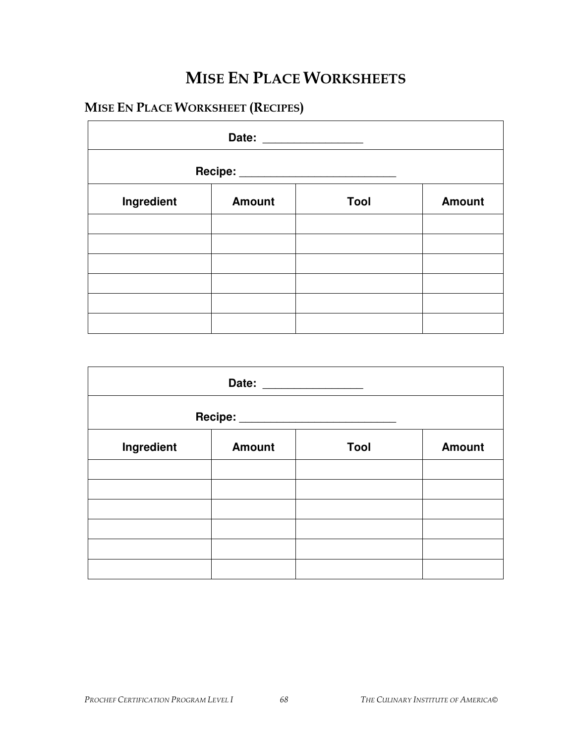# Mise En Place Worksheets

## Mise En Place Worksheet (Recipes)

| Date: ________________ | | | |
|---|---|---|---|
| **Recipe: _________________________** | | | |
| **Ingredient** | **Amount** | **Tool** | **Amount** |
| | | | |
| | | | |
| | | | |
| | | | |
| | | | |
| | | | |

| Date: ________________ | | | |
|---|---|---|---|
| **Recipe: _________________________** | | | |
| **Ingredient** | **Amount** | **Tool** | **Amount** |
| | | | |
| | | | |
| | | | |
| | | | |
| | | | |
| | | | |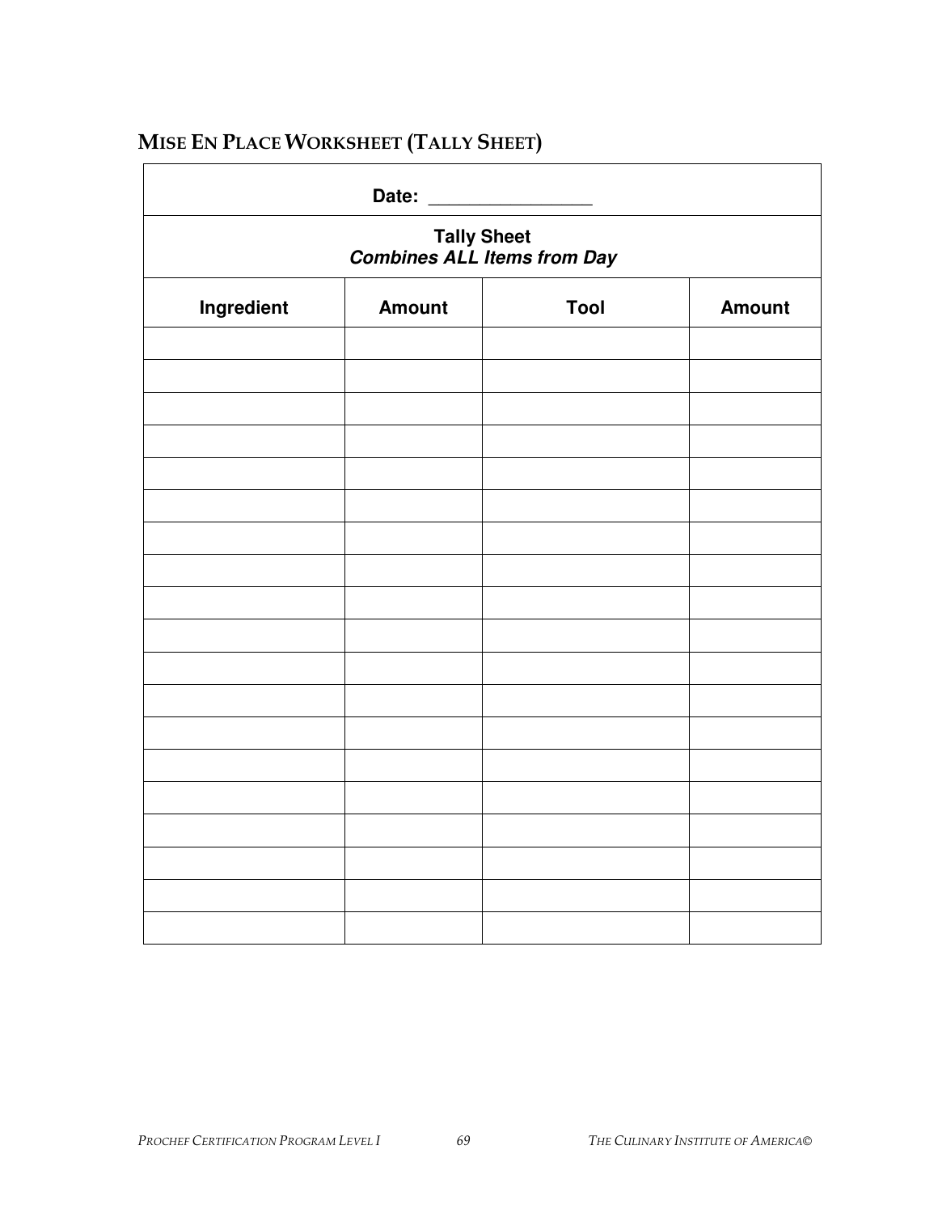## MISE EN PLACE WORKSHEET (TALLY SHEET)

**Date:** ________________

**Tally Sheet**
***Combines ALL Items from Day***

| Ingredient | Amount | Tool | Amount |
|---|---|---|---|
| | | | |
| | | | |
| | | | |
| | | | |
| | | | |
| | | | |
| | | | |
| | | | |
| | | | |
| | | | |
| | | | |
| | | | |
| | | | |
| | | | |
| | | | |
| | | | |
| | | | |
| | | | |
| | | | |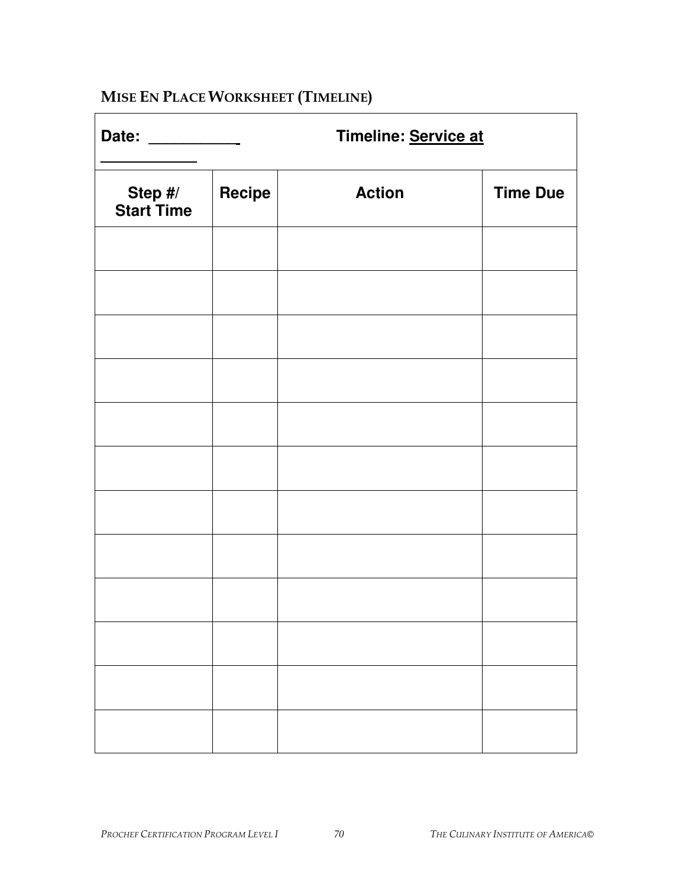## MISE EN PLACE WORKSHEET (TIMELINE)

**Date:** ___________ **Timeline: Service at** ___________

| **Step #/ Start Time** | **Recipe** | **Action** | **Time Due** |
|---|---|---|---|
| | | | |
| | | | |
| | | | |
| | | | |
| | | | |
| | | | |
| | | | |
| | | | |
| | | | |
| | | | |
| | | | |
| | | | |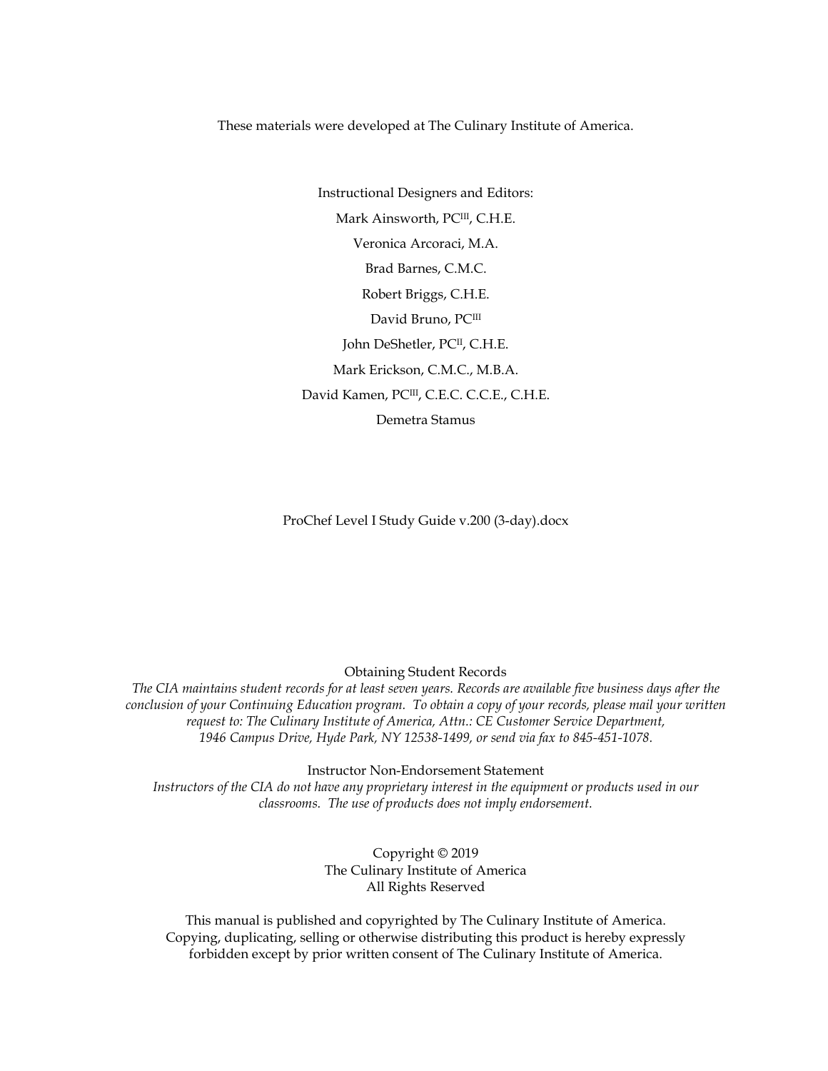These materials were developed at The Culinary Institute of America.

Instructional Designers and Editors:

Mark Ainsworth, PC$^{III}$, C.H.E.

Veronica Arcoraci, M.A.

Brad Barnes, C.M.C.

Robert Briggs, C.H.E.

David Bruno, PC$^{III}$

John DeShetler, PC$^{II}$, C.H.E.

Mark Erickson, C.M.C., M.B.A.

David Kamen, PC$^{III}$, C.E.C. C.C.E., C.H.E.

Demetra Stamus

ProChef Level I Study Guide v.200 (3-day).docx

Obtaining Student Records

*The CIA maintains student records for at least seven years. Records are available five business days after the conclusion of your Continuing Education program. To obtain a copy of your records, please mail your written request to: The Culinary Institute of America, Attn.: CE Customer Service Department, 1946 Campus Drive, Hyde Park, NY 12538-1499, or send via fax to 845-451-1078.*

Instructor Non-Endorsement Statement

*Instructors of the CIA do not have any proprietary interest in the equipment or products used in our classrooms. The use of products does not imply endorsement.*

Copyright © 2019
The Culinary Institute of America
All Rights Reserved

This manual is published and copyrighted by The Culinary Institute of America. Copying, duplicating, selling or otherwise distributing this product is hereby expressly forbidden except by prior written consent of The Culinary Institute of America.